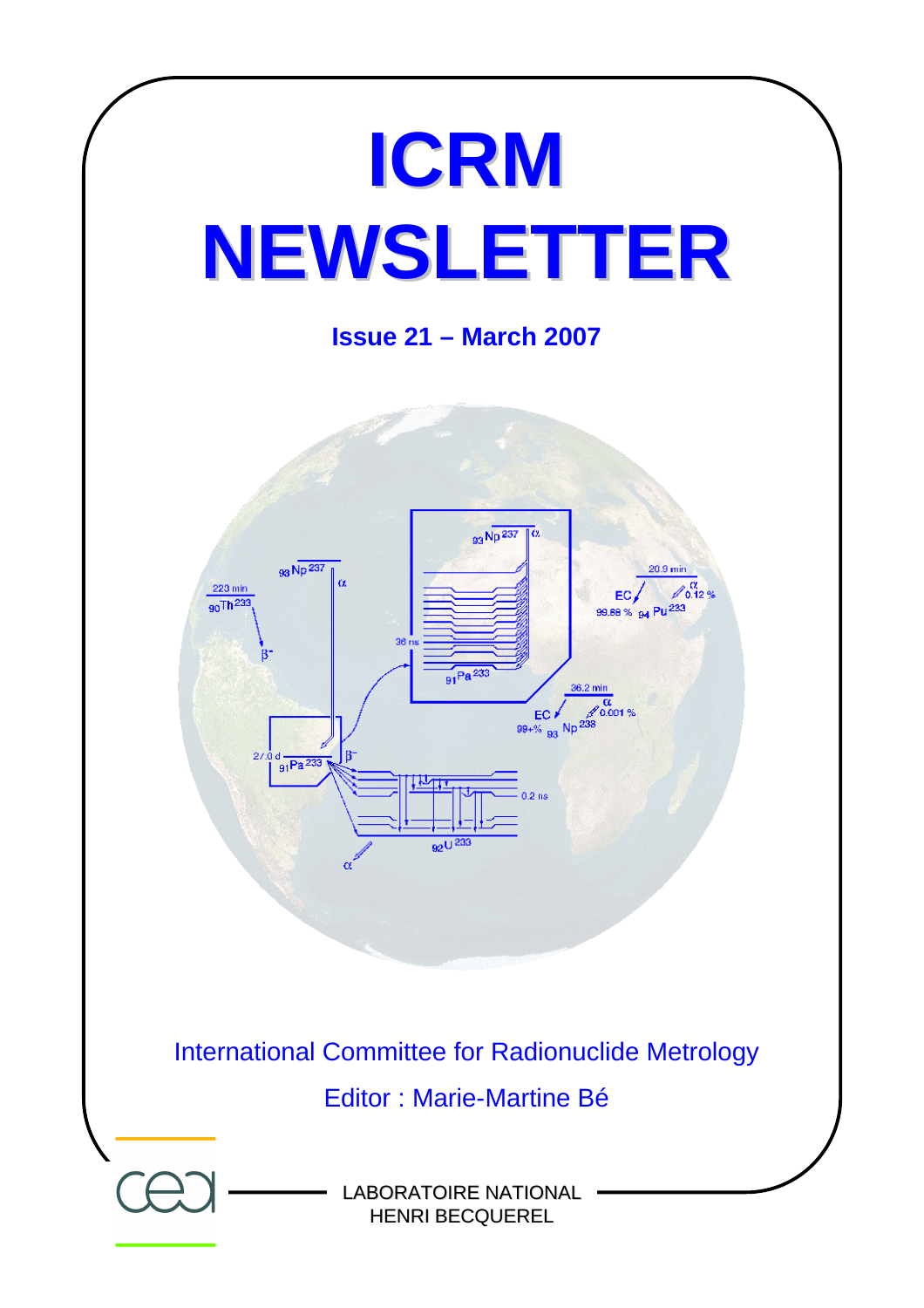# ICRM NEWSLETTER

**Issue 21 – March 2007**

International Committee for Radionuclide Metrology

Editor : Marie-Martine Bé

LABORATOIRE NATIONAL HENRI BECQUEREL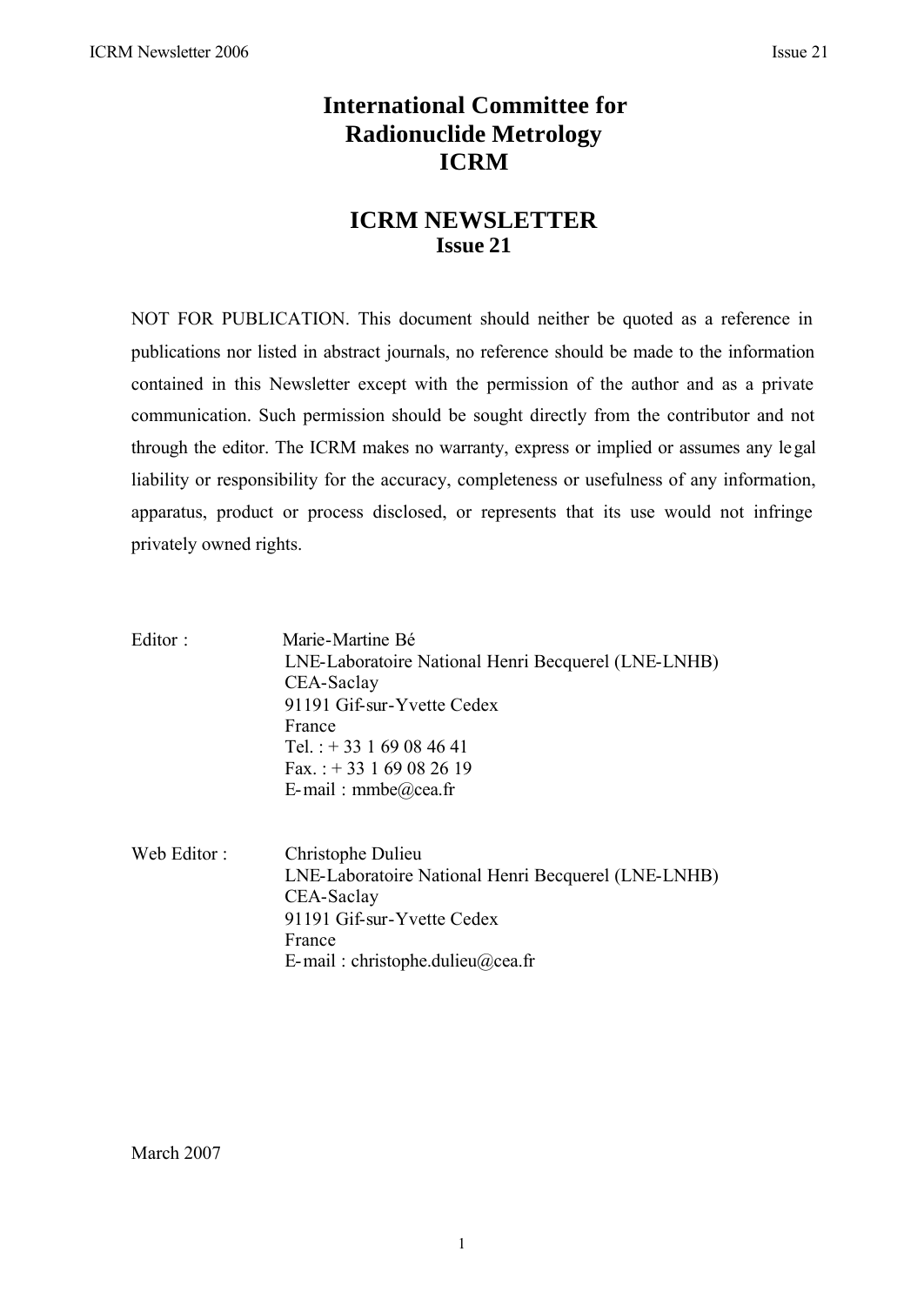# International Committee for Radionuclide Metrology ICRM

# ICRM NEWSLETTER
## Issue 21

NOT FOR PUBLICATION. This document should neither be quoted as a reference in publications nor listed in abstract journals, no reference should be made to the information contained in this Newsletter except with the permission of the author and as a private communication. Such permission should be sought directly from the contributor and not through the editor. The ICRM makes no warranty, express or implied or assumes any legal liability or responsibility for the accuracy, completeness or usefulness of any information, apparatus, product or process disclosed, or represents that its use would not infringe privately owned rights.

Editor : Marie-Martine Bé
LNE-Laboratoire National Henri Becquerel (LNE-LNHB)
CEA-Saclay
91191 Gif-sur-Yvette Cedex
France
Tel. : + 33 1 69 08 46 41
Fax. : + 33 1 69 08 26 19
E-mail : mmbe@cea.fr

Web Editor : Christophe Dulieu
LNE-Laboratoire National Henri Becquerel (LNE-LNHB)
CEA-Saclay
91191 Gif-sur-Yvette Cedex
France
E-mail : christophe.dulieu@cea.fr

March 2007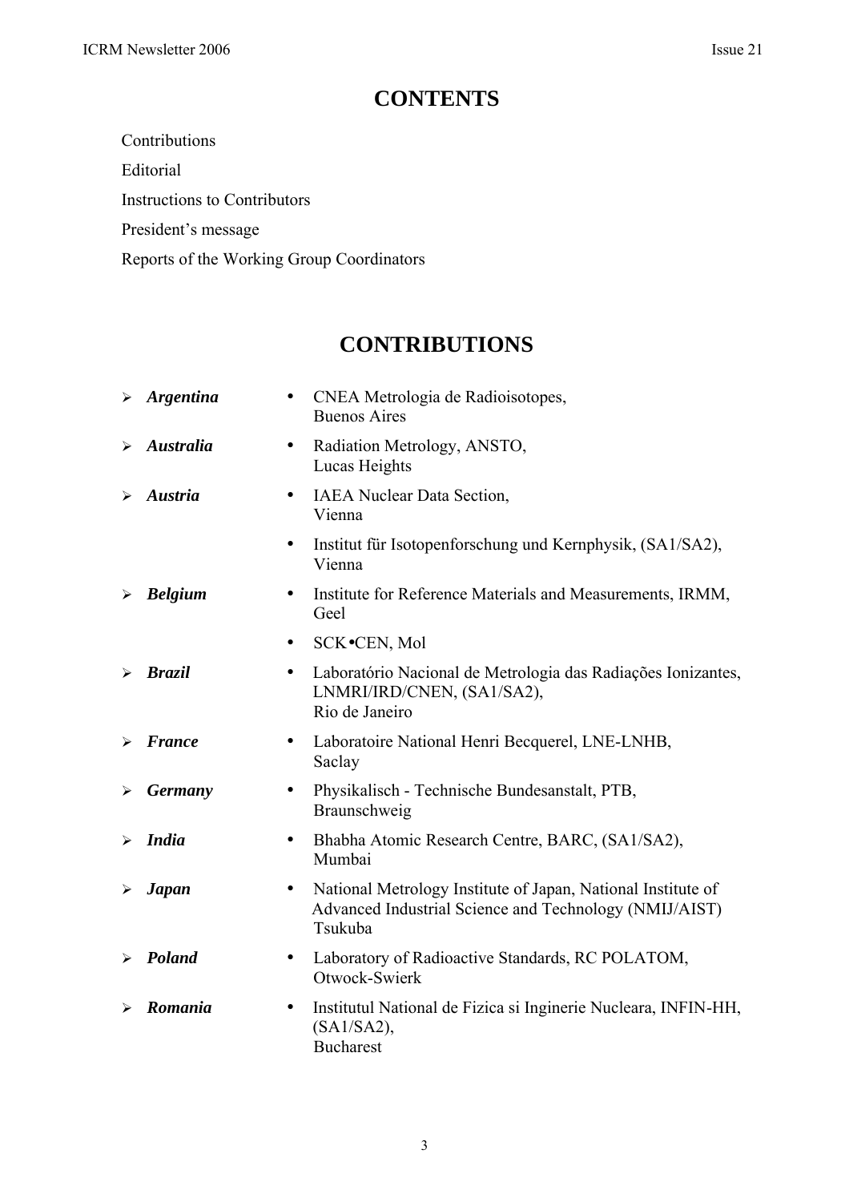# CONTENTS

Contributions

Editorial

Instructions to Contributors

President’s message

Reports of the Working Group Coordinators

# CONTRIBUTIONS

- ***Argentina***
  - CNEA Metrologia de Radioisotopes, Buenos Aires
- ***Australia***
  - Radiation Metrology, ANSTO, Lucas Heights
- ***Austria***
  - IAEA Nuclear Data Section, Vienna
  - Institut für Isotopenforschung und Kernphysik, (SA1/SA2), Vienna
- ***Belgium***
  - Institute for Reference Materials and Measurements, IRMM, Geel
  - SCK•CEN, Mol
- ***Brazil***
  - Laboratório Nacional de Metrologia das Radiações Ionizantes, LNMRI/IRD/CNEN, (SA1/SA2), Rio de Janeiro
- ***France***
  - Laboratoire National Henri Becquerel, LNE-LNHB, Saclay
- ***Germany***
  - Physikalisch - Technische Bundesanstalt, PTB, Braunschweig
- ***India***
  - Bhabha Atomic Research Centre, BARC, (SA1/SA2), Mumbai
- ***Japan***
  - National Metrology Institute of Japan, National Institute of Advanced Industrial Science and Technology (NMIJ/AIST) Tsukuba
- ***Poland***
  - Laboratory of Radioactive Standards, RC POLATOM, Otwock-Swierk
- ***Romania***
  - Institutul National de Fizica si Inginerie Nucleara, INFIN-HH, (SA1/SA2), Bucharest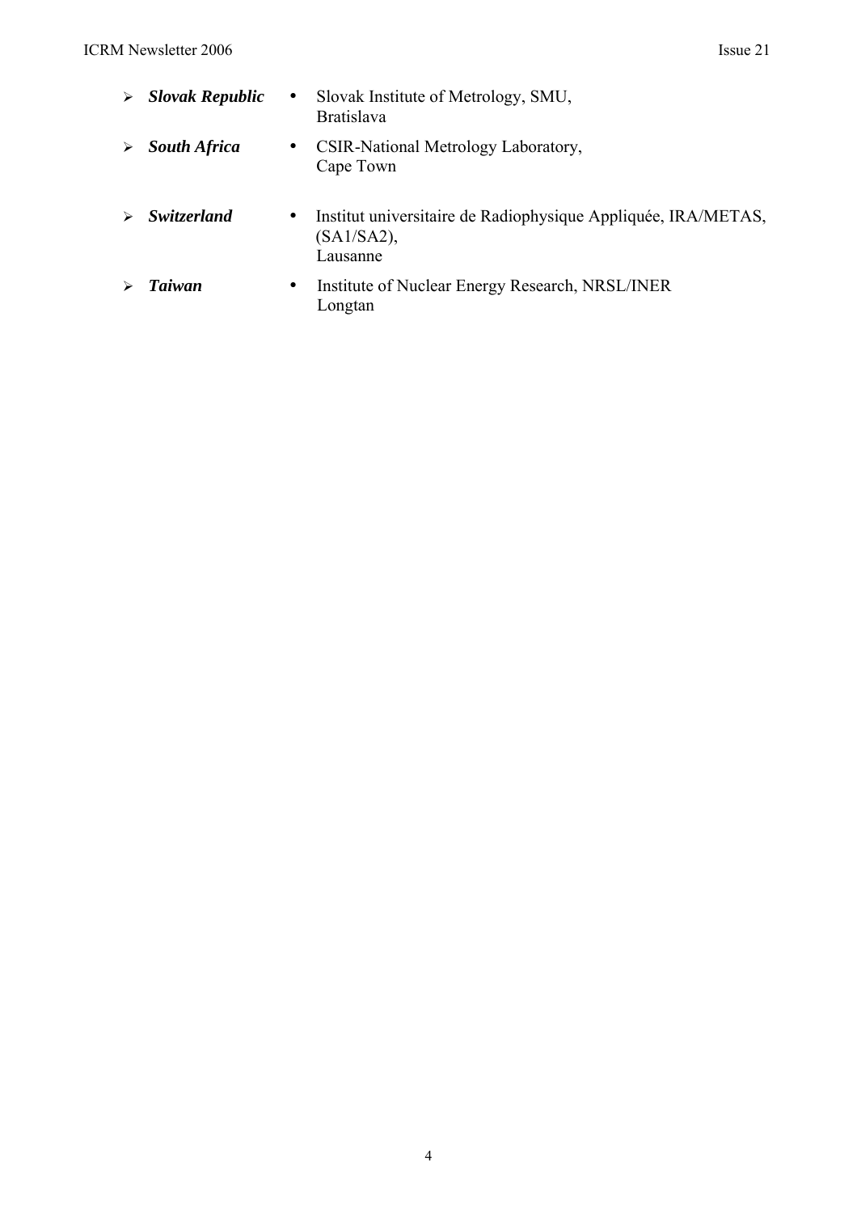- ***Slovak Republic***
  - Slovak Institute of Metrology, SMU,
    Bratislava
- ***South Africa***
  - CSIR-National Metrology Laboratory,
    Cape Town
- ***Switzerland***
  - Institut universitaire de Radiophysique Appliquée, IRA/METAS, (SA1/SA2),
    Lausanne
- ***Taiwan***
  - Institute of Nuclear Energy Research, NRSL/INER
    Longtan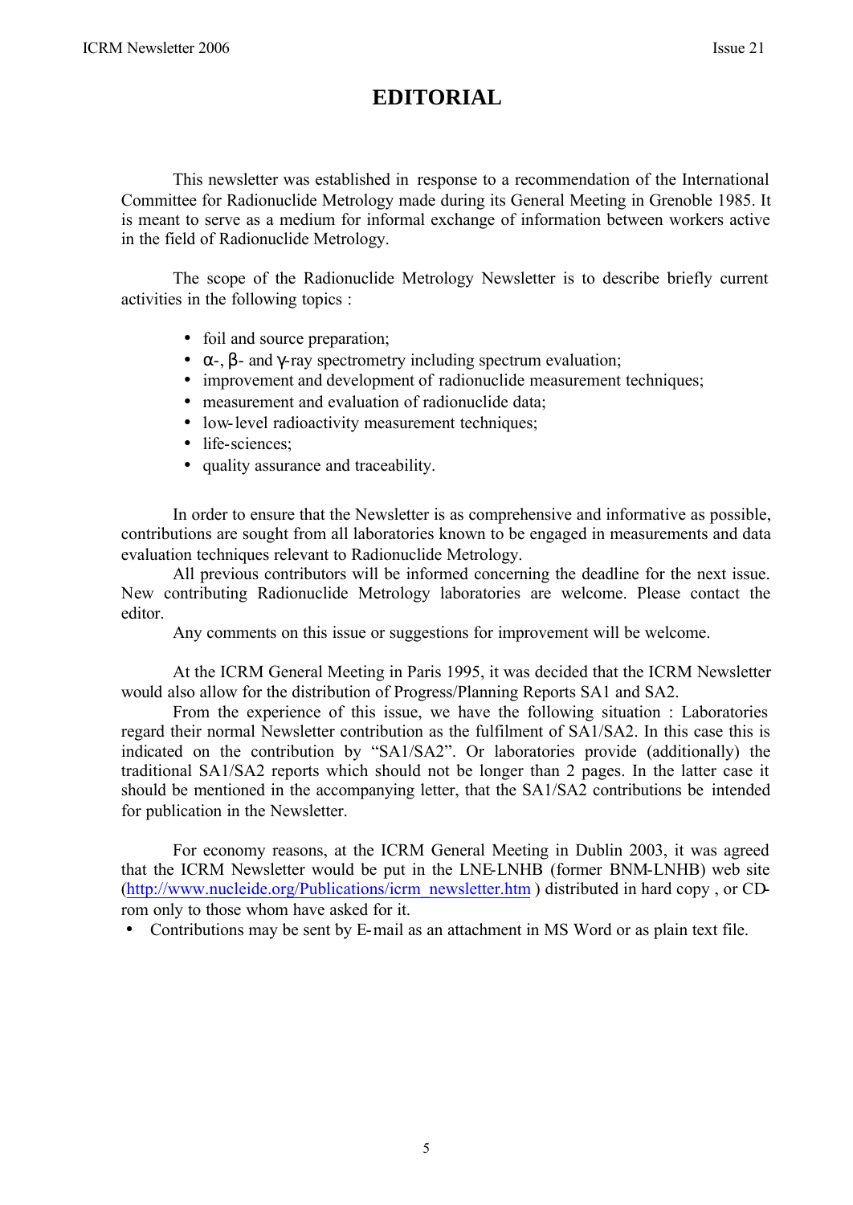# EDITORIAL

This newsletter was established in response to a recommendation of the International Committee for Radionuclide Metrology made during its General Meeting in Grenoble 1985. It is meant to serve as a medium for informal exchange of information between workers active in the field of Radionuclide Metrology.

The scope of the Radionuclide Metrology Newsletter is to describe briefly current activities in the following topics :

- foil and source preparation;
- $\alpha$-, $\beta$- and $\gamma$-ray spectrometry including spectrum evaluation;
- improvement and development of radionuclide measurement techniques;
- measurement and evaluation of radionuclide data;
- low-level radioactivity measurement techniques;
- life-sciences;
- quality assurance and traceability.

In order to ensure that the Newsletter is as comprehensive and informative as possible, contributions are sought from all laboratories known to be engaged in measurements and data evaluation techniques relevant to Radionuclide Metrology.

All previous contributors will be informed concerning the deadline for the next issue. New contributing Radionuclide Metrology laboratories are welcome. Please contact the editor.

Any comments on this issue or suggestions for improvement will be welcome.

At the ICRM General Meeting in Paris 1995, it was decided that the ICRM Newsletter would also allow for the distribution of Progress/Planning Reports SA1 and SA2.

From the experience of this issue, we have the following situation : Laboratories regard their normal Newsletter contribution as the fulfilment of SA1/SA2. In this case this is indicated on the contribution by "SA1/SA2". Or laboratories provide (additionally) the traditional SA1/SA2 reports which should not be longer than 2 pages. In the latter case it should be mentioned in the accompanying letter, that the SA1/SA2 contributions be intended for publication in the Newsletter.

For economy reasons, at the ICRM General Meeting in Dublin 2003, it was agreed that the ICRM Newsletter would be put in the LNE-LNHB (former BNM-LNHB) web site (http://www.nucleide.org/Publications/icrm_newsletter.htm ) distributed in hard copy , or CD-rom only to those whom have asked for it.

- Contributions may be sent by E-mail as an attachment in MS Word or as plain text file.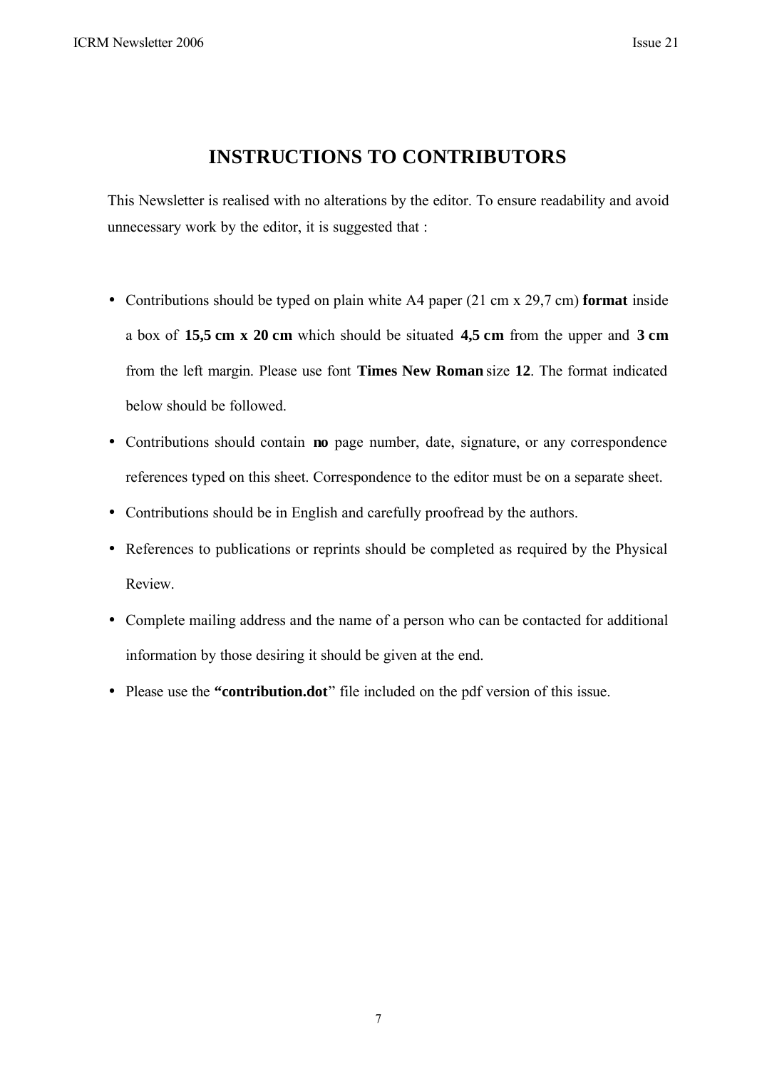# INSTRUCTIONS TO CONTRIBUTORS

This Newsletter is realised with no alterations by the editor. To ensure readability and avoid unnecessary work by the editor, it is suggested that :

- Contributions should be typed on plain white A4 paper (21 cm x 29,7 cm) **format** inside a box of **15,5 cm x 20 cm** which should be situated **4,5 cm** from the upper and **3 cm** from the left margin. Please use font **Times New Roman** size **12**. The format indicated below should be followed.
- Contributions should contain **no** page number, date, signature, or any correspondence references typed on this sheet. Correspondence to the editor must be on a separate sheet.
- Contributions should be in English and carefully proofread by the authors.
- References to publications or reprints should be completed as required by the Physical Review.
- Complete mailing address and the name of a person who can be contacted for additional information by those desiring it should be given at the end.
- Please use the **"contribution.dot**" file included on the pdf version of this issue.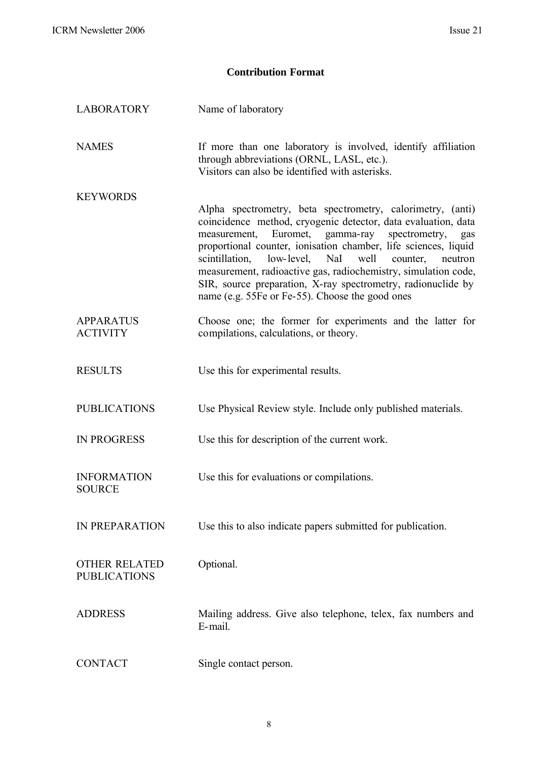## Contribution Format

| | |
|---|---|
| LABORATORY | Name of laboratory |
| NAMES | If more than one laboratory is involved, identify affiliation through abbreviations (ORNL, LASL, etc.).<br>Visitors can also be identified with asterisks. |
| KEYWORDS | Alpha spectrometry, beta spectrometry, calorimetry, (anti) coincidence method, cryogenic detector, data evaluation, data measurement, Euromet, gamma-ray spectrometry, gas proportional counter, ionisation chamber, life sciences, liquid scintillation, low-level, NaI well counter, neutron measurement, radioactive gas, radiochemistry, simulation code, SIR, source preparation, X-ray spectrometry, radionuclide by name (e.g. 55Fe or Fe-55). Choose the good ones |
| APPARATUS<br>ACTIVITY | Choose one; the former for experiments and the latter for compilations, calculations, or theory. |
| RESULTS | Use this for experimental results. |
| PUBLICATIONS | Use Physical Review style. Include only published materials. |
| IN PROGRESS | Use this for description of the current work. |
| INFORMATION SOURCE | Use this for evaluations or compilations. |
| IN PREPARATION | Use this to also indicate papers submitted for publication. |
| OTHER RELATED PUBLICATIONS | Optional. |
| ADDRESS | Mailing address. Give also telephone, telex, fax numbers and E-mail. |
| CONTACT | Single contact person. |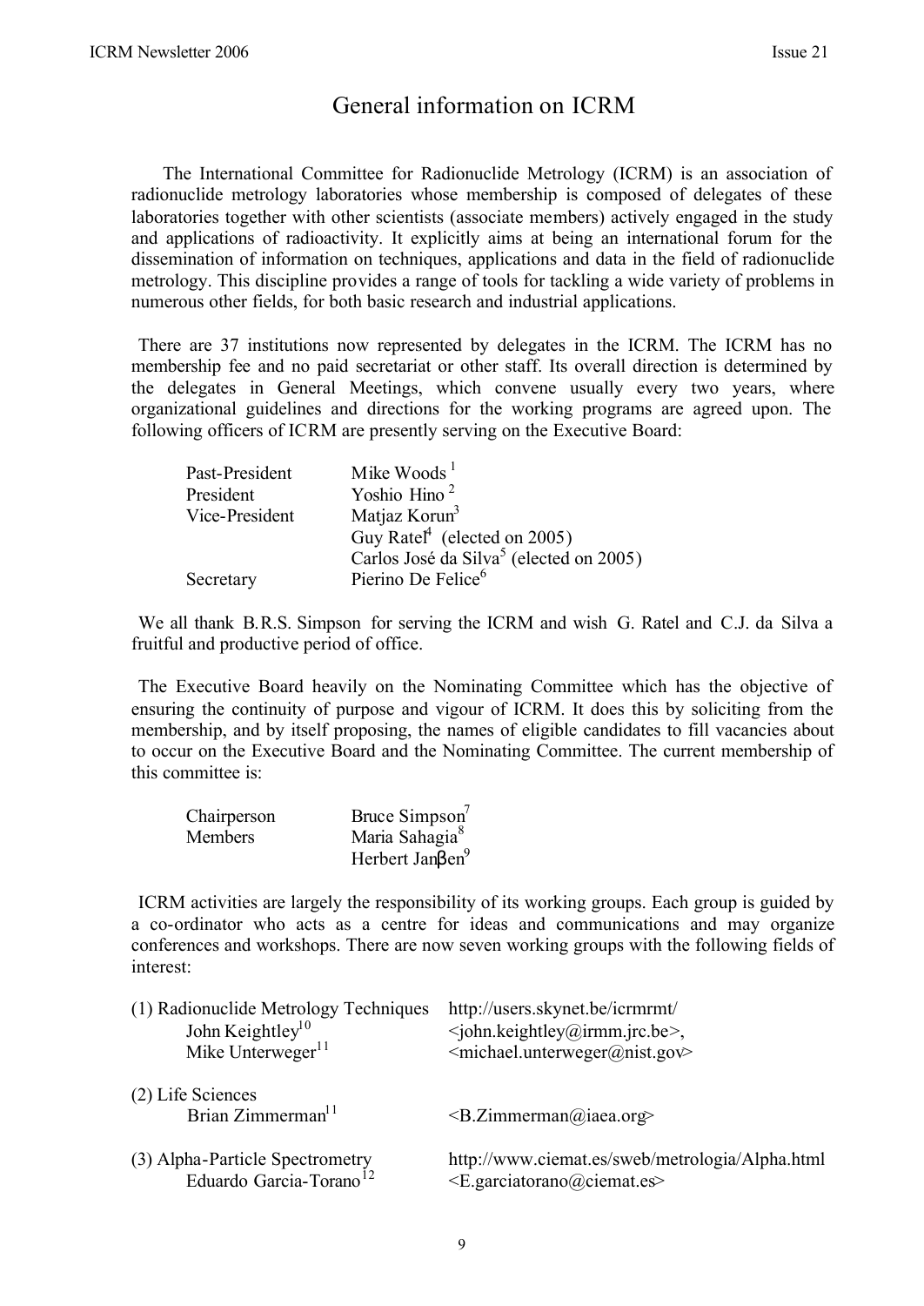# General information on ICRM

The International Committee for Radionuclide Metrology (ICRM) is an association of radionuclide metrology laboratories whose membership is composed of delegates of these laboratories together with other scientists (associate members) actively engaged in the study and applications of radioactivity. It explicitly aims at being an international forum for the dissemination of information on techniques, applications and data in the field of radionuclide metrology. This discipline provides a range of tools for tackling a wide variety of problems in numerous other fields, for both basic research and industrial applications.

There are 37 institutions now represented by delegates in the ICRM. The ICRM has no membership fee and no paid secretariat or other staff. Its overall direction is determined by the delegates in General Meetings, which convene usually every two years, where organizational guidelines and directions for the working programs are agreed upon. The following officers of ICRM are presently serving on the Executive Board:

| | |
|---|---|
| Past-President | Mike Woods [1] |
| President | Yoshio Hino [2] |
| Vice-President | Matjaz Korun[3] |
| | Guy Ratel[4] (elected on 2005) |
| | Carlos José da Silva[5] (elected on 2005) |
| Secretary | Pierino De Felice[6] |

We all thank B.R.S. Simpson for serving the ICRM and wish G. Ratel and C.J. da Silva a fruitful and productive period of office.

The Executive Board heavily on the Nominating Committee which has the objective of ensuring the continuity of purpose and vigour of ICRM. It does this by soliciting from the membership, and by itself proposing, the names of eligible candidates to fill vacancies about to occur on the Executive Board and the Nominating Committee. The current membership of this committee is:

| | |
|---|---|
| Chairperson | Bruce Simpson[7] |
| Members | Maria Sahagia[8] |
| | Herbert Janβen[9] |

ICRM activities are largely the responsibility of its working groups. Each group is guided by a co-ordinator who acts as a centre for ideas and communications and may organize conferences and workshops. There are now seven working groups with the following fields of interest:

(1) Radionuclide Metrology Techniques — http://users.skynet.be/icrmrmt/
- John Keightley[10] <john.keightley@irmm.jrc.be>,
- Mike Unterweger[11] <michael.unterweger@nist.gov>

(2) Life Sciences
- Brian Zimmerman[11] <B.Zimmerman@iaea.org>

(3) Alpha-Particle Spectrometry — http://www.ciemat.es/sweb/metrologia/Alpha.html
- Eduardo Garcia-Torano[12] <E.garciatorano@ciemat.es>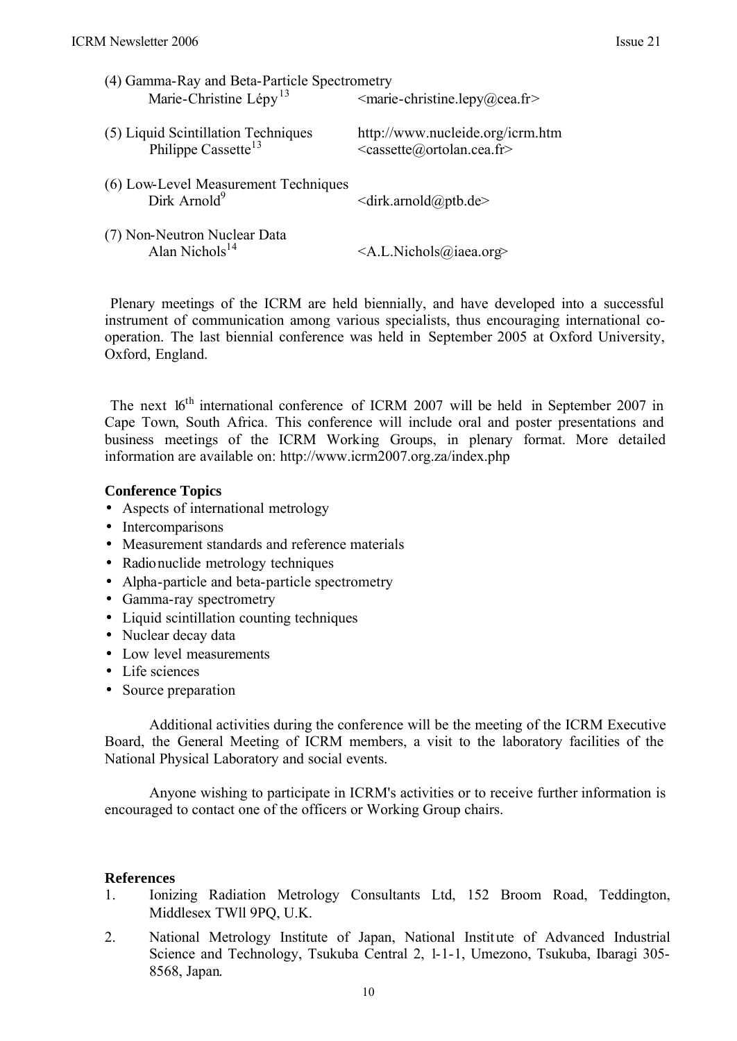(4) Gamma-Ray and Beta-Particle Spectrometry
Marie-Christine Lépy[13] <marie-christine.lepy@cea.fr>

(5) Liquid Scintillation Techniques http://www.nucleide.org/icrm.htm
Philippe Cassette[13] <cassette@ortolan.cea.fr>

(6) Low-Level Measurement Techniques
Dirk Arnold[9] <dirk.arnold@ptb.de>

(7) Non-Neutron Nuclear Data
Alan Nichols[14] <A.L.Nichols@iaea.org>

Plenary meetings of the ICRM are held biennially, and have developed into a successful instrument of communication among various specialists, thus encouraging international co-operation. The last biennial conference was held in September 2005 at Oxford University, Oxford, England.

The next 16th international conference of ICRM 2007 will be held in September 2007 in Cape Town, South Africa. This conference will include oral and poster presentations and business meetings of the ICRM Working Groups, in plenary format. More detailed information are available on: http://www.icrm2007.org.za/index.php

**Conference Topics**

- Aspects of international metrology
- Intercomparisons
- Measurement standards and reference materials
- Radionuclide metrology techniques
- Alpha-particle and beta-particle spectrometry
- Gamma-ray spectrometry
- Liquid scintillation counting techniques
- Nuclear decay data
- Low level measurements
- Life sciences
- Source preparation

Additional activities during the conference will be the meeting of the ICRM Executive Board, the General Meeting of ICRM members, a visit to the laboratory facilities of the National Physical Laboratory and social events.

Anyone wishing to participate in ICRM's activities or to receive further information is encouraged to contact one of the officers or Working Group chairs.

**References**

1. Ionizing Radiation Metrology Consultants Ltd, 152 Broom Road, Teddington, Middlesex TWll 9PQ, U.K.
2. National Metrology Institute of Japan, National Institute of Advanced Industrial Science and Technology, Tsukuba Central 2, 1-1-1, Umezono, Tsukuba, Ibaragi 305-8568, Japan.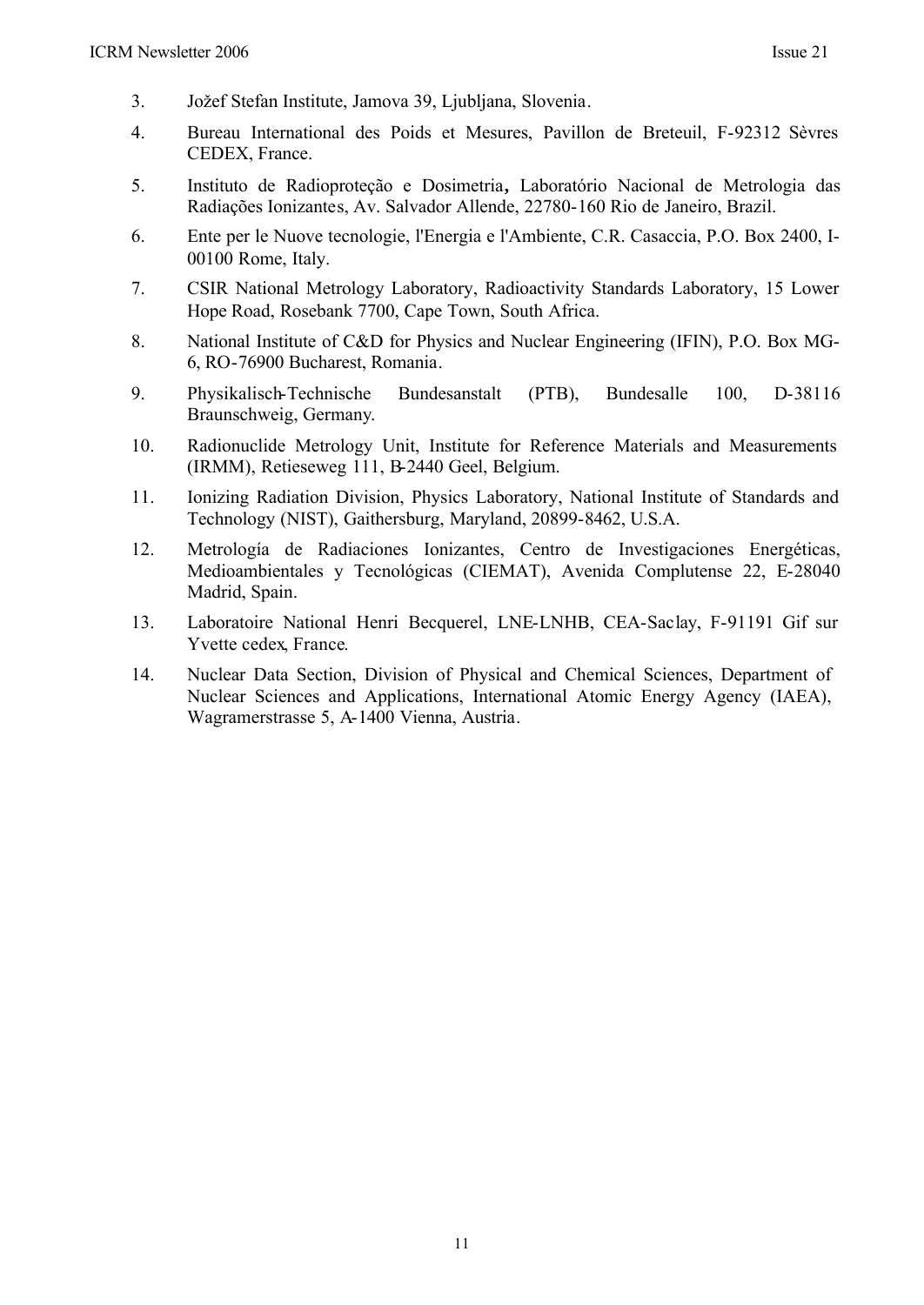3. Jožef Stefan Institute, Jamova 39, Ljubljana, Slovenia.
4. Bureau International des Poids et Mesures, Pavillon de Breteuil, F-92312 Sèvres CEDEX, France.
5. Instituto de Radioproteção e Dosimetria**,** Laboratório Nacional de Metrologia das Radiações Ionizantes, Av. Salvador Allende, 22780-160 Rio de Janeiro, Brazil.
6. Ente per le Nuove tecnologie, l'Energia e l'Ambiente, C.R. Casaccia, P.O. Box 2400, I-00100 Rome, Italy.
7. CSIR National Metrology Laboratory, Radioactivity Standards Laboratory, 15 Lower Hope Road, Rosebank 7700, Cape Town, South Africa.
8. National Institute of C&D for Physics and Nuclear Engineering (IFIN), P.O. Box MG-6, RO-76900 Bucharest, Romania.
9. Physikalisch-Technische Bundesanstalt (PTB), Bundesalle 100, D-38116 Braunschweig, Germany.
10. Radionuclide Metrology Unit, Institute for Reference Materials and Measurements (IRMM), Retieseweg 111, B-2440 Geel, Belgium.
11. Ionizing Radiation Division, Physics Laboratory, National Institute of Standards and Technology (NIST), Gaithersburg, Maryland, 20899-8462, U.S.A.
12. Metrología de Radiaciones Ionizantes, Centro de Investigaciones Energéticas, Medioambientales y Tecnológicas (CIEMAT), Avenida Complutense 22, E-28040 Madrid, Spain.
13. Laboratoire National Henri Becquerel, LNE-LNHB, CEA-Saclay, F-91191 Gif sur Yvette cedex, France.
14. Nuclear Data Section, Division of Physical and Chemical Sciences, Department of Nuclear Sciences and Applications, International Atomic Energy Agency (IAEA), Wagramerstrasse 5, A-1400 Vienna, Austria.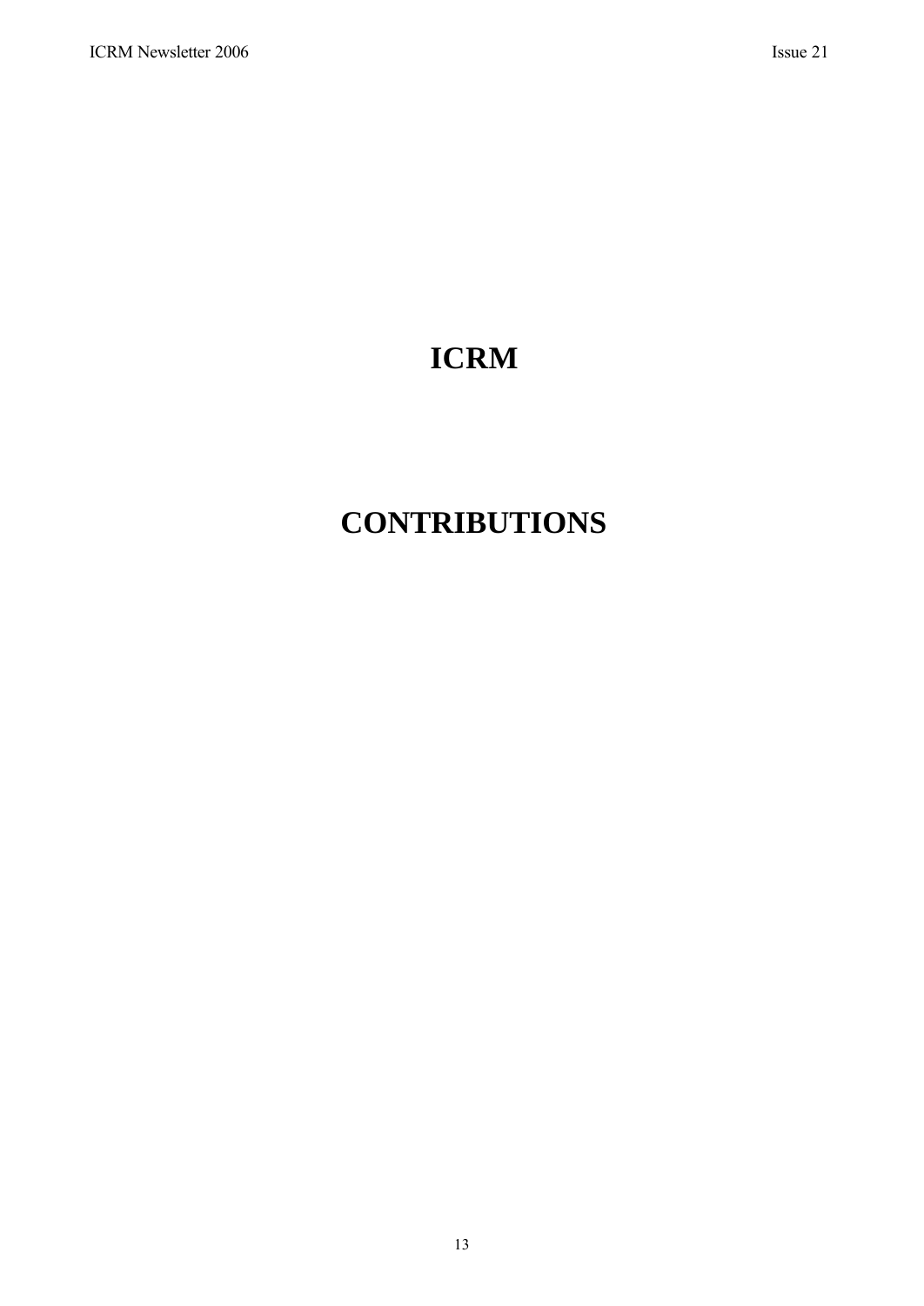# ICRM

# CONTRIBUTIONS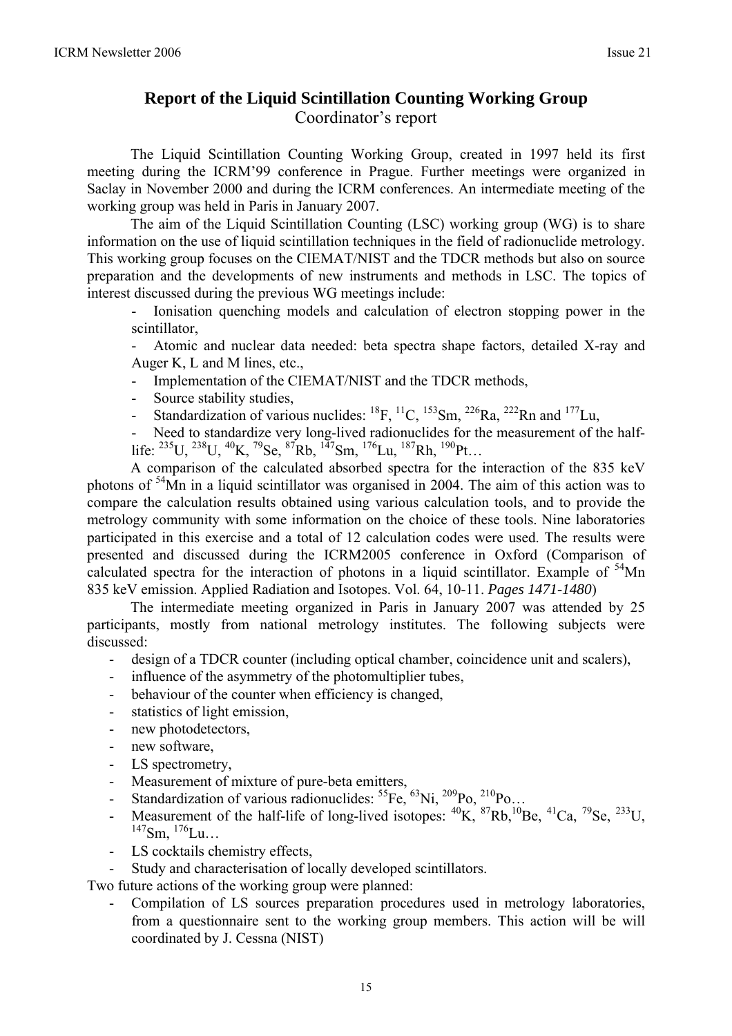## Report of the Liquid Scintillation Counting Working Group

Coordinator's report

The Liquid Scintillation Counting Working Group, created in 1997 held its first meeting during the ICRM'99 conference in Prague. Further meetings were organized in Saclay in November 2000 and during the ICRM conferences. An intermediate meeting of the working group was held in Paris in January 2007.

The aim of the Liquid Scintillation Counting (LSC) working group (WG) is to share information on the use of liquid scintillation techniques in the field of radionuclide metrology. This working group focuses on the CIEMAT/NIST and the TDCR methods but also on source preparation and the developments of new instruments and methods in LSC. The topics of interest discussed during the previous WG meetings include:

- Ionisation quenching models and calculation of electron stopping power in the scintillator,
- Atomic and nuclear data needed: beta spectra shape factors, detailed X-ray and Auger K, L and M lines, etc.,
- Implementation of the CIEMAT/NIST and the TDCR methods,
- Source stability studies,
- Standardization of various nuclides: $^{18}$F, $^{11}$C, $^{153}$Sm, $^{226}$Ra, $^{222}$Rn and $^{177}$Lu,
- Need to standardize very long-lived radionuclides for the measurement of the half-life: $^{235}$U, $^{238}$U, $^{40}$K, $^{79}$Se, $^{87}$Rb, $^{147}$Sm, $^{176}$Lu, $^{187}$Rh, $^{190}$Pt…

A comparison of the calculated absorbed spectra for the interaction of the 835 keV photons of $^{54}$Mn in a liquid scintillator was organised in 2004. The aim of this action was to compare the calculation results obtained using various calculation tools, and to provide the metrology community with some information on the choice of these tools. Nine laboratories participated in this exercise and a total of 12 calculation codes were used. The results were presented and discussed during the ICRM2005 conference in Oxford (Comparison of calculated spectra for the interaction of photons in a liquid scintillator. Example of $^{54}$Mn 835 keV emission. Applied Radiation and Isotopes. Vol. 64, 10-11. *Pages 1471-1480*)

The intermediate meeting organized in Paris in January 2007 was attended by 25 participants, mostly from national metrology institutes. The following subjects were discussed:

- design of a TDCR counter (including optical chamber, coincidence unit and scalers),
- influence of the asymmetry of the photomultiplier tubes,
- behaviour of the counter when efficiency is changed,
- statistics of light emission,
- new photodetectors,
- new software,
- LS spectrometry,
- Measurement of mixture of pure-beta emitters,
- Standardization of various radionuclides: $^{55}$Fe, $^{63}$Ni, $^{209}$Po, $^{210}$Po…
- Measurement of the half-life of long-lived isotopes: $^{40}$K, $^{87}$Rb, $^{10}$Be, $^{41}$Ca, $^{79}$Se, $^{233}$U, $^{147}$Sm, $^{176}$Lu…
- LS cocktails chemistry effects,
- Study and characterisation of locally developed scintillators.

Two future actions of the working group were planned:

- Compilation of LS sources preparation procedures used in metrology laboratories, from a questionnaire sent to the working group members. This action will be will coordinated by J. Cessna (NIST)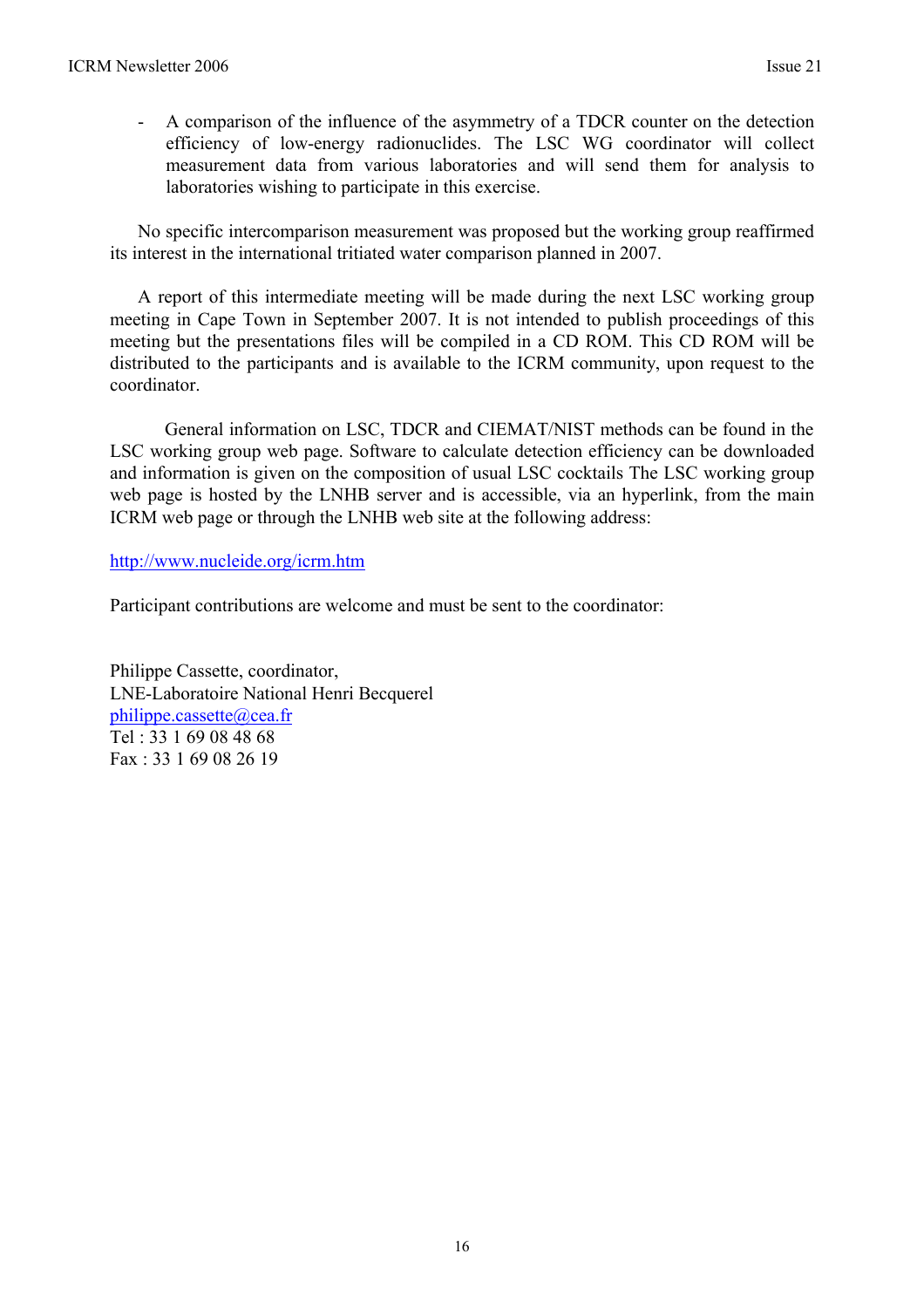- A comparison of the influence of the asymmetry of a TDCR counter on the detection efficiency of low-energy radionuclides. The LSC WG coordinator will collect measurement data from various laboratories and will send them for analysis to laboratories wishing to participate in this exercise.

No specific intercomparison measurement was proposed but the working group reaffirmed its interest in the international tritiated water comparison planned in 2007.

A report of this intermediate meeting will be made during the next LSC working group meeting in Cape Town in September 2007. It is not intended to publish proceedings of this meeting but the presentations files will be compiled in a CD ROM. This CD ROM will be distributed to the participants and is available to the ICRM community, upon request to the coordinator.

General information on LSC, TDCR and CIEMAT/NIST methods can be found in the LSC working group web page. Software to calculate detection efficiency can be downloaded and information is given on the composition of usual LSC cocktails The LSC working group web page is hosted by the LNHB server and is accessible, via an hyperlink, from the main ICRM web page or through the LNHB web site at the following address:

http://www.nucleide.org/icrm.htm

Participant contributions are welcome and must be sent to the coordinator:

Philippe Cassette, coordinator,
LNE-Laboratoire National Henri Becquerel
philippe.cassette@cea.fr
Tel : 33 1 69 08 48 68
Fax : 33 1 69 08 26 19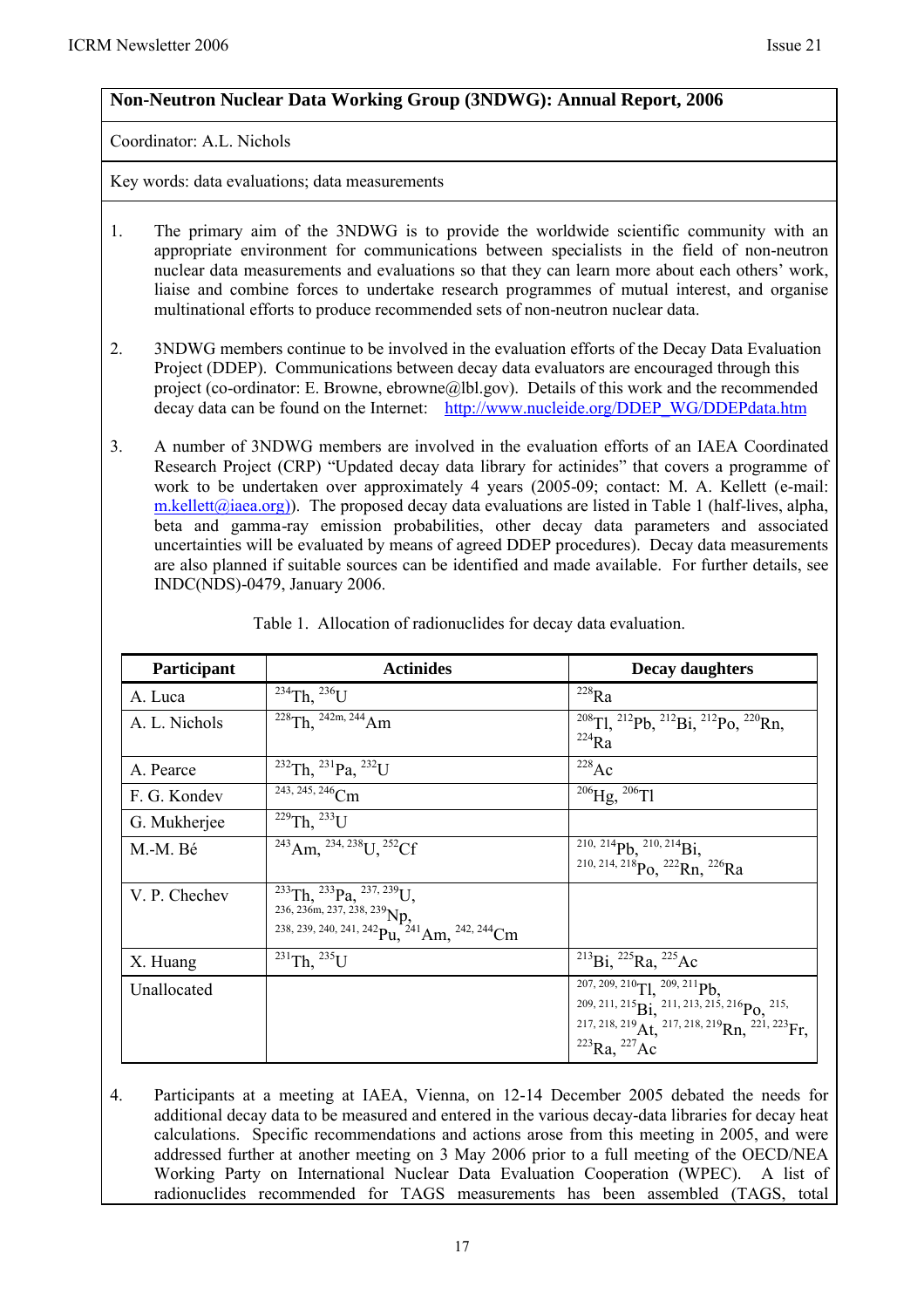## Non-Neutron Nuclear Data Working Group (3NDWG): Annual Report, 2006

Coordinator: A.L. Nichols

Key words: data evaluations; data measurements

1. The primary aim of the 3NDWG is to provide the worldwide scientific community with an appropriate environment for communications between specialists in the field of non-neutron nuclear data measurements and evaluations so that they can learn more about each others' work, liaise and combine forces to undertake research programmes of mutual interest, and organise multinational efforts to produce recommended sets of non-neutron nuclear data.

2. 3NDWG members continue to be involved in the evaluation efforts of the Decay Data Evaluation Project (DDEP). Communications between decay data evaluators are encouraged through this project (co-ordinator: E. Browne, ebrowne@lbl.gov). Details of this work and the recommended decay data can be found on the Internet: http://www.nucleide.org/DDEP_WG/DDEPdata.htm

3. A number of 3NDWG members are involved in the evaluation efforts of an IAEA Coordinated Research Project (CRP) "Updated decay data library for actinides" that covers a programme of work to be undertaken over approximately 4 years (2005-09; contact: M. A. Kellett (e-mail: m.kellett@iaea.org)). The proposed decay data evaluations are listed in Table 1 (half-lives, alpha, beta and gamma-ray emission probabilities, other decay data parameters and associated uncertainties will be evaluated by means of agreed DDEP procedures). Decay data measurements are also planned if suitable sources can be identified and made available. For further details, see INDC(NDS)-0479, January 2006.

Table 1. Allocation of radionuclides for decay data evaluation.

| Participant | Actinides | Decay daughters |
|---|---|---|
| A. Luca | $^{234}$Th, $^{236}$U | $^{228}$Ra |
| A. L. Nichols | $^{228}$Th, $^{242m, 244}$Am | $^{208}$Tl, $^{212}$Pb, $^{212}$Bi, $^{212}$Po, $^{220}$Rn, $^{224}$Ra |
| A. Pearce | $^{232}$Th, $^{231}$Pa, $^{232}$U | $^{228}$Ac |
| F. G. Kondev | $^{243, 245, 246}$Cm | $^{206}$Hg, $^{206}$Tl |
| G. Mukherjee | $^{229}$Th, $^{233}$U | |
| M.-M. Bé | $^{243}$Am, $^{234, 238}$U, $^{252}$Cf | $^{210, 214}$Pb, $^{210, 214}$Bi, $^{210, 214, 218}$Po, $^{222}$Rn, $^{226}$Ra |
| V. P. Chechev | $^{233}$Th, $^{233}$Pa, $^{237, 239}$U, $^{236, 236m, 237, 238, 239}$Np, $^{238, 239, 240, 241, 242}$Pu, $^{241}$Am, $^{242, 244}$Cm | |
| X. Huang | $^{231}$Th, $^{235}$U | $^{213}$Bi, $^{225}$Ra, $^{225}$Ac |
| Unallocated | | $^{207, 209, 210}$Tl, $^{209, 211}$Pb, $^{209, 211, 215}$Bi, $^{211, 213, 215, 216}$Po, $^{215,}$ $^{217, 218, 219}$At, $^{217, 218, 219}$Rn, $^{221, 223}$Fr, $^{223}$Ra, $^{227}$Ac |

4. Participants at a meeting at IAEA, Vienna, on 12-14 December 2005 debated the needs for additional decay data to be measured and entered in the various decay-data libraries for decay heat calculations. Specific recommendations and actions arose from this meeting in 2005, and were addressed further at another meeting on 3 May 2006 prior to a full meeting of the OECD/NEA Working Party on International Nuclear Data Evaluation Cooperation (WPEC). A list of radionuclides recommended for TAGS measurements has been assembled (TAGS, total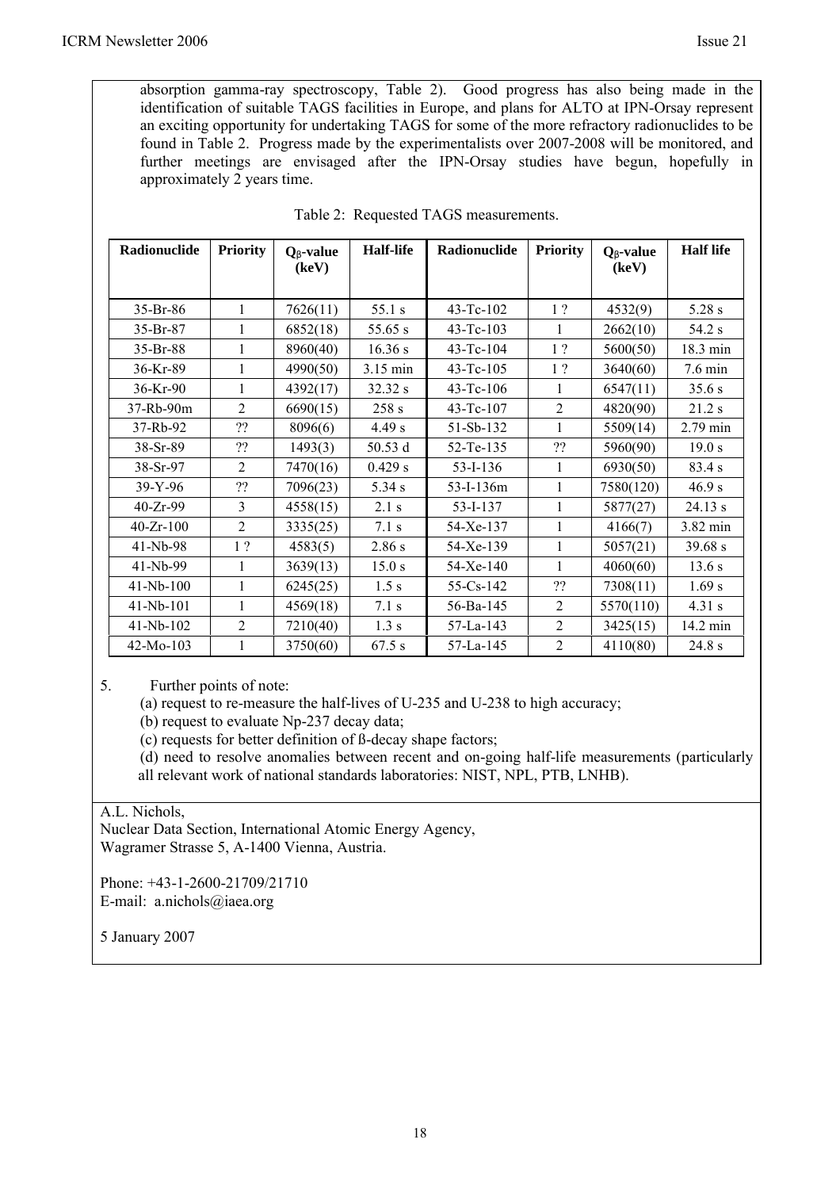absorption gamma-ray spectroscopy, Table 2). Good progress has also being made in the identification of suitable TAGS facilities in Europe, and plans for ALTO at IPN-Orsay represent an exciting opportunity for undertaking TAGS for some of the more refractory radionuclides to be found in Table 2. Progress made by the experimentalists over 2007-2008 will be monitored, and further meetings are envisaged after the IPN-Orsay studies have begun, hopefully in approximately 2 years time.

Table 2: Requested TAGS measurements.

| Radionuclide | Priority | $Q_{\beta}$-value (keV) | Half-life | Radionuclide | Priority | $Q_{\beta}$-value (keV) | Half life |
|---|---|---|---|---|---|---|---|
| 35-Br-86 | 1 | 7626(11) | 55.1 s | 43-Tc-102 | 1 ? | 4532(9) | 5.28 s |
| 35-Br-87 | 1 | 6852(18) | 55.65 s | 43-Tc-103 | 1 | 2662(10) | 54.2 s |
| 35-Br-88 | 1 | 8960(40) | 16.36 s | 43-Tc-104 | 1 ? | 5600(50) | 18.3 min |
| 36-Kr-89 | 1 | 4990(50) | 3.15 min | 43-Tc-105 | 1 ? | 3640(60) | 7.6 min |
| 36-Kr-90 | 1 | 4392(17) | 32.32 s | 43-Tc-106 | 1 | 6547(11) | 35.6 s |
| 37-Rb-90m | 2 | 6690(15) | 258 s | 43-Tc-107 | 2 | 4820(90) | 21.2 s |
| 37-Rb-92 | ?? | 8096(6) | 4.49 s | 51-Sb-132 | 1 | 5509(14) | 2.79 min |
| 38-Sr-89 | ?? | 1493(3) | 50.53 d | 52-Te-135 | ?? | 5960(90) | 19.0 s |
| 38-Sr-97 | 2 | 7470(16) | 0.429 s | 53-I-136 | 1 | 6930(50) | 83.4 s |
| 39-Y-96 | ?? | 7096(23) | 5.34 s | 53-I-136m | 1 | 7580(120) | 46.9 s |
| 40-Zr-99 | 3 | 4558(15) | 2.1 s | 53-I-137 | 1 | 5877(27) | 24.13 s |
| 40-Zr-100 | 2 | 3335(25) | 7.1 s | 54-Xe-137 | 1 | 4166(7) | 3.82 min |
| 41-Nb-98 | 1 ? | 4583(5) | 2.86 s | 54-Xe-139 | 1 | 5057(21) | 39.68 s |
| 41-Nb-99 | 1 | 3639(13) | 15.0 s | 54-Xe-140 | 1 | 4060(60) | 13.6 s |
| 41-Nb-100 | 1 | 6245(25) | 1.5 s | 55-Cs-142 | ?? | 7308(11) | 1.69 s |
| 41-Nb-101 | 1 | 4569(18) | 7.1 s | 56-Ba-145 | 2 | 5570(110) | 4.31 s |
| 41-Nb-102 | 2 | 7210(40) | 1.3 s | 57-La-143 | 2 | 3425(15) | 14.2 min |
| 42-Mo-103 | 1 | 3750(60) | 67.5 s | 57-La-145 | 2 | 4110(80) | 24.8 s |

5. Further points of note:

(a) request to re-measure the half-lives of U-235 and U-238 to high accuracy;

(b) request to evaluate Np-237 decay data;

(c) requests for better definition of ß-decay shape factors;

(d) need to resolve anomalies between recent and on-going half-life measurements (particularly all relevant work of national standards laboratories: NIST, NPL, PTB, LNHB).

A.L. Nichols,
Nuclear Data Section, International Atomic Energy Agency,
Wagramer Strasse 5, A-1400 Vienna, Austria.

Phone: +43-1-2600-21709/21710
E-mail: a.nichols@iaea.org

5 January 2007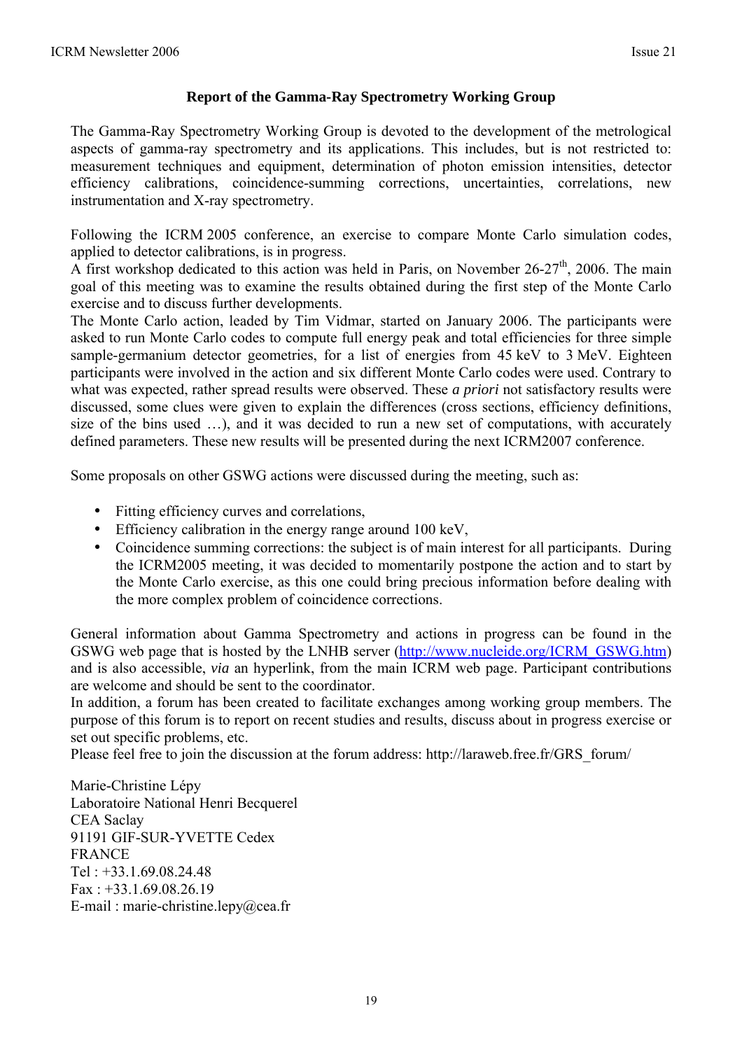# Report of the Gamma-Ray Spectrometry Working Group

The Gamma-Ray Spectrometry Working Group is devoted to the development of the metrological aspects of gamma-ray spectrometry and its applications. This includes, but is not restricted to: measurement techniques and equipment, determination of photon emission intensities, detector efficiency calibrations, coincidence-summing corrections, uncertainties, correlations, new instrumentation and X-ray spectrometry.

Following the ICRM 2005 conference, an exercise to compare Monte Carlo simulation codes, applied to detector calibrations, is in progress.
A first workshop dedicated to this action was held in Paris, on November 26-27th, 2006. The main goal of this meeting was to examine the results obtained during the first step of the Monte Carlo exercise and to discuss further developments.
The Monte Carlo action, leaded by Tim Vidmar, started on January 2006. The participants were asked to run Monte Carlo codes to compute full energy peak and total efficiencies for three simple sample-germanium detector geometries, for a list of energies from 45 keV to 3 MeV. Eighteen participants were involved in the action and six different Monte Carlo codes were used. Contrary to what was expected, rather spread results were observed. These *a priori* not satisfactory results were discussed, some clues were given to explain the differences (cross sections, efficiency definitions, size of the bins used …), and it was decided to run a new set of computations, with accurately defined parameters. These new results will be presented during the next ICRM2007 conference.

Some proposals on other GSWG actions were discussed during the meeting, such as:

- Fitting efficiency curves and correlations,
- Efficiency calibration in the energy range around 100 keV,
- Coincidence summing corrections: the subject is of main interest for all participants. During the ICRM2005 meeting, it was decided to momentarily postpone the action and to start by the Monte Carlo exercise, as this one could bring precious information before dealing with the more complex problem of coincidence corrections.

General information about Gamma Spectrometry and actions in progress can be found in the GSWG web page that is hosted by the LNHB server (http://www.nucleide.org/ICRM_GSWG.htm) and is also accessible, *via* an hyperlink, from the main ICRM web page. Participant contributions are welcome and should be sent to the coordinator.
In addition, a forum has been created to facilitate exchanges among working group members. The purpose of this forum is to report on recent studies and results, discuss about in progress exercise or set out specific problems, etc.
Please feel free to join the discussion at the forum address: http://laraweb.free.fr/GRS_forum/

Marie-Christine Lépy
Laboratoire National Henri Becquerel
CEA Saclay
91191 GIF-SUR-YVETTE Cedex
FRANCE
Tel : +33.1.69.08.24.48
Fax : +33.1.69.08.26.19
E-mail : marie-christine.lepy@cea.fr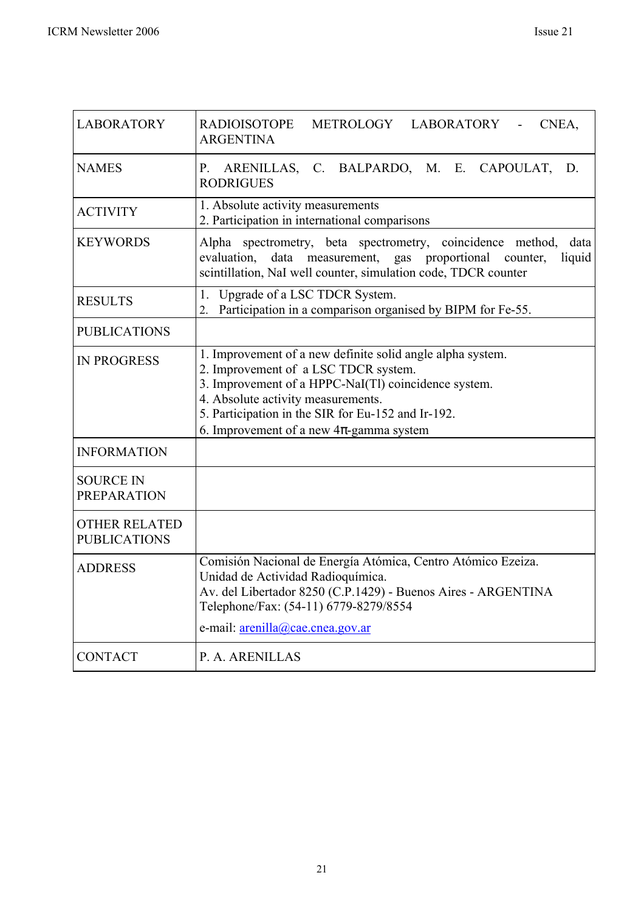| | |
|---|---|
| LABORATORY | RADIOISOTOPE METROLOGY LABORATORY - CNEA, ARGENTINA |
| NAMES | P. ARENILLAS, C. BALPARDO, M. E. CAPOULAT, D. RODRIGUES |
| ACTIVITY | 1. Absolute activity measurements<br>2. Participation in international comparisons |
| KEYWORDS | Alpha spectrometry, beta spectrometry, coincidence method, data evaluation, data measurement, gas proportional counter, liquid scintillation, NaI well counter, simulation code, TDCR counter |
| RESULTS | 1. Upgrade of a LSC TDCR System.<br>2. Participation in a comparison organised by BIPM for Fe-55. |
| PUBLICATIONS | |
| IN PROGRESS | 1. Improvement of a new definite solid angle alpha system.<br>2. Improvement of a LSC TDCR system.<br>3. Improvement of a HPPC-NaI(Tl) coincidence system.<br>4. Absolute activity measurements.<br>5. Participation in the SIR for Eu-152 and Ir-192.<br>6. Improvement of a new 4π-gamma system |
| INFORMATION | |
| SOURCE IN PREPARATION | |
| OTHER RELATED PUBLICATIONS | |
| ADDRESS | Comisión Nacional de Energía Atómica, Centro Atómico Ezeiza.<br>Unidad de Actividad Radioquímica.<br>Av. del Libertador 8250 (C.P.1429) - Buenos Aires - ARGENTINA<br>Telephone/Fax: (54-11) 6779-8279/8554<br>e-mail: arenilla@cae.cnea.gov.ar |
| CONTACT | P. A. ARENILLAS |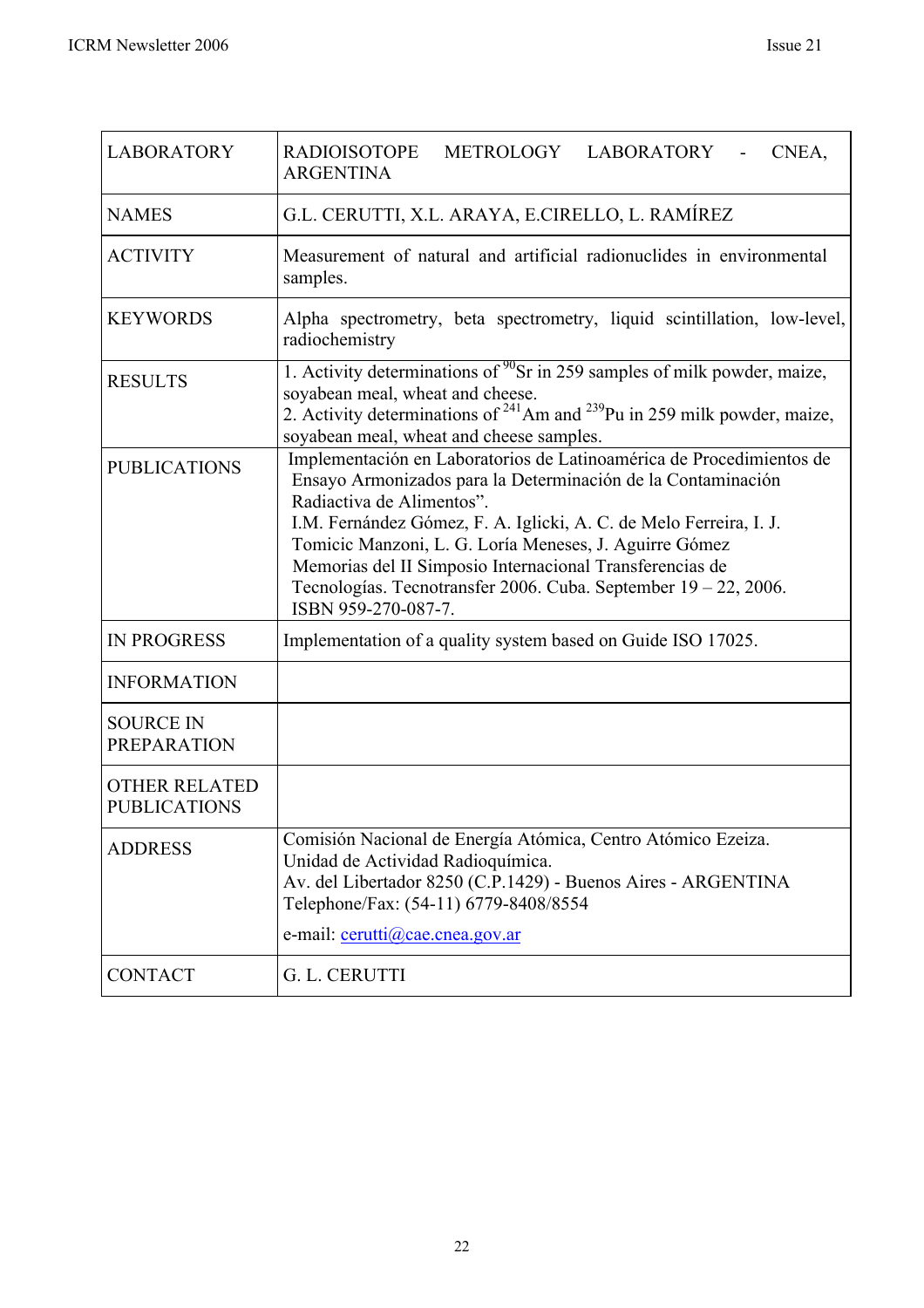| LABORATORY | RADIOISOTOPE METROLOGY LABORATORY - CNEA, ARGENTINA |
|---|---|
| NAMES | G.L. CERUTTI, X.L. ARAYA, E.CIRELLO, L. RAMÍREZ |
| ACTIVITY | Measurement of natural and artificial radionuclides in environmental samples. |
| KEYWORDS | Alpha spectrometry, beta spectrometry, liquid scintillation, low-level, radiochemistry |
| RESULTS | 1. Activity determinations of $^{90}$Sr in 259 samples of milk powder, maize, soyabean meal, wheat and cheese.<br>2. Activity determinations of $^{241}$Am and $^{239}$Pu in 259 milk powder, maize, soyabean meal, wheat and cheese samples. |
| PUBLICATIONS | Implementación en Laboratorios de Latinoamérica de Procedimientos de Ensayo Armonizados para la Determinación de la Contaminación Radiactiva de Alimentos".<br>I.M. Fernández Gómez, F. A. Iglicki, A. C. de Melo Ferreira, I. J. Tomicic Manzoni, L. G. Loría Meneses, J. Aguirre Gómez<br>Memorias del II Simposio Internacional Transferencias de Tecnologías. Tecnotransfer 2006. Cuba. September 19 – 22, 2006. ISBN 959-270-087-7. |
| IN PROGRESS | Implementation of a quality system based on Guide ISO 17025. |
| INFORMATION | |
| SOURCE IN PREPARATION | |
| OTHER RELATED PUBLICATIONS | |
| ADDRESS | Comisión Nacional de Energía Atómica, Centro Atómico Ezeiza.<br>Unidad de Actividad Radioquímica.<br>Av. del Libertador 8250 (C.P.1429) - Buenos Aires - ARGENTINA<br>Telephone/Fax: (54-11) 6779-8408/8554<br>e-mail: cerutti@cae.cnea.gov.ar |
| CONTACT | G. L. CERUTTI |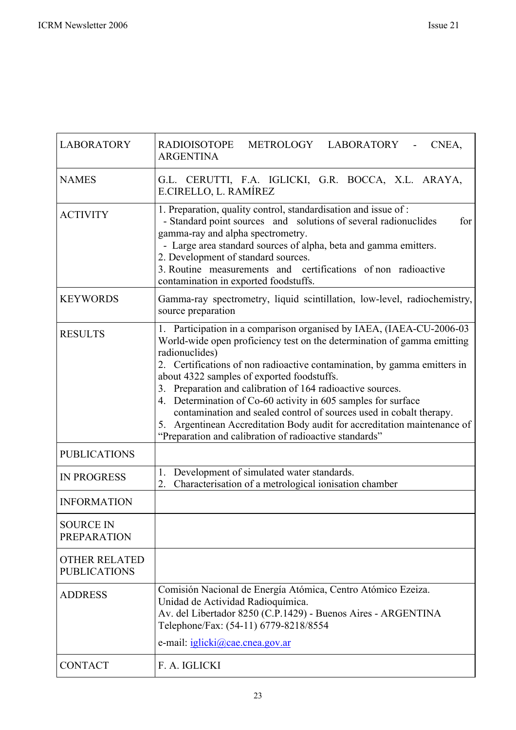| | |
|---|---|
| LABORATORY | RADIOISOTOPE METROLOGY LABORATORY - CNEA, ARGENTINA |
| NAMES | G.L. CERUTTI, F.A. IGLICKI, G.R. BOCCA, X.L. ARAYA, E.CIRELLO, L. RAMÍREZ |
| ACTIVITY | 1. Preparation, quality control, standardisation and issue of :<br>- Standard point sources and solutions of several radionuclides for gamma-ray and alpha spectrometry.<br>- Large area standard sources of alpha, beta and gamma emitters.<br>2. Development of standard sources.<br>3. Routine measurements and certifications of non radioactive contamination in exported foodstuffs. |
| KEYWORDS | Gamma-ray spectrometry, liquid scintillation, low-level, radiochemistry, source preparation |
| RESULTS | 1. Participation in a comparison organised by IAEA, (IAEA-CU-2006-03 World-wide open proficiency test on the determination of gamma emitting radionuclides)<br>2. Certifications of non radioactive contamination, by gamma emitters in about 4322 samples of exported foodstuffs.<br>3. Preparation and calibration of 164 radioactive sources.<br>4. Determination of Co-60 activity in 605 samples for surface contamination and sealed control of sources used in cobalt therapy.<br>5. Argentinean Accreditation Body audit for accreditation maintenance of "Preparation and calibration of radioactive standards" |
| PUBLICATIONS | |
| IN PROGRESS | 1. Development of simulated water standards.<br>2. Characterisation of a metrological ionisation chamber |
| INFORMATION | |
| SOURCE IN PREPARATION | |
| OTHER RELATED PUBLICATIONS | |
| ADDRESS | Comisión Nacional de Energía Atómica, Centro Atómico Ezeiza.<br>Unidad de Actividad Radioquímica.<br>Av. del Libertador 8250 (C.P.1429) - Buenos Aires - ARGENTINA<br>Telephone/Fax: (54-11) 6779-8218/8554<br>e-mail: iglicki@cae.cnea.gov.ar |
| CONTACT | F. A. IGLICKI |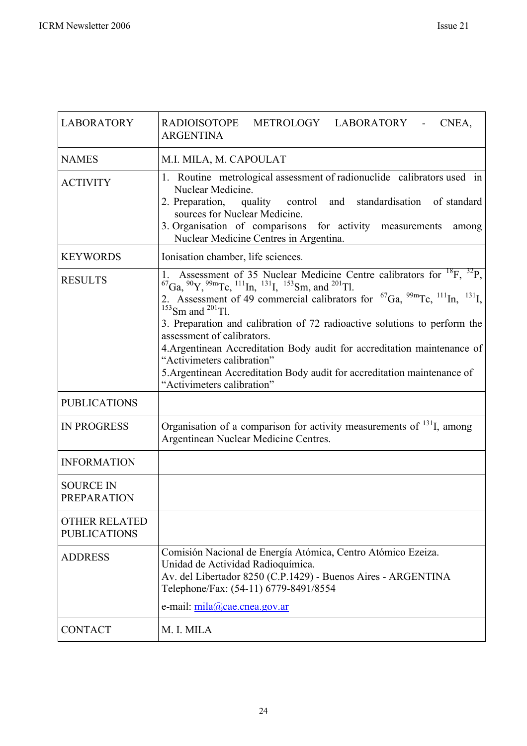| LABORATORY | RADIOISOTOPE METROLOGY LABORATORY - CNEA, ARGENTINA |
|---|---|
| NAMES | M.I. MILA, M. CAPOULAT |
| ACTIVITY | 1. Routine metrological assessment of radionuclide calibrators used in Nuclear Medicine.<br>2. Preparation, quality control and standardisation of standard sources for Nuclear Medicine.<br>3. Organisation of comparisons for activity measurements among Nuclear Medicine Centres in Argentina. |
| KEYWORDS | Ionisation chamber, life sciences. |
| RESULTS | 1. Assessment of 35 Nuclear Medicine Centre calibrators for $^{18}$F, $^{32}$P, $^{67}$Ga, $^{90}$Y, $^{99m}$Tc, $^{111}$In, $^{131}$I, $^{153}$Sm, and $^{201}$Tl.<br>2. Assessment of 49 commercial calibrators for $^{67}$Ga, $^{99m}$Tc, $^{111}$In, $^{131}$I, $^{153}$Sm and $^{201}$Tl.<br>3. Preparation and calibration of 72 radioactive solutions to perform the assessment of calibrators.<br>4.Argentinean Accreditation Body audit for accreditation maintenance of “Activimeters calibration”<br>5.Argentinean Accreditation Body audit for accreditation maintenance of “Activimeters calibration” |
| PUBLICATIONS | |
| IN PROGRESS | Organisation of a comparison for activity measurements of $^{131}$I, among Argentinean Nuclear Medicine Centres. |
| INFORMATION | |
| SOURCE IN PREPARATION | |
| OTHER RELATED PUBLICATIONS | |
| ADDRESS | Comisión Nacional de Energía Atómica, Centro Atómico Ezeiza.<br>Unidad de Actividad Radioquímica.<br>Av. del Libertador 8250 (C.P.1429) - Buenos Aires - ARGENTINA<br>Telephone/Fax: (54-11) 6779-8491/8554<br>e-mail: mila@cae.cnea.gov.ar |
| CONTACT | M. I. MILA |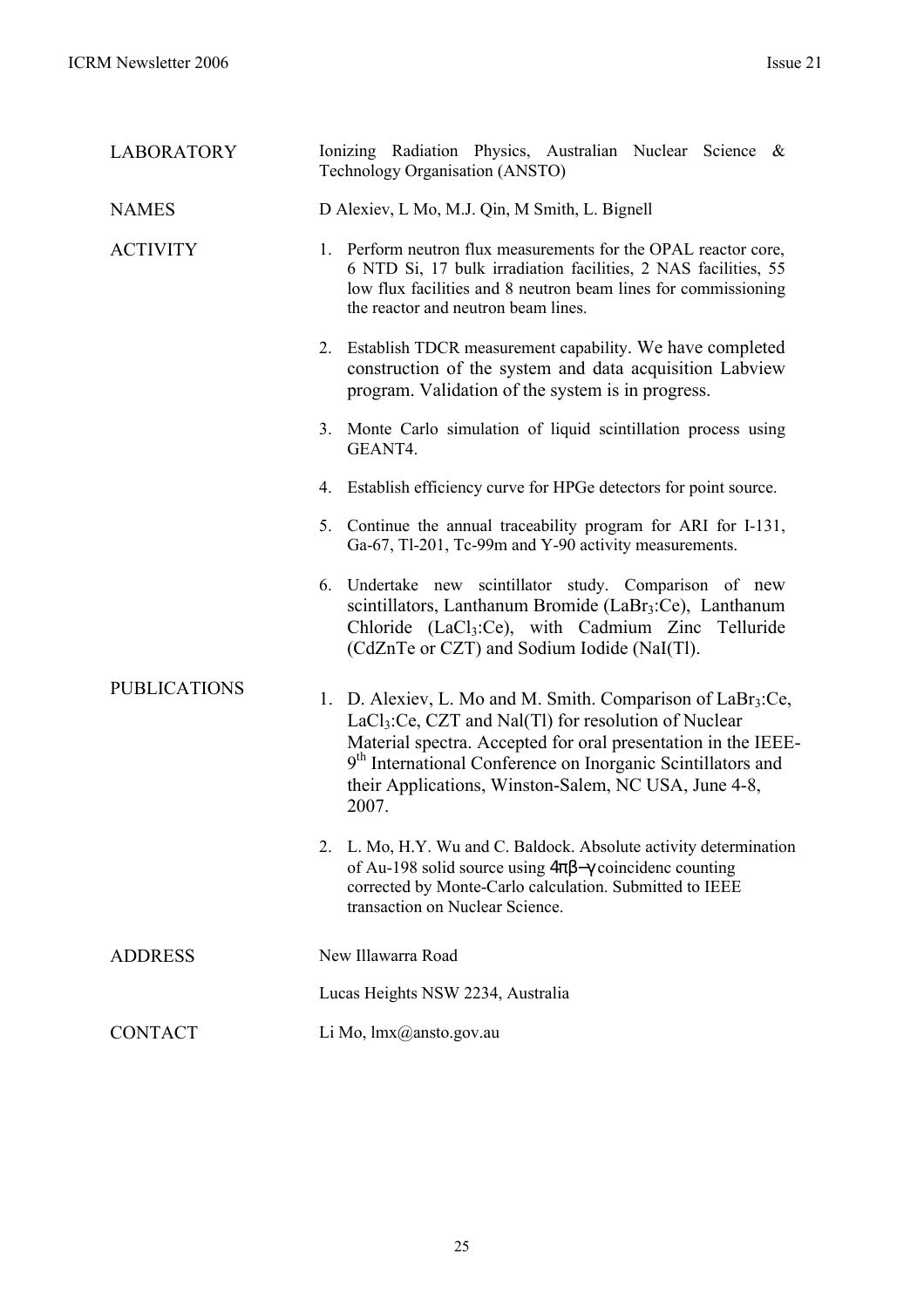**LABORATORY** Ionizing Radiation Physics, Australian Nuclear Science & Technology Organisation (ANSTO)

**NAMES** D Alexiev, L Mo, M.J. Qin, M Smith, L. Bignell

**ACTIVITY**

1. Perform neutron flux measurements for the OPAL reactor core, 6 NTD Si, 17 bulk irradiation facilities, 2 NAS facilities, 55 low flux facilities and 8 neutron beam lines for commissioning the reactor and neutron beam lines.

2. Establish TDCR measurement capability. We have completed construction of the system and data acquisition Labview program. Validation of the system is in progress.

3. Monte Carlo simulation of liquid scintillation process using GEANT4.

4. Establish efficiency curve for HPGe detectors for point source.

5. Continue the annual traceability program for ARI for I-131, Ga-67, Tl-201, Tc-99m and Y-90 activity measurements.

6. Undertake new scintillator study. Comparison of new scintillators, Lanthanum Bromide ($LaBr_3$:Ce), Lanthanum Chloride ($LaCl_3$:Ce), with Cadmium Zinc Telluride (CdZnTe or CZT) and Sodium Iodide (NaI(Tl).

**PUBLICATIONS**

1. D. Alexiev, L. Mo and M. Smith. Comparison of $LaBr_3$:Ce, $LaCl_3$:Ce, CZT and Nal(Tl) for resolution of Nuclear Material spectra. Accepted for oral presentation in the IEEE-9th International Conference on Inorganic Scintillators and their Applications, Winston-Salem, NC USA, June 4-8, 2007.

2. L. Mo, H.Y. Wu and C. Baldock. Absolute activity determination of Au-198 solid source using $4\pi\beta-\gamma$ coincidenc counting corrected by Monte-Carlo calculation. Submitted to IEEE transaction on Nuclear Science.

**ADDRESS** New Illawarra Road

Lucas Heights NSW 2234, Australia

**CONTACT** Li Mo, lmx@ansto.gov.au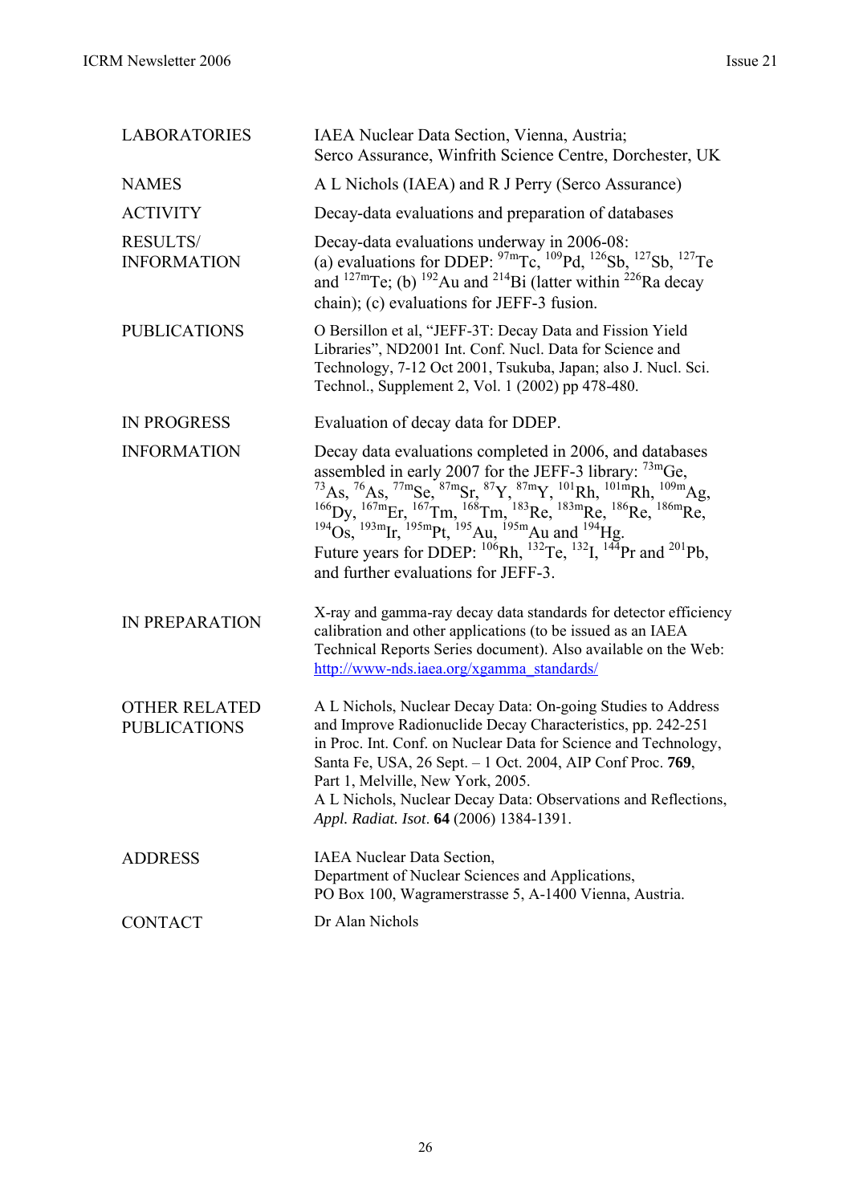| | |
|---|---|
| LABORATORIES | IAEA Nuclear Data Section, Vienna, Austria; Serco Assurance, Winfrith Science Centre, Dorchester, UK |
| NAMES | A L Nichols (IAEA) and R J Perry (Serco Assurance) |
| ACTIVITY | Decay-data evaluations and preparation of databases |
| RESULTS/ INFORMATION | Decay-data evaluations underway in 2006-08: (a) evaluations for DDEP: $^{97m}$Tc, $^{109}$Pd, $^{126}$Sb, $^{127}$Sb, $^{127}$Te and $^{127m}$Te; (b) $^{192}$Au and $^{214}$Bi (latter within $^{226}$Ra decay chain); (c) evaluations for JEFF-3 fusion. |
| PUBLICATIONS | O Bersillon et al, "JEFF-3T: Decay Data and Fission Yield Libraries", ND2001 Int. Conf. Nucl. Data for Science and Technology, 7-12 Oct 2001, Tsukuba, Japan; also J. Nucl. Sci. Technol., Supplement 2, Vol. 1 (2002) pp 478-480. |
| IN PROGRESS | Evaluation of decay data for DDEP. |
| INFORMATION | Decay data evaluations completed in 2006, and databases assembled in early 2007 for the JEFF-3 library: $^{73m}$Ge, $^{73}$As, $^{76}$As, $^{77m}$Se, $^{87m}$Sr, $^{87}$Y, $^{87m}$Y, $^{101}$Rh, $^{101m}$Rh, $^{109m}$Ag, $^{166}$Dy, $^{167m}$Er, $^{167}$Tm, $^{168}$Tm, $^{183}$Re, $^{183m}$Re, $^{186}$Re, $^{186m}$Re, $^{194}$Os, $^{193m}$Ir, $^{195m}$Pt, $^{195}$Au, $^{195m}$Au and $^{194}$Hg. Future years for DDEP: $^{106}$Rh, $^{132}$Te, $^{132}$I, $^{144}$Pr and $^{201}$Pb, and further evaluations for JEFF-3. |
| IN PREPARATION | X-ray and gamma-ray decay data standards for detector efficiency calibration and other applications (to be issued as an IAEA Technical Reports Series document). Also available on the Web: http://www-nds.iaea.org/xgamma_standards/ |
| OTHER RELATED PUBLICATIONS | A L Nichols, Nuclear Decay Data: On-going Studies to Address and Improve Radionuclide Decay Characteristics, pp. 242-251 in Proc. Int. Conf. on Nuclear Data for Science and Technology, Santa Fe, USA, 26 Sept. – 1 Oct. 2004, AIP Conf Proc. **769**, Part 1, Melville, New York, 2005. A L Nichols, Nuclear Decay Data: Observations and Reflections, *Appl. Radiat. Isot*. **64** (2006) 1384-1391. |
| ADDRESS | IAEA Nuclear Data Section, Department of Nuclear Sciences and Applications, PO Box 100, Wagramerstrasse 5, A-1400 Vienna, Austria. |
| CONTACT | Dr Alan Nichols |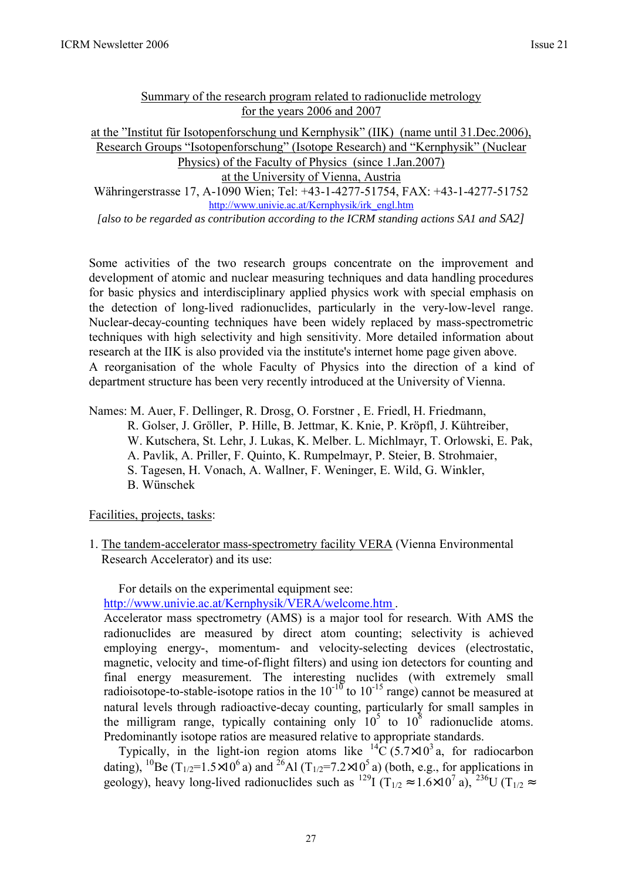Summary of the research program related to radionuclide metrology for the years 2006 and 2007

at the "Institut für Isotopenforschung und Kernphysik" (IIK) (name until 31.Dec.2006), Research Groups "Isotopenforschung" (Isotope Research) and "Kernphysik" (Nuclear Physics) of the Faculty of Physics (since 1.Jan.2007) at the University of Vienna, Austria

Währingerstrasse 17, A-1090 Wien; Tel: +43-1-4277-51754, FAX: +43-1-4277-51752

http://www.univie.ac.at/Kernphysik/irk_engl.htm

*[also to be regarded as contribution according to the ICRM standing actions SA1 and SA2]*

Some activities of the two research groups concentrate on the improvement and development of atomic and nuclear measuring techniques and data handling procedures for basic physics and interdisciplinary applied physics work with special emphasis on the detection of long-lived radionuclides, particularly in the very-low-level range. Nuclear-decay-counting techniques have been widely replaced by mass-spectrometric techniques with high selectivity and high sensitivity. More detailed information about research at the IIK is also provided via the institute's internet home page given above.
A reorganisation of the whole Faculty of Physics into the direction of a kind of department structure has been very recently introduced at the University of Vienna.

Names: M. Auer, F. Dellinger, R. Drosg, O. Forstner , E. Friedl, H. Friedmann, R. Golser, J. Gröller, P. Hille, B. Jettmar, K. Knie, P. Kröpfl, J. Kühtreiber, W. Kutschera, St. Lehr, J. Lukas, K. Melber. L. Michlmayr, T. Orlowski, E. Pak, A. Pavlik, A. Priller, F. Quinto, K. Rumpelmayr, P. Steier, B. Strohmaier, S. Tagesen, H. Vonach, A. Wallner, F. Weninger, E. Wild, G. Winkler, B. Wünschek

Facilities, projects, tasks:

1. The tandem-accelerator mass-spectrometry facility VERA (Vienna Environmental Research Accelerator) and its use:

   For details on the experimental equipment see: http://www.univie.ac.at/Kernphysik/VERA/welcome.htm .
   Accelerator mass spectrometry (AMS) is a major tool for research. With AMS the radionuclides are measured by direct atom counting; selectivity is achieved employing energy-, momentum- and velocity-selecting devices (electrostatic, magnetic, velocity and time-of-flight filters) and using ion detectors for counting and final energy measurement. The interesting nuclides (with extremely small radioisotope-to-stable-isotope ratios in the $10^{-10}$ to $10^{-15}$ range) cannot be measured at natural levels through radioactive-decay counting, particularly for small samples in the milligram range, typically containing only $10^5$ to $10^8$ radionuclide atoms. Predominantly isotope ratios are measured relative to appropriate standards.
   Typically, in the light-ion region atoms like $^{14}C$ ($5.7{\times}10^3$ a, for radiocarbon dating), $^{10}Be$ ($T_{1/2}=1.5{\times}10^6$ a) and $^{26}Al$ ($T_{1/2}=7.2{\times}10^5$ a) (both, e.g., for applications in geology), heavy long-lived radionuclides such as $^{129}I$ ($T_{1/2} \approx 1.6{\times}10^7$ a), $^{236}U$ ($T_{1/2} \approx$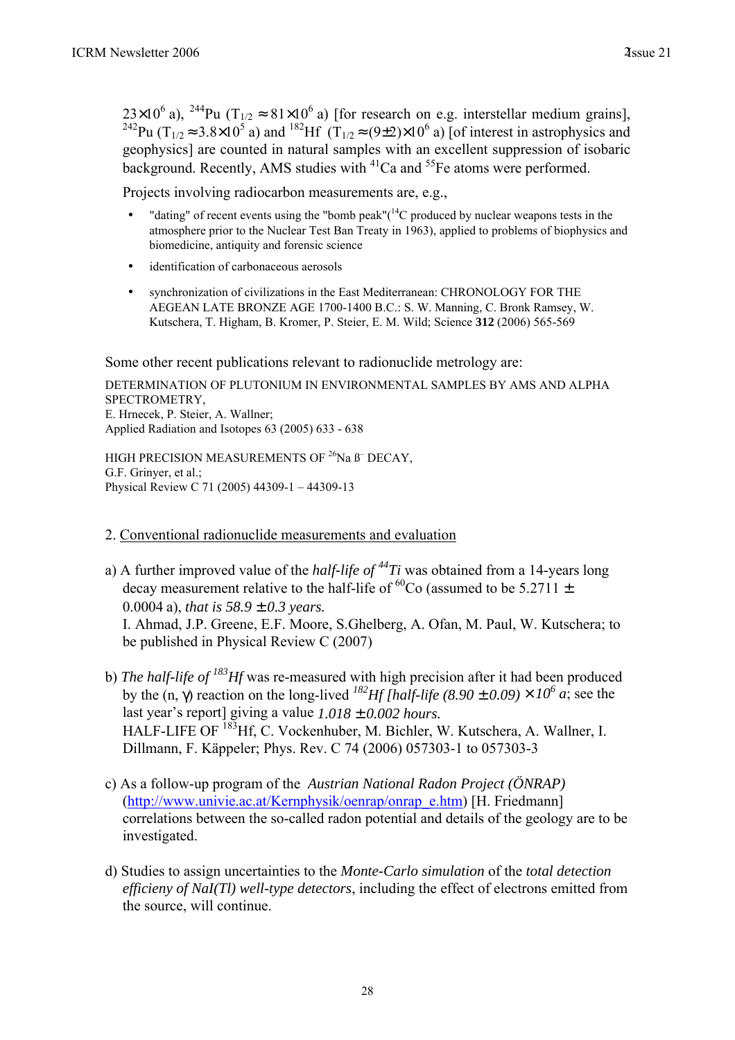$23 \times 10^6$ a), $^{244}$Pu ($T_{1/2} \approx 81 \times 10^6$ a) [for research on e.g. interstellar medium grains], $^{242}$Pu ($T_{1/2} \approx 3.8 \times 10^5$ a) and $^{182}$Hf ($T_{1/2} \approx (9 \pm 2) \times 10^6$ a) [of interest in astrophysics and geophysics] are counted in natural samples with an excellent suppression of isobaric background. Recently, AMS studies with $^{41}$Ca and $^{55}$Fe atoms were performed.

Projects involving radiocarbon measurements are, e.g.,

- "dating" of recent events using the "bomb peak"($^{14}$C produced by nuclear weapons tests in the atmosphere prior to the Nuclear Test Ban Treaty in 1963), applied to problems of biophysics and biomedicine, antiquity and forensic science
- identification of carbonaceous aerosols
- synchronization of civilizations in the East Mediterranean: CHRONOLOGY FOR THE AEGEAN LATE BRONZE AGE 1700-1400 B.C.: S. W. Manning, C. Bronk Ramsey, W. Kutschera, T. Higham, B. Kromer, P. Steier, E. M. Wild; Science **312** (2006) 565-569

Some other recent publications relevant to radionuclide metrology are:

DETERMINATION OF PLUTONIUM IN ENVIRONMENTAL SAMPLES BY AMS AND ALPHA SPECTROMETRY,
E. Hrnecek, P. Steier, A. Wallner;
Applied Radiation and Isotopes 63 (2005) 633 - 638

HIGH PRECISION MEASUREMENTS OF $^{26}$Na ß$^-$ DECAY,
G.F. Grinyer, et al.;
Physical Review C 71 (2005) 44309-1 – 44309-13

2. Conventional radionuclide measurements and evaluation

a) A further improved value of the *half-life of $^{44}$Ti* was obtained from a 14-years long decay measurement relative to the half-life of $^{60}$Co (assumed to be 5.2711 ± 0.0004 a), *that is 58.9 ± 0.3 years.*
I. Ahmad, J.P. Greene, E.F. Moore, S.Ghelberg, A. Ofan, M. Paul, W. Kutschera; to be published in Physical Review C (2007)

b) *The half-life of $^{183}$Hf* was re-measured with high precision after it had been produced by the (n, γ) reaction on the long-lived *$^{182}$Hf [half-life (8.90 ± 0.09) × $10^6$ a*; see the last year's report] giving a value *1.018 ± 0.002 hours.*
HALF-LIFE OF $^{183}$Hf, C. Vockenhuber, M. Bichler, W. Kutschera, A. Wallner, I. Dillmann, F. Käppeler; Phys. Rev. C 74 (2006) 057303-1 to 057303-3

c) As a follow-up program of the *Austrian National Radon Project (ÖNRAP)* (http://www.univie.ac.at/Kernphysik/oenrap/onrap_e.htm) [H. Friedmann] correlations between the so-called radon potential and details of the geology are to be investigated.

d) Studies to assign uncertainties to the *Monte-Carlo simulation* of the *total detection efficieny of NaI(Tl) well-type detectors*, including the effect of electrons emitted from the source, will continue.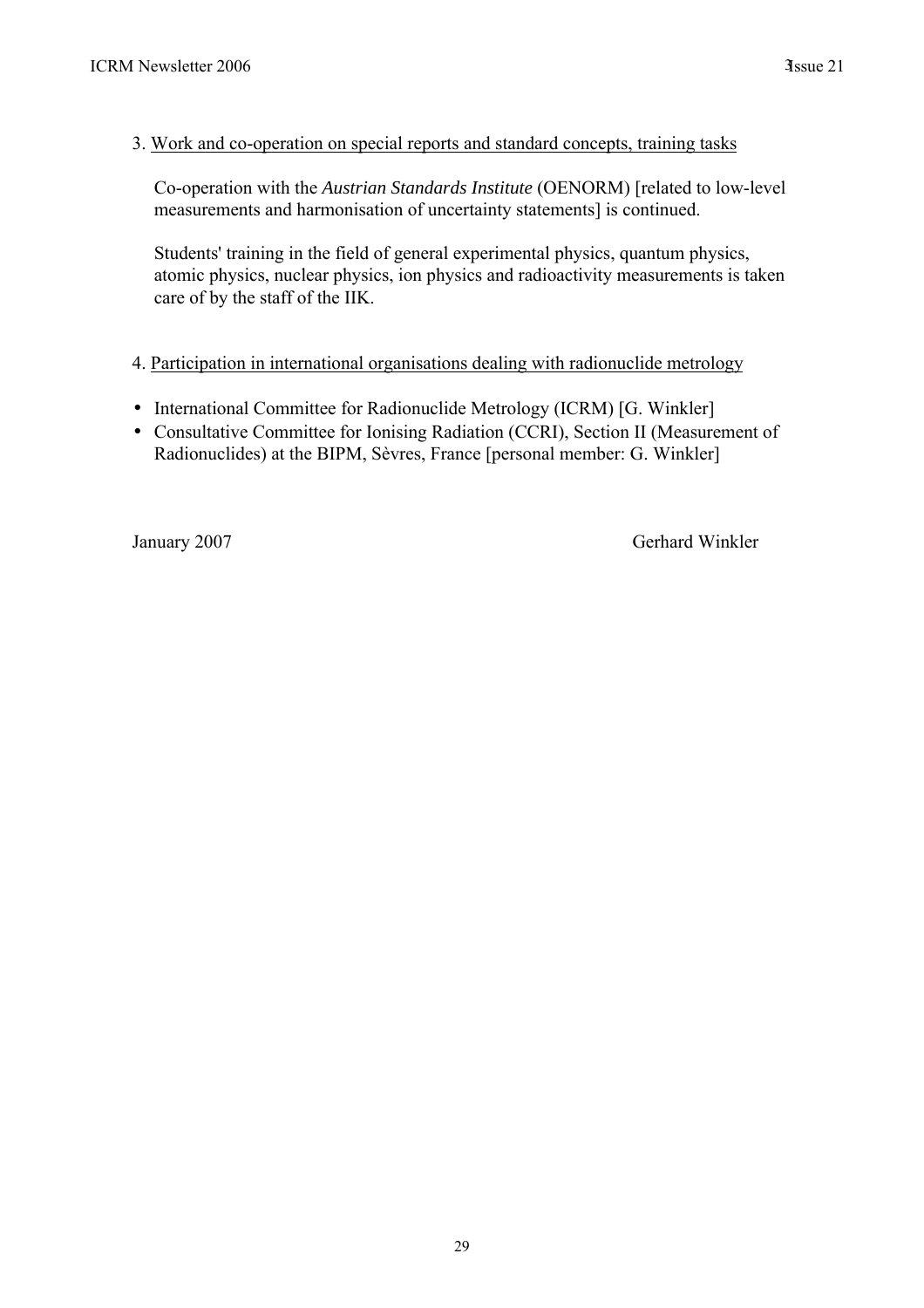3. Work and co-operation on special reports and standard concepts, training tasks

Co-operation with the *Austrian Standards Institute* (OENORM) [related to low-level measurements and harmonisation of uncertainty statements] is continued.

Students' training in the field of general experimental physics, quantum physics, atomic physics, nuclear physics, ion physics and radioactivity measurements is taken care of by the staff of the IIK.

4. Participation in international organisations dealing with radionuclide metrology

- International Committee for Radionuclide Metrology (ICRM) [G. Winkler]
- Consultative Committee for Ionising Radiation (CCRI), Section II (Measurement of Radionuclides) at the BIPM, Sèvres, France [personal member: G. Winkler]

January 2007 Gerhard Winkler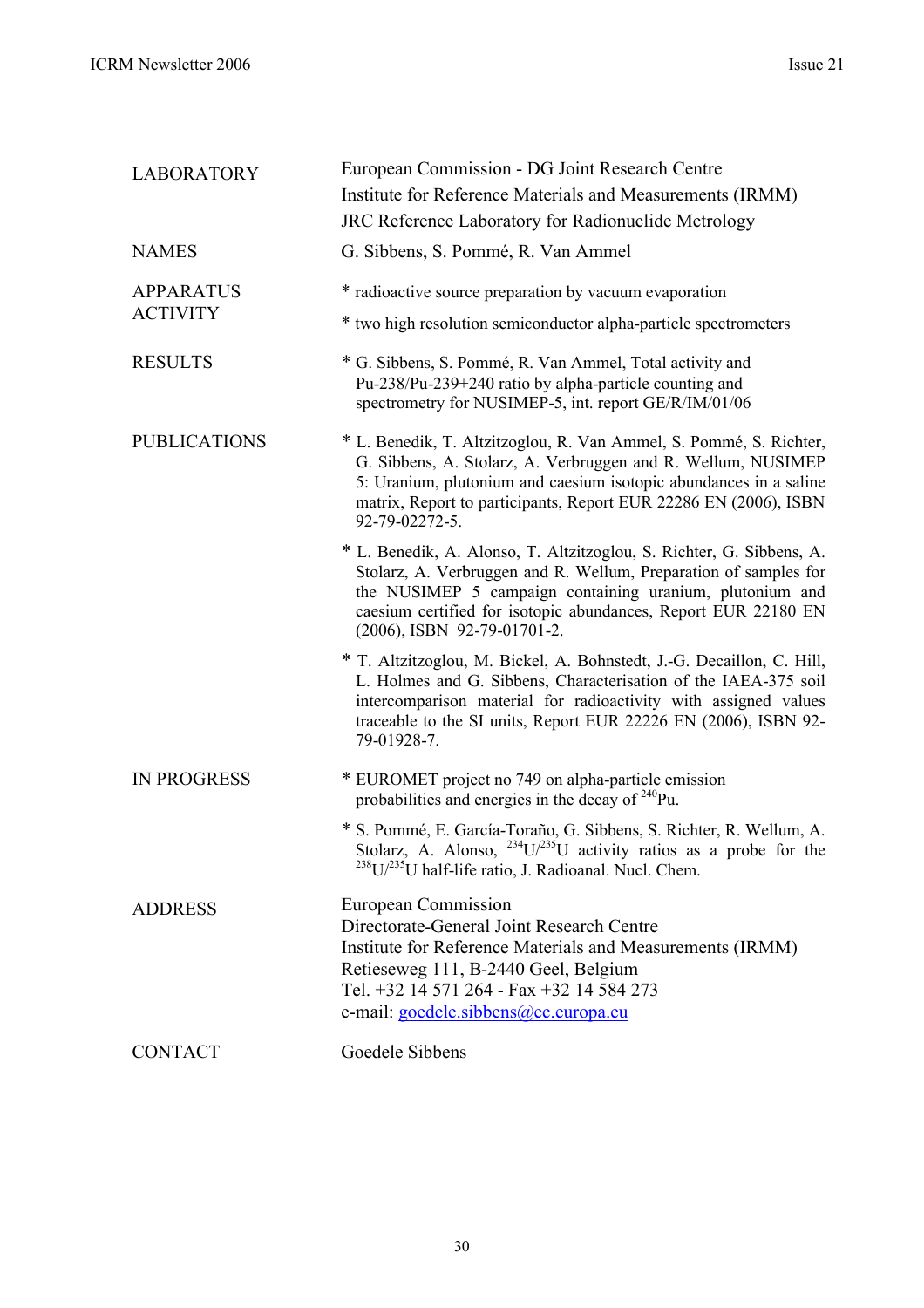| | |
|---|---|
| LABORATORY | European Commission - DG Joint Research Centre<br>Institute for Reference Materials and Measurements (IRMM)<br>JRC Reference Laboratory for Radionuclide Metrology |
| NAMES | G. Sibbens, S. Pommé, R. Van Ammel |
| APPARATUS ACTIVITY | * radioactive source preparation by vacuum evaporation<br>* two high resolution semiconductor alpha-particle spectrometers |
| RESULTS | * G. Sibbens, S. Pommé, R. Van Ammel, Total activity and Pu-238/Pu-239+240 ratio by alpha-particle counting and spectrometry for NUSIMEP-5, int. report GE/R/IM/01/06 |
| PUBLICATIONS | * L. Benedik, T. Altzitzoglou, R. Van Ammel, S. Pommé, S. Richter, G. Sibbens, A. Stolarz, A. Verbruggen and R. Wellum, NUSIMEP 5: Uranium, plutonium and caesium isotopic abundances in a saline matrix, Report to participants, Report EUR 22286 EN (2006), ISBN 92-79-02272-5.<br>* L. Benedik, A. Alonso, T. Altzitzoglou, S. Richter, G. Sibbens, A. Stolarz, A. Verbruggen and R. Wellum, Preparation of samples for the NUSIMEP 5 campaign containing uranium, plutonium and caesium certified for isotopic abundances, Report EUR 22180 EN (2006), ISBN 92-79-01701-2.<br>* T. Altzitzoglou, M. Bickel, A. Bohnstedt, J.-G. Decaillon, C. Hill, L. Holmes and G. Sibbens, Characterisation of the IAEA-375 soil intercomparison material for radioactivity with assigned values traceable to the SI units, Report EUR 22226 EN (2006), ISBN 92-79-01928-7. |
| IN PROGRESS | * EUROMET project no 749 on alpha-particle emission probabilities and energies in the decay of $^{240}$Pu.<br>* S. Pommé, E. García-Toraño, G. Sibbens, S. Richter, R. Wellum, A. Stolarz, A. Alonso, $^{234}$U/$^{235}$U activity ratios as a probe for the $^{238}$U/$^{235}$U half-life ratio, J. Radioanal. Nucl. Chem. |
| ADDRESS | European Commission<br>Directorate-General Joint Research Centre<br>Institute for Reference Materials and Measurements (IRMM)<br>Retieseweg 111, B-2440 Geel, Belgium<br>Tel. +32 14 571 264 - Fax +32 14 584 273<br>e-mail: goedele.sibbens@ec.europa.eu |
| CONTACT | Goedele Sibbens |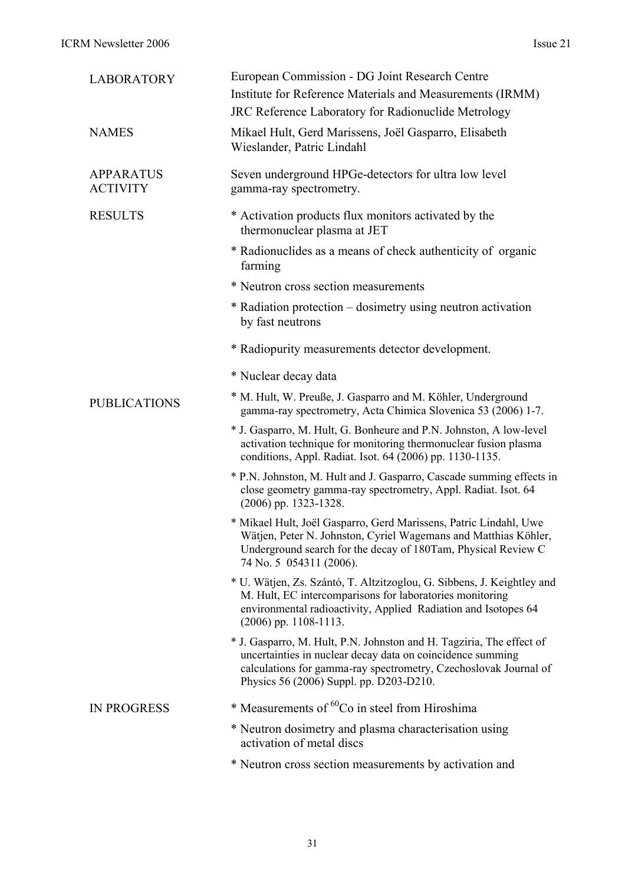| | |
|---|---|
| LABORATORY | European Commission - DG Joint Research Centre<br>Institute for Reference Materials and Measurements (IRMM)<br>JRC Reference Laboratory for Radionuclide Metrology |
| NAMES | Mikael Hult, Gerd Marissens, Joël Gasparro, Elisabeth Wieslander, Patric Lindahl |
| APPARATUS ACTIVITY | Seven underground HPGe-detectors for ultra low level gamma-ray spectrometry. |
| RESULTS | * Activation products flux monitors activated by the thermonuclear plasma at JET<br>* Radionuclides as a means of check authenticity of organic farming<br>* Neutron cross section measurements<br>* Radiation protection – dosimetry using neutron activation by fast neutrons<br>* Radiopurity measurements detector development.<br>* Nuclear decay data |
| PUBLICATIONS | * M. Hult, W. Preuße, J. Gasparro and M. Köhler, Underground gamma-ray spectrometry, Acta Chimica Slovenica 53 (2006) 1-7.<br>* J. Gasparro, M. Hult, G. Bonheure and P.N. Johnston, A low-level activation technique for monitoring thermonuclear fusion plasma conditions, Appl. Radiat. Isot. 64 (2006) pp. 1130-1135.<br>* P.N. Johnston, M. Hult and J. Gasparro, Cascade summing effects in close geometry gamma-ray spectrometry, Appl. Radiat. Isot. 64 (2006) pp. 1323-1328.<br>* Mikael Hult, Joël Gasparro, Gerd Marissens, Patric Lindahl, Uwe Wätjen, Peter N. Johnston, Cyriel Wagemans and Matthias Köhler, Underground search for the decay of 180Tam, Physical Review C 74 No. 5 054311 (2006).<br>* U. Wätjen, Zs. Szántó, T. Altzitzoglou, G. Sibbens, J. Keightley and M. Hult, EC intercomparisons for laboratories monitoring environmental radioactivity, Applied Radiation and Isotopes 64 (2006) pp. 1108-1113.<br>* J. Gasparro, M. Hult, P.N. Johnston and H. Tagziria, The effect of uncertainties in nuclear decay data on coincidence summing calculations for gamma-ray spectrometry, Czechoslovak Journal of Physics 56 (2006) Suppl. pp. D203-D210. |
| IN PROGRESS | * Measurements of $^{60}$Co in steel from Hiroshima<br>* Neutron dosimetry and plasma characterisation using activation of metal discs<br>* Neutron cross section measurements by activation and |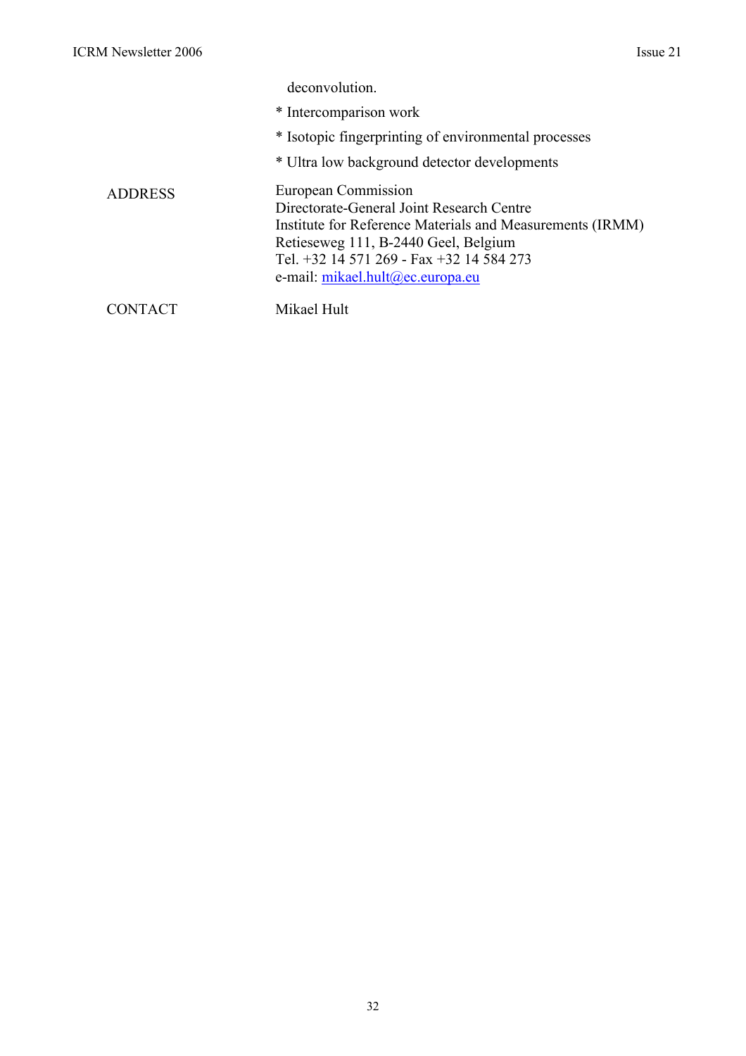deconvolution.

* Intercomparison work

* Isotopic fingerprinting of environmental processes

* Ultra low background detector developments

| | |
|---|---|
| ADDRESS | European Commission<br>Directorate-General Joint Research Centre<br>Institute for Reference Materials and Measurements (IRMM)<br>Retieseweg 111, B-2440 Geel, Belgium<br>Tel. +32 14 571 269 - Fax +32 14 584 273<br>e-mail: mikael.hult@ec.europa.eu |
| CONTACT | Mikael Hult |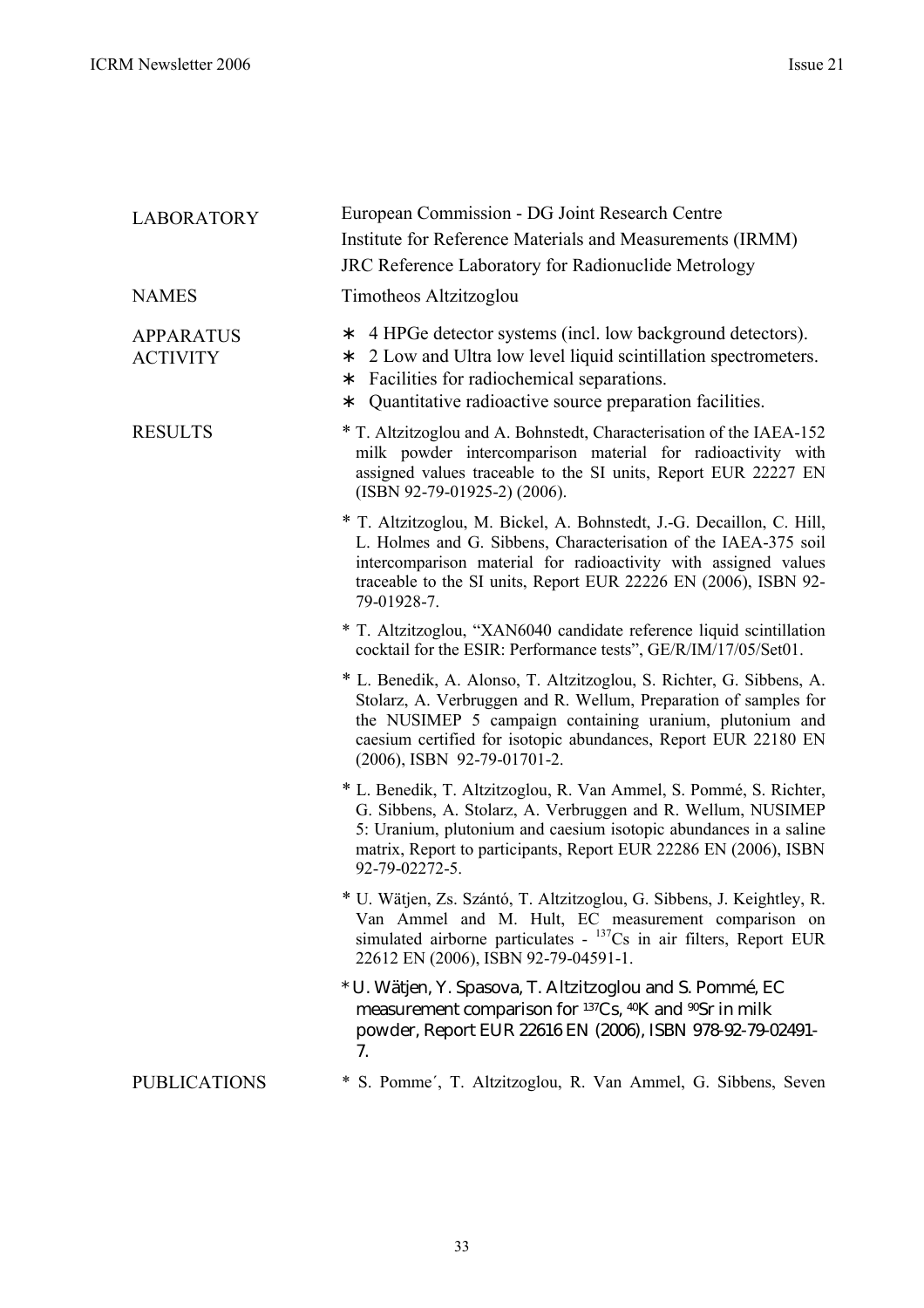| | |
|---|---|
| LABORATORY | European Commission - DG Joint Research Centre<br>Institute for Reference Materials and Measurements (IRMM)<br>JRC Reference Laboratory for Radionuclide Metrology |
| NAMES | Timotheos Altzitzoglou |
| APPARATUS<br>ACTIVITY | * 4 HPGe detector systems (incl. low background detectors).<br>* 2 Low and Ultra low level liquid scintillation spectrometers.<br>* Facilities for radiochemical separations.<br>* Quantitative radioactive source preparation facilities. |
| RESULTS | * T. Altzitzoglou and A. Bohnstedt, Characterisation of the IAEA-152 milk powder intercomparison material for radioactivity with assigned values traceable to the SI units, Report EUR 22227 EN (ISBN 92-79-01925-2) (2006).<br><br>* T. Altzitzoglou, M. Bickel, A. Bohnstedt, J.-G. Decaillon, C. Hill, L. Holmes and G. Sibbens, Characterisation of the IAEA-375 soil intercomparison material for radioactivity with assigned values traceable to the SI units, Report EUR 22226 EN (2006), ISBN 92-79-01928-7.<br><br>* T. Altzitzoglou, "XAN6040 candidate reference liquid scintillation cocktail for the ESIR: Performance tests", GE/R/IM/17/05/Set01.<br><br>* L. Benedik, A. Alonso, T. Altzitzoglou, S. Richter, G. Sibbens, A. Stolarz, A. Verbruggen and R. Wellum, Preparation of samples for the NUSIMEP 5 campaign containing uranium, plutonium and caesium certified for isotopic abundances, Report EUR 22180 EN (2006), ISBN 92-79-01701-2.<br><br>* L. Benedik, T. Altzitzoglou, R. Van Ammel, S. Pommé, S. Richter, G. Sibbens, A. Stolarz, A. Verbruggen and R. Wellum, NUSIMEP 5: Uranium, plutonium and caesium isotopic abundances in a saline matrix, Report to participants, Report EUR 22286 EN (2006), ISBN 92-79-02272-5.<br><br>* U. Wätjen, Zs. Szántó, T. Altzitzoglou, G. Sibbens, J. Keightley, R. Van Ammel and M. Hult, EC measurement comparison on simulated airborne particulates - $^{137}$Cs in air filters, Report EUR 22612 EN (2006), ISBN 92-79-04591-1.<br><br>* U. Wätjen, Y. Spasova, T. Altzitzoglou and S. Pommé, EC measurement comparison for $^{137}$Cs, $^{40}$K and $^{90}$Sr in milk powder, Report EUR 22616 EN (2006), ISBN 978-92-79-02491-7. |
| PUBLICATIONS | * S. Pomme´, T. Altzitzoglou, R. Van Ammel, G. Sibbens, Seven |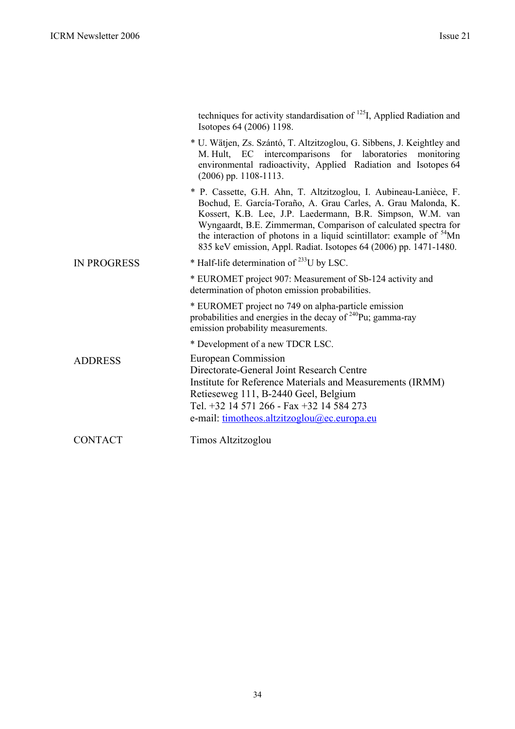techniques for activity standardisation of $^{125}$I, Applied Radiation and Isotopes 64 (2006) 1198.

* U. Wätjen, Zs. Szántó, T. Altzitzoglou, G. Sibbens, J. Keightley and M. Hult, EC intercomparisons for laboratories monitoring environmental radioactivity, Applied Radiation and Isotopes 64 (2006) pp. 1108-1113.

* P. Cassette, G.H. Ahn, T. Altzitzoglou, I. Aubineau-Lanièce, F. Bochud, E. García-Toraño, A. Grau Carles, A. Grau Malonda, K. Kossert, K.B. Lee, J.P. Laedermann, B.R. Simpson, W.M. van Wyngaardt, B.E. Zimmerman, Comparison of calculated spectra for the interaction of photons in a liquid scintillator: example of $^{54}$Mn 835 keV emission, Appl. Radiat. Isotopes 64 (2006) pp. 1471-1480.

IN PROGRESS

* Half-life determination of $^{233}$U by LSC.

* EUROMET project 907: Measurement of Sb-124 activity and determination of photon emission probabilities.

* EUROMET project no 749 on alpha-particle emission probabilities and energies in the decay of $^{240}$Pu; gamma-ray emission probability measurements.

* Development of a new TDCR LSC.

ADDRESS

European Commission
Directorate-General Joint Research Centre
Institute for Reference Materials and Measurements (IRMM)
Retieseweg 111, B-2440 Geel, Belgium
Tel. +32 14 571 266 - Fax +32 14 584 273
e-mail: timotheos.altzitzoglou@ec.europa.eu

CONTACT

Timos Altzitzoglou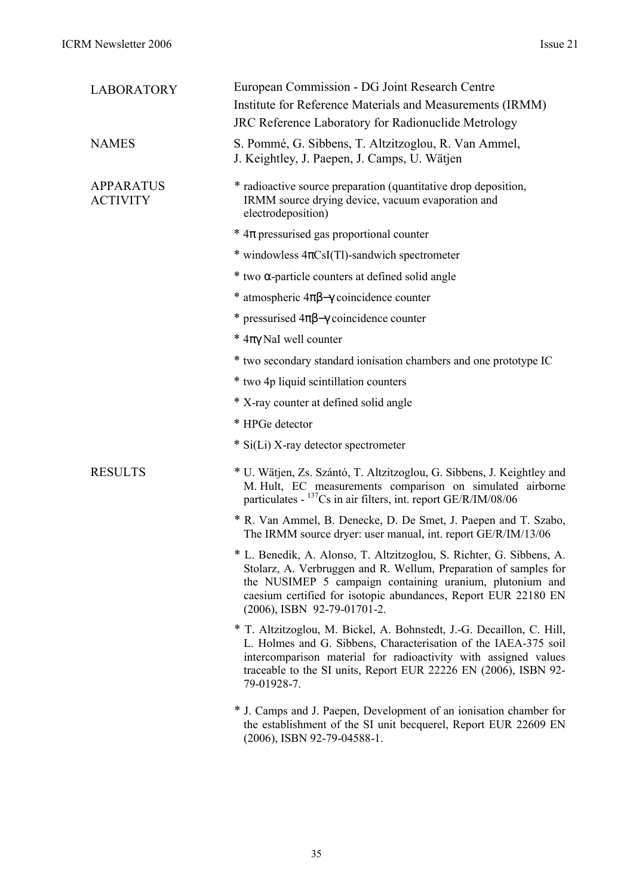| | |
|---|---|
| LABORATORY | European Commission - DG Joint Research Centre<br>Institute for Reference Materials and Measurements (IRMM)<br>JRC Reference Laboratory for Radionuclide Metrology |
| NAMES | S. Pommé, G. Sibbens, T. Altzitzoglou, R. Van Ammel, J. Keightley, J. Paepen, J. Camps, U. Wätjen |
| APPARATUS ACTIVITY | * radioactive source preparation (quantitative drop deposition, IRMM source drying device, vacuum evaporation and electrodeposition)<br>* $4\pi$ pressurised gas proportional counter<br>* windowless $4\pi$CsI(Tl)-sandwich spectrometer<br>* two $\alpha$-particle counters at defined solid angle<br>* atmospheric $4\pi\beta-\gamma$ coincidence counter<br>* pressurised $4\pi\beta-\gamma$ coincidence counter<br>* $4\pi\gamma$ NaI well counter<br>* two secondary standard ionisation chambers and one prototype IC<br>* two 4p liquid scintillation counters<br>* X-ray counter at defined solid angle<br>* HPGe detector<br>* Si(Li) X-ray detector spectrometer |
| RESULTS | * U. Wätjen, Zs. Szántó, T. Altzitzoglou, G. Sibbens, J. Keightley and M. Hult, EC measurements comparison on simulated airborne particulates - $^{137}$Cs in air filters, int. report GE/R/IM/08/06<br>* R. Van Ammel, B. Denecke, D. De Smet, J. Paepen and T. Szabo, The IRMM source dryer: user manual, int. report GE/R/IM/13/06<br>* L. Benedik, A. Alonso, T. Altzitzoglou, S. Richter, G. Sibbens, A. Stolarz, A. Verbruggen and R. Wellum, Preparation of samples for the NUSIMEP 5 campaign containing uranium, plutonium and caesium certified for isotopic abundances, Report EUR 22180 EN (2006), ISBN 92-79-01701-2.<br>* T. Altzitzoglou, M. Bickel, A. Bohnstedt, J.-G. Decaillon, C. Hill, L. Holmes and G. Sibbens, Characterisation of the IAEA-375 soil intercomparison material for radioactivity with assigned values traceable to the SI units, Report EUR 22226 EN (2006), ISBN 92-79-01928-7.<br>* J. Camps and J. Paepen, Development of an ionisation chamber for the establishment of the SI unit becquerel, Report EUR 22609 EN (2006), ISBN 92-79-04588-1. |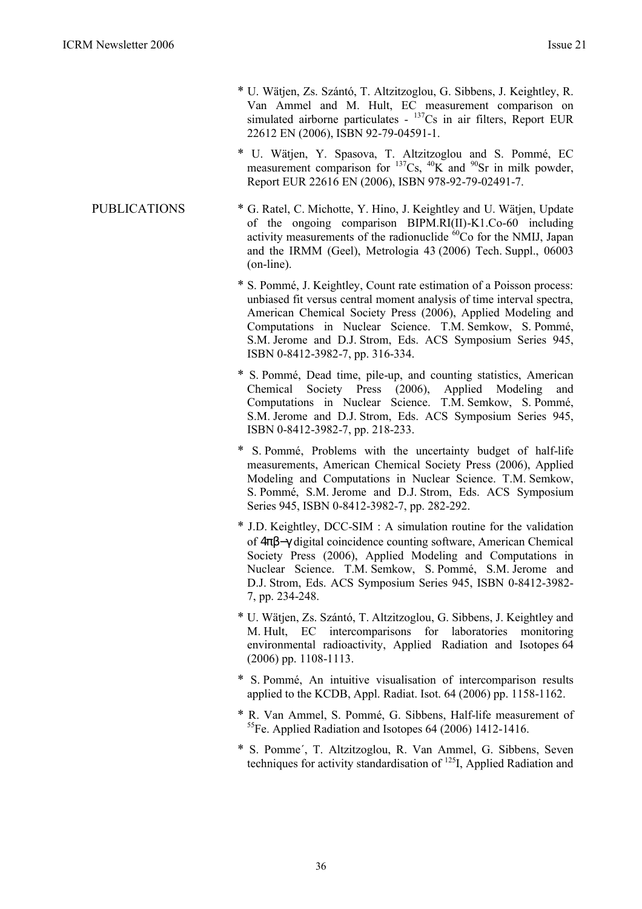* U. Wätjen, Zs. Szántó, T. Altzitzoglou, G. Sibbens, J. Keightley, R. Van Ammel and M. Hult, EC measurement comparison on simulated airborne particulates - $^{137}$Cs in air filters, Report EUR 22612 EN (2006), ISBN 92-79-04591-1.

* U. Wätjen, Y. Spasova, T. Altzitzoglou and S. Pommé, EC measurement comparison for $^{137}$Cs, $^{40}$K and $^{90}$Sr in milk powder, Report EUR 22616 EN (2006), ISBN 978-92-79-02491-7.

## PUBLICATIONS

* G. Ratel, C. Michotte, Y. Hino, J. Keightley and U. Wätjen, Update of the ongoing comparison BIPM.RI(II)-K1.Co-60 including activity measurements of the radionuclide $^{60}$Co for the NMIJ, Japan and the IRMM (Geel), Metrologia 43 (2006) Tech. Suppl., 06003 (on-line).

* S. Pommé, J. Keightley, Count rate estimation of a Poisson process: unbiased fit versus central moment analysis of time interval spectra, American Chemical Society Press (2006), Applied Modeling and Computations in Nuclear Science. T.M. Semkow, S. Pommé, S.M. Jerome and D.J. Strom, Eds. ACS Symposium Series 945, ISBN 0-8412-3982-7, pp. 316-334.

* S. Pommé, Dead time, pile-up, and counting statistics, American Chemical Society Press (2006), Applied Modeling and Computations in Nuclear Science. T.M. Semkow, S. Pommé, S.M. Jerome and D.J. Strom, Eds. ACS Symposium Series 945, ISBN 0-8412-3982-7, pp. 218-233.

* S. Pommé, Problems with the uncertainty budget of half-life measurements, American Chemical Society Press (2006), Applied Modeling and Computations in Nuclear Science. T.M. Semkow, S. Pommé, S.M. Jerome and D.J. Strom, Eds. ACS Symposium Series 945, ISBN 0-8412-3982-7, pp. 282-292.

* J.D. Keightley, DCC-SIM : A simulation routine for the validation of $4\pi\beta-\gamma$ digital coincidence counting software, American Chemical Society Press (2006), Applied Modeling and Computations in Nuclear Science. T.M. Semkow, S. Pommé, S.M. Jerome and D.J. Strom, Eds. ACS Symposium Series 945, ISBN 0-8412-3982-7, pp. 234-248.

* U. Wätjen, Zs. Szántó, T. Altzitzoglou, G. Sibbens, J. Keightley and M. Hult, EC intercomparisons for laboratories monitoring environmental radioactivity, Applied Radiation and Isotopes 64 (2006) pp. 1108-1113.

* S. Pommé, An intuitive visualisation of intercomparison results applied to the KCDB, Appl. Radiat. Isot. 64 (2006) pp. 1158-1162.

* R. Van Ammel, S. Pommé, G. Sibbens, Half-life measurement of $^{55}$Fe. Applied Radiation and Isotopes 64 (2006) 1412-1416.

* S. Pomme´, T. Altzitzoglou, R. Van Ammel, G. Sibbens, Seven techniques for activity standardisation of $^{125}$I, Applied Radiation and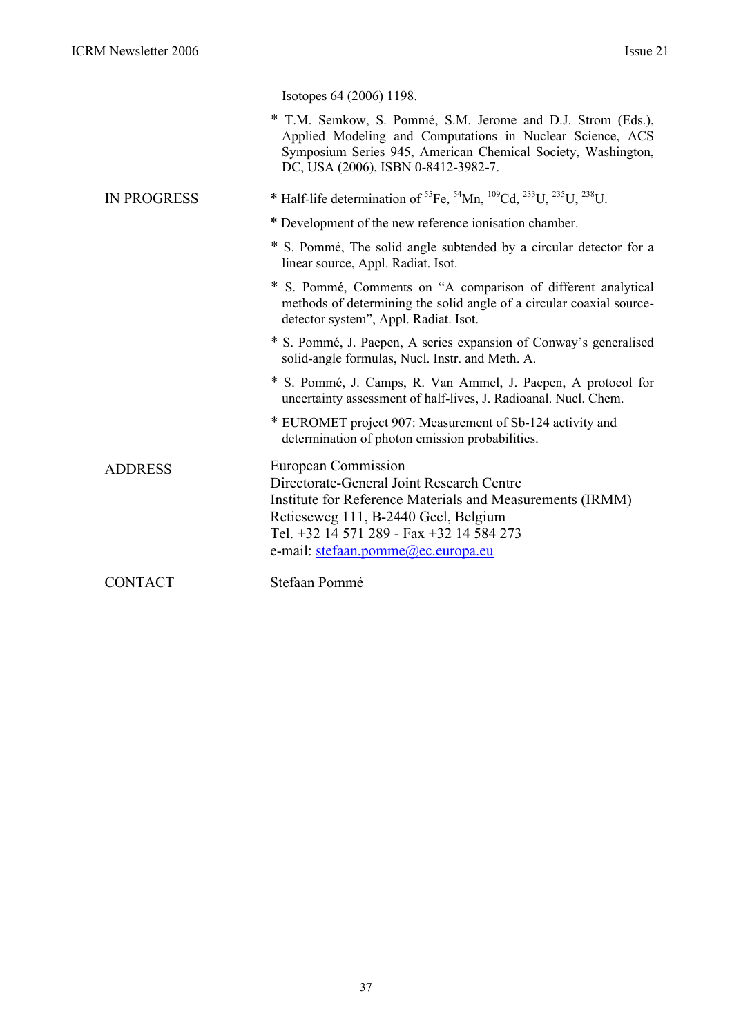Isotopes 64 (2006) 1198.

* T.M. Semkow, S. Pommé, S.M. Jerome and D.J. Strom (Eds.), Applied Modeling and Computations in Nuclear Science, ACS Symposium Series 945, American Chemical Society, Washington, DC, USA (2006), ISBN 0-8412-3982-7.

IN PROGRESS

* Half-life determination of $^{55}$Fe, $^{54}$Mn, $^{109}$Cd, $^{233}$U, $^{235}$U, $^{238}$U.
* Development of the new reference ionisation chamber.
* S. Pommé, The solid angle subtended by a circular detector for a linear source, Appl. Radiat. Isot.
* S. Pommé, Comments on "A comparison of different analytical methods of determining the solid angle of a circular coaxial source-detector system", Appl. Radiat. Isot.
* S. Pommé, J. Paepen, A series expansion of Conway's generalised solid-angle formulas, Nucl. Instr. and Meth. A.
* S. Pommé, J. Camps, R. Van Ammel, J. Paepen, A protocol for uncertainty assessment of half-lives, J. Radioanal. Nucl. Chem.
* EUROMET project 907: Measurement of Sb-124 activity and determination of photon emission probabilities.

ADDRESS

European Commission
Directorate-General Joint Research Centre
Institute for Reference Materials and Measurements (IRMM)
Retieseweg 111, B-2440 Geel, Belgium
Tel. +32 14 571 289 - Fax +32 14 584 273
e-mail: stefaan.pomme@ec.europa.eu

CONTACT

Stefaan Pommé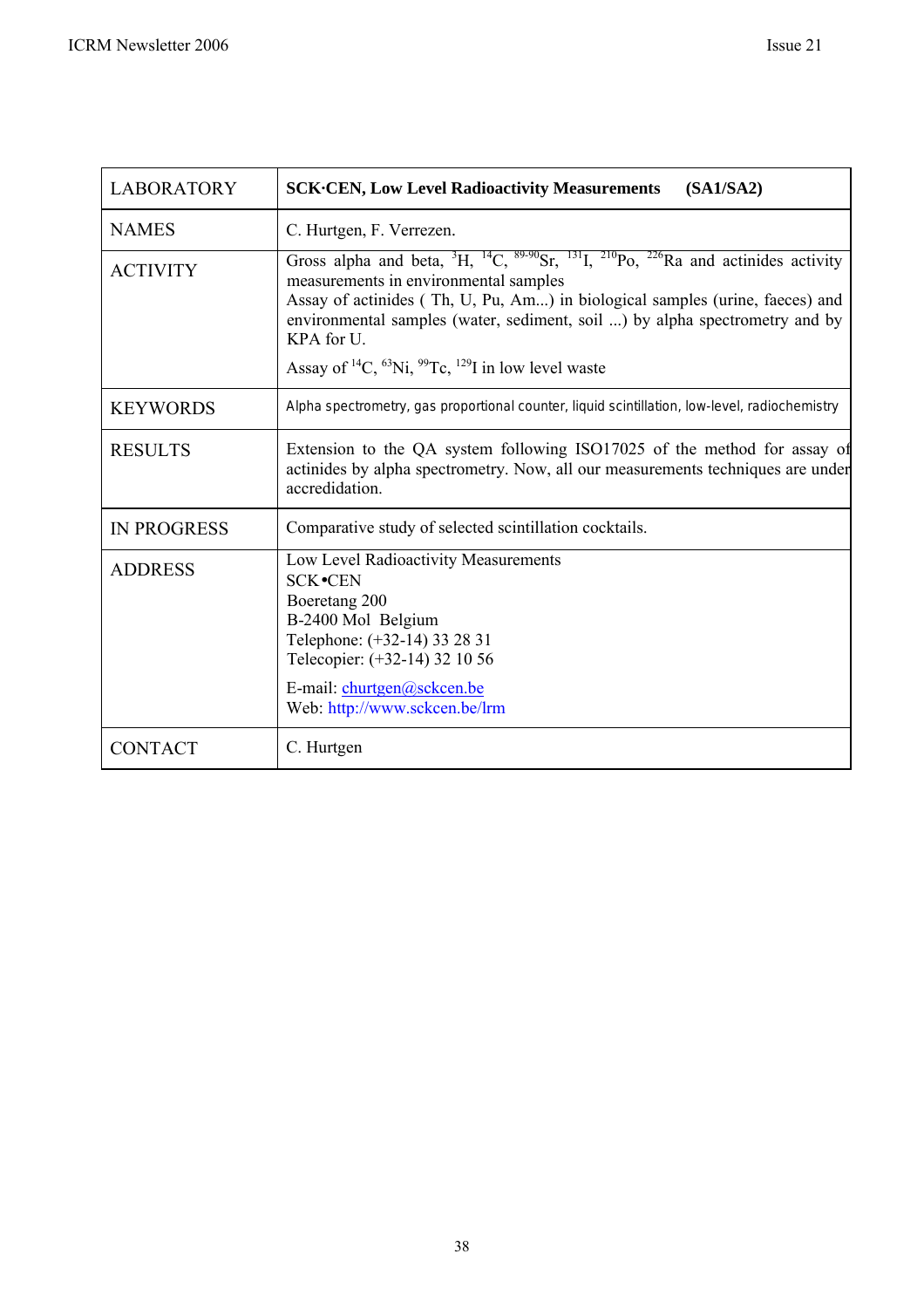| LABORATORY | **SCK·CEN, Low Level Radioactivity Measurements (SA1/SA2)** |
|---|---|
| NAMES | C. Hurtgen, F. Verrezen. |
| ACTIVITY | Gross alpha and beta, $^{3}H$, $^{14}C$, $^{89-90}Sr$, $^{131}I$, $^{210}Po$, $^{226}Ra$ and actinides activity measurements in environmental samples<br>Assay of actinides ( Th, U, Pu, Am...) in biological samples (urine, faeces) and environmental samples (water, sediment, soil ...) by alpha spectrometry and by KPA for U.<br>Assay of $^{14}C$, $^{63}Ni$, $^{99}Tc$, $^{129}I$ in low level waste |
| KEYWORDS | Alpha spectrometry, gas proportional counter, liquid scintillation, low-level, radiochemistry |
| RESULTS | Extension to the QA system following ISO17025 of the method for assay of actinides by alpha spectrometry. Now, all our measurements techniques are under accredidation. |
| IN PROGRESS | Comparative study of selected scintillation cocktails. |
| ADDRESS | Low Level Radioactivity Measurements<br>SCK•CEN<br>Boeretang 200<br>B-2400 Mol Belgium<br>Telephone: (+32-14) 33 28 31<br>Telecopier: (+32-14) 32 10 56<br>E-mail: churtgen@sckcen.be<br>Web: http://www.sckcen.be/lrm |
| CONTACT | C. Hurtgen |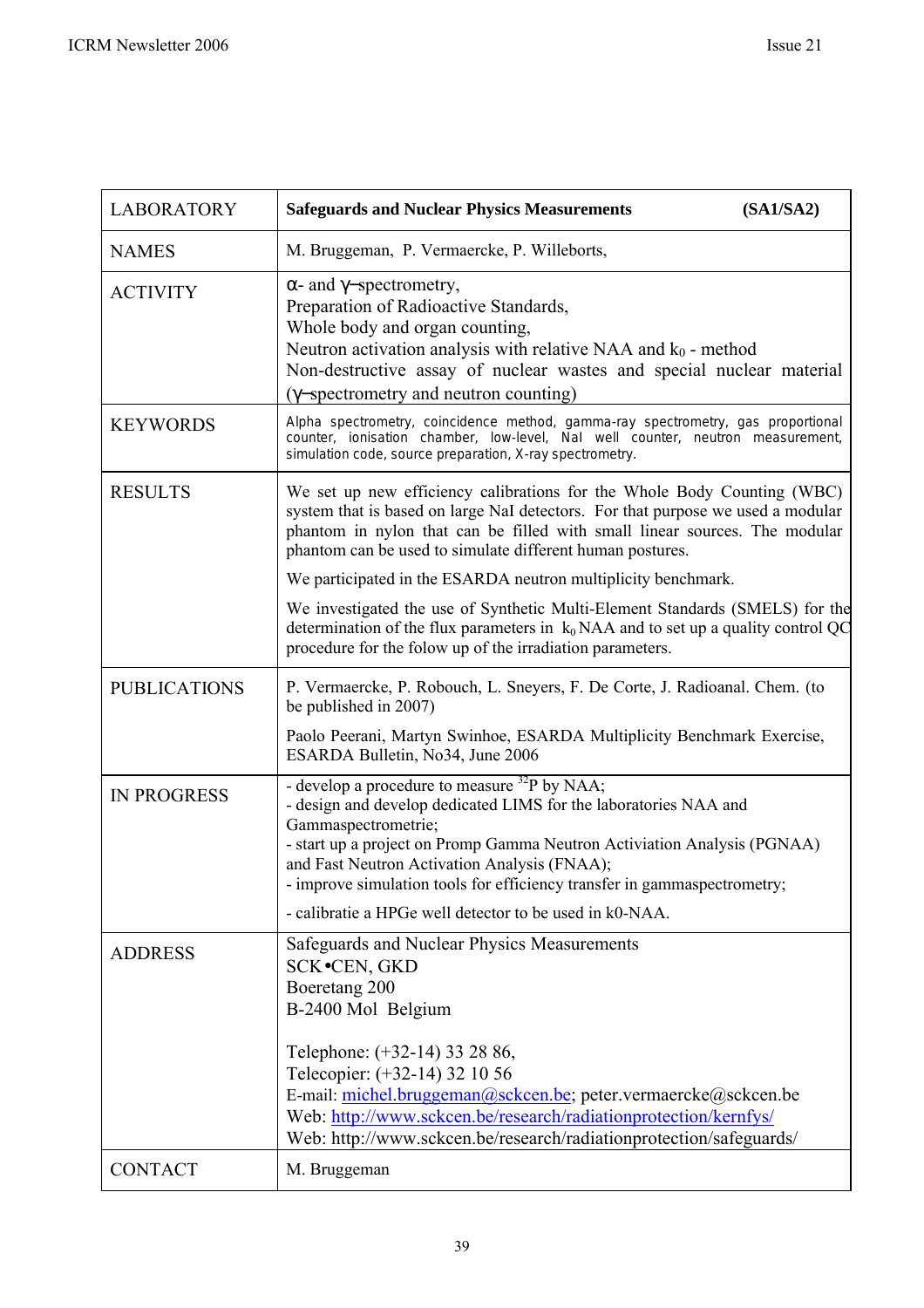| LABORATORY | **Safeguards and Nuclear Physics Measurements (SA1/SA2)** |
|---|---|
| NAMES | M. Bruggeman, P. Vermaercke, P. Willeborts, |
| ACTIVITY | α- and γ–spectrometry,<br>Preparation of Radioactive Standards,<br>Whole body and organ counting,<br>Neutron activation analysis with relative NAA and $k_0$ - method<br>Non-destructive assay of nuclear wastes and special nuclear material (γ–spectrometry and neutron counting) |
| KEYWORDS | Alpha spectrometry, coincidence method, gamma-ray spectrometry, gas proportional counter, ionisation chamber, low-level, NaI well counter, neutron measurement, simulation code, source preparation, X-ray spectrometry. |
| RESULTS | We set up new efficiency calibrations for the Whole Body Counting (WBC) system that is based on large NaI detectors. For that purpose we used a modular phantom in nylon that can be filled with small linear sources. The modular phantom can be used to simulate different human postures.<br><br>We participated in the ESARDA neutron multiplicity benchmark.<br><br>We investigated the use of Synthetic Multi-Element Standards (SMELS) for the determination of the flux parameters in $k_0$ NAA and to set up a quality control QC procedure for the folow up of the irradiation parameters. |
| PUBLICATIONS | P. Vermaercke, P. Robouch, L. Sneyers, F. De Corte, J. Radioanal. Chem. (to be published in 2007)<br><br>Paolo Peerani, Martyn Swinhoe, ESARDA Multiplicity Benchmark Exercise, ESARDA Bulletin, No34, June 2006 |
| IN PROGRESS | - develop a procedure to measure $^{32}P$ by NAA;<br>- design and develop dedicated LIMS for the laboratories NAA and Gammaspectrometrie;<br>- start up a project on Promp Gamma Neutron Activiation Analysis (PGNAA) and Fast Neutron Activation Analysis (FNAA);<br>- improve simulation tools for efficiency transfer in gammaspectrometry;<br><br>- calibratie a HPGe well detector to be used in k0-NAA. |
| ADDRESS | Safeguards and Nuclear Physics Measurements<br>SCK•CEN, GKD<br>Boeretang 200<br>B-2400 Mol Belgium<br><br>Telephone: (+32-14) 33 28 86,<br>Telecopier: (+32-14) 32 10 56<br>E-mail: michel.bruggeman@sckcen.be; peter.vermaercke@sckcen.be<br>Web: http://www.sckcen.be/research/radiationprotection/kernfys/<br>Web: http://www.sckcen.be/research/radiationprotection/safeguards/ |
| CONTACT | M. Bruggeman |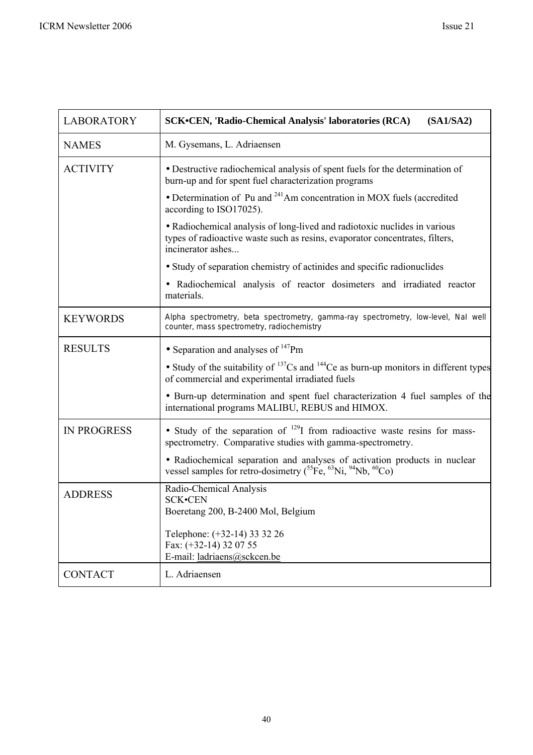| | |
|---|---|
| LABORATORY | **SCK•CEN, 'Radio-Chemical Analysis' laboratories (RCA) (SA1/SA2)** |
| NAMES | M. Gysemans, L. Adriaensen |
| ACTIVITY | • Destructive radiochemical analysis of spent fuels for the determination of burn-up and for spent fuel characterization programs<br>• Determination of Pu and $^{241}$Am concentration in MOX fuels (accredited according to ISO17025).<br>• Radiochemical analysis of long-lived and radiotoxic nuclides in various types of radioactive waste such as resins, evaporator concentrates, filters, incinerator ashes...<br>• Study of separation chemistry of actinides and specific radionuclides<br>• Radiochemical analysis of reactor dosimeters and irradiated reactor materials. |
| KEYWORDS | Alpha spectrometry, beta spectrometry, gamma-ray spectrometry, low-level, NaI well counter, mass spectrometry, radiochemistry |
| RESULTS | • Separation and analyses of $^{147}$Pm<br>• Study of the suitability of $^{137}$Cs and $^{144}$Ce as burn-up monitors in different types of commercial and experimental irradiated fuels<br>• Burn-up determination and spent fuel characterization 4 fuel samples of the international programs MALIBU, REBUS and HIMOX. |
| IN PROGRESS | • Study of the separation of $^{129}$I from radioactive waste resins for mass-spectrometry. Comparative studies with gamma-spectrometry.<br>• Radiochemical separation and analyses of activation products in nuclear vessel samples for retro-dosimetry ($^{55}$Fe, $^{63}$Ni, $^{94}$Nb, $^{60}$Co) |
| ADDRESS | Radio-Chemical Analysis<br>SCK•CEN<br>Boeretang 200, B-2400 Mol, Belgium<br><br>Telephone: (+32-14) 33 32 26<br>Fax: (+32-14) 32 07 55<br>E-mail: ladriaens@sckcen.be |
| CONTACT | L. Adriaensen |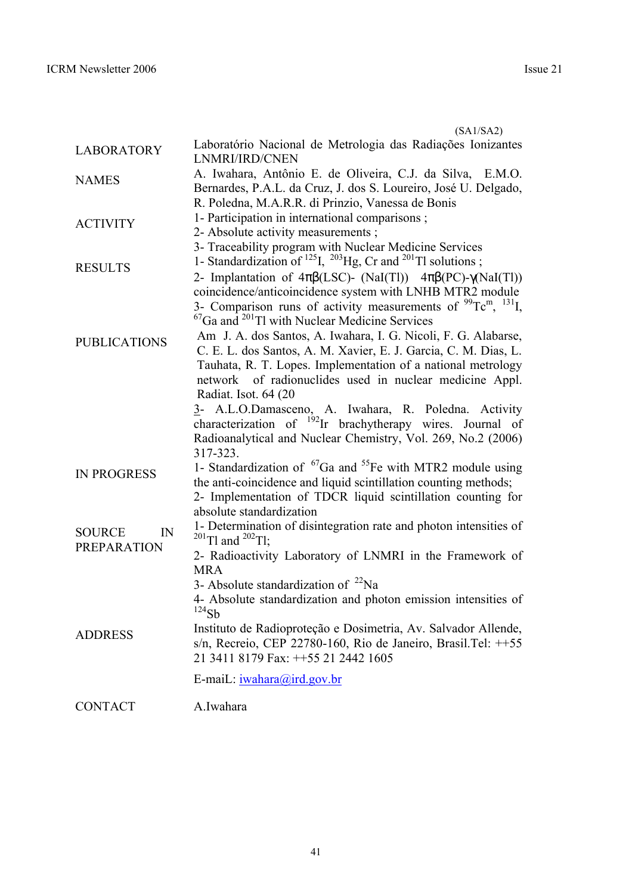(SA1/SA2)

| | |
|---|---|
| LABORATORY | Laboratório Nacional de Metrologia das Radiações Ionizantes LNMRI/IRD/CNEN |
| NAMES | A. Iwahara, Antônio E. de Oliveira, C.J. da Silva, E.M.O. Bernardes, P.A.L. da Cruz, J. dos S. Loureiro, José U. Delgado, R. Poledna, M.A.R.R. di Prinzio, Vanessa de Bonis |
| ACTIVITY | 1- Participation in international comparisons ;<br>2- Absolute activity measurements ;<br>3- Traceability program with Nuclear Medicine Services |
| RESULTS | 1- Standardization of $^{125}$I, $^{203}$Hg, Cr and $^{201}$Tl solutions ;<br>2- Implantation of 4πβ(LSC)- (NaI(Tl)) 4πβ(PC)-γ(NaI(Tl)) coincidence/anticoincidence system with LNHB MTR2 module<br>3- Comparison runs of activity measurements of $^{99}$Tc$^{m}$, $^{131}$I, $^{67}$Ga and $^{201}$Tl with Nuclear Medicine Services |
| PUBLICATIONS | Am J. A. dos Santos, A. Iwahara, I. G. Nicoli, F. G. Alabarse, C. E. L. dos Santos, A. M. Xavier, E. J. Garcia, C. M. Dias, L. Tauhata, R. T. Lopes. Implementation of a national metrology network of radionuclides used in nuclear medicine Appl. Radiat. Isot. 64 (20<br>3- A.L.O.Damasceno, A. Iwahara, R. Poledna. Activity characterization of $^{192}$Ir brachytherapy wires. Journal of Radioanalytical and Nuclear Chemistry, Vol. 269, No.2 (2006) 317-323. |
| IN PROGRESS | 1- Standardization of $^{67}$Ga and $^{55}$Fe with MTR2 module using the anti-coincidence and liquid scintillation counting methods;<br>2- Implementation of TDCR liquid scintillation counting for absolute standardization |
| SOURCE IN PREPARATION | 1- Determination of disintegration rate and photon intensities of $^{201}$Tl and $^{202}$Tl;<br>2- Radioactivity Laboratory of LNMRI in the Framework of MRA<br>3- Absolute standardization of $^{22}$Na<br>4- Absolute standardization and photon emission intensities of $^{124}$Sb |
| ADDRESS | Instituto de Radioproteção e Dosimetria, Av. Salvador Allende, s/n, Recreio, CEP 22780-160, Rio de Janeiro, Brasil.Tel: ++55 21 3411 8179 Fax: ++55 21 2442 1605<br>E-maiL: iwahara@ird.gov.br |
| CONTACT | A.Iwahara |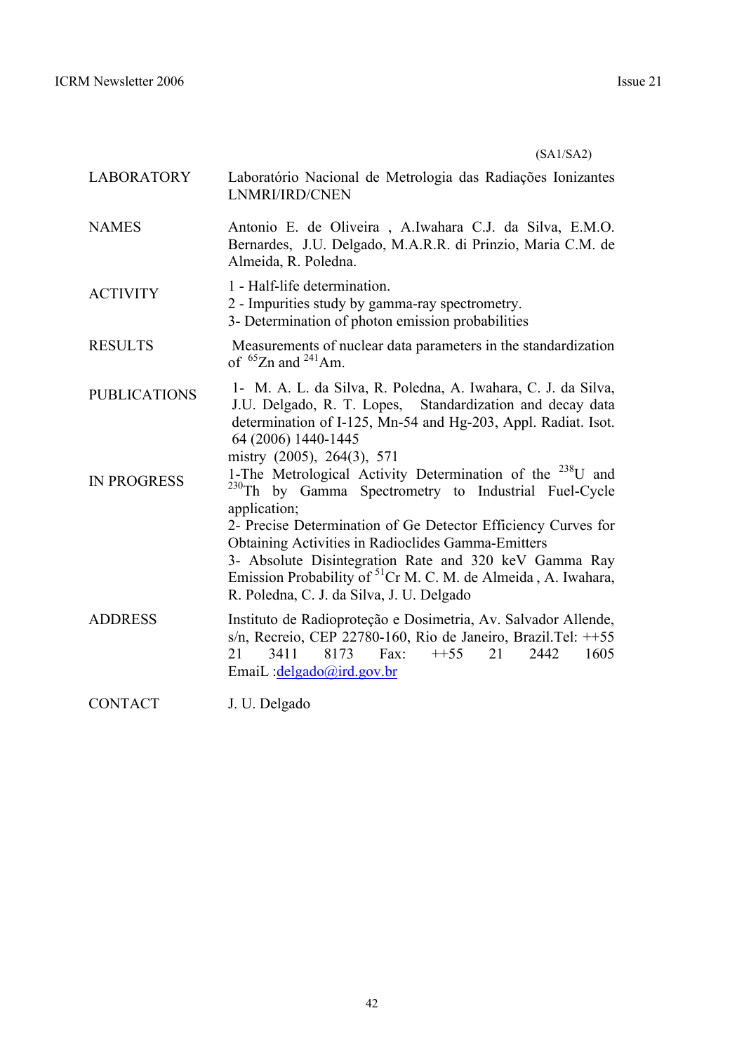(SA1/SA2)

| | |
|---|---|
| LABORATORY | Laboratório Nacional de Metrologia das Radiações Ionizantes LNMRI/IRD/CNEN |
| NAMES | Antonio E. de Oliveira , A.Iwahara C.J. da Silva, E.M.O. Bernardes, J.U. Delgado, M.A.R.R. di Prinzio, Maria C.M. de Almeida, R. Poledna. |
| ACTIVITY | 1 - Half-life determination.<br>2 - Impurities study by gamma-ray spectrometry.<br>3- Determination of photon emission probabilities |
| RESULTS | Measurements of nuclear data parameters in the standardization of $^{65}Zn$ and $^{241}Am$. |
| PUBLICATIONS | 1- M. A. L. da Silva, R. Poledna, A. Iwahara, C. J. da Silva, J.U. Delgado, R. T. Lopes, Standardization and decay data determination of I-125, Mn-54 and Hg-203, Appl. Radiat. Isot. 64 (2006) 1440-1445<br>mistry (2005), 264(3), 571 |
| IN PROGRESS | 1-The Metrological Activity Determination of the $^{238}U$ and $^{230}Th$ by Gamma Spectrometry to Industrial Fuel-Cycle application;<br>2- Precise Determination of Ge Detector Efficiency Curves for Obtaining Activities in Radioclides Gamma-Emitters<br>3- Absolute Disintegration Rate and 320 keV Gamma Ray Emission Probability of $^{51}Cr$ M. C. M. de Almeida , A. Iwahara, R. Poledna, C. J. da Silva, J. U. Delgado |
| ADDRESS | Instituto de Radioproteção e Dosimetria, Av. Salvador Allende, s/n, Recreio, CEP 22780-160, Rio de Janeiro, Brazil.Tel: ++55 21 3411 8173 Fax: ++55 21 2442 1605<br>EmaiL :delgado@ird.gov.br |
| CONTACT | J. U. Delgado |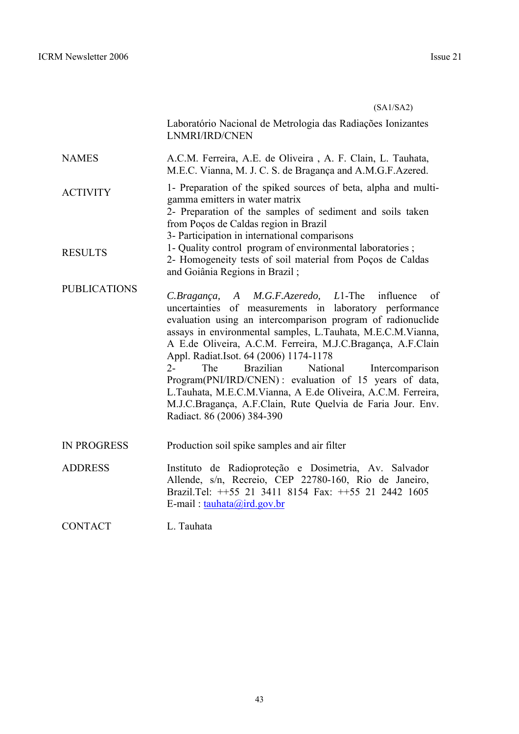(SA1/SA2)

Laboratório Nacional de Metrologia das Radiações Ionizantes LNMRI/IRD/CNEN

| | |
|---|---|
| NAMES | A.C.M. Ferreira, A.E. de Oliveira , A. F. Clain, L. Tauhata, M.E.C. Vianna, M. J. C. S. de Bragança and A.M.G.F.Azered. |
| ACTIVITY | 1- Preparation of the spiked sources of beta, alpha and multi-gamma emitters in water matrix<br>2- Preparation of the samples of sediment and soils taken from Poços de Caldas region in Brazil<br>3- Participation in international comparisons |
| RESULTS | 1- Quality control program of environmental laboratories ;<br>2- Homogeneity tests of soil material from Poços de Caldas and Goiânia Regions in Brazil ; |
| PUBLICATIONS | *C.Bragança, A M.G.F.Azeredo, L*1-The influence of uncertainties of measurements in laboratory performance evaluation using an intercomparison program of radionuclide assays in environmental samples, L.Tauhata, M.E.C.M.Vianna, A E.de Oliveira, A.C.M. Ferreira, M.J.C.Bragança, A.F.Clain Appl. Radiat.Isot. 64 (2006) 1174-1178<br>2- The Brazilian National Intercomparison Program(PNI/IRD/CNEN) : evaluation of 15 years of data, L.Tauhata, M.E.C.M.Vianna, A E.de Oliveira, A.C.M. Ferreira, M.J.C.Bragança, A.F.Clain, Rute Quelvia de Faria Jour. Env. Radiact. 86 (2006) 384-390 |
| IN PROGRESS | Production soil spike samples and air filter |
| ADDRESS | Instituto de Radioproteção e Dosimetria, Av. Salvador Allende, s/n, Recreio, CEP 22780-160, Rio de Janeiro, Brazil.Tel: ++55 21 3411 8154 Fax: ++55 21 2442 1605 E-mail : tauhata@ird.gov.br |
| CONTACT | L. Tauhata |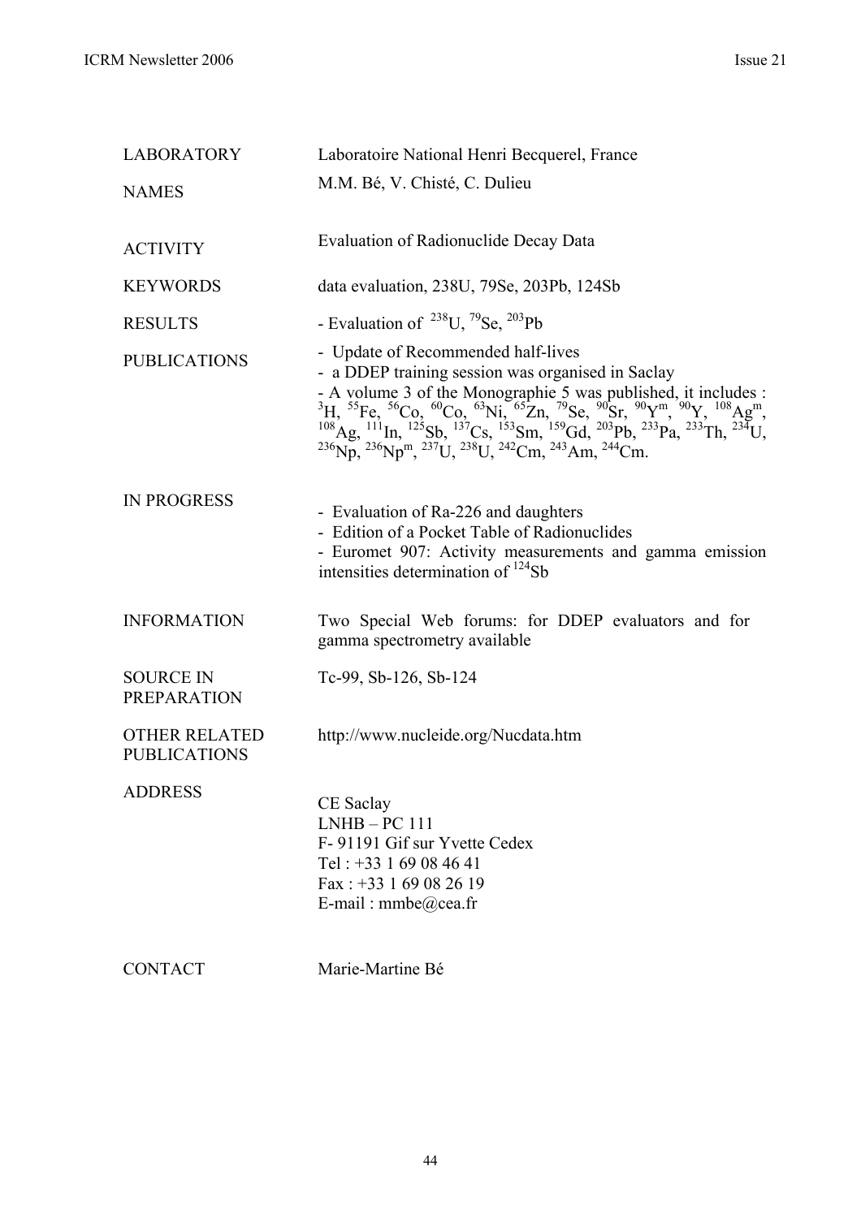| | |
|---|---|
| LABORATORY | Laboratoire National Henri Becquerel, France |
| NAMES | M.M. Bé, V. Chisté, C. Dulieu |
| ACTIVITY | Evaluation of Radionuclide Decay Data |
| KEYWORDS | data evaluation, 238U, 79Se, 203Pb, 124Sb |
| RESULTS | - Evaluation of $^{238}U$, $^{79}Se$, $^{203}Pb$ |
| PUBLICATIONS | - Update of Recommended half-lives<br>- a DDEP training session was organised in Saclay<br>- A volume 3 of the Monographie 5 was published, it includes : $^{3}H$, $^{55}Fe$, $^{56}Co$, $^{60}Co$, $^{63}Ni$, $^{65}Zn$, $^{79}Se$, $^{90}Sr$, $^{90}Y^{m}$, $^{90}Y$, $^{108}Ag^{m}$, $^{108}Ag$, $^{111}In$, $^{125}Sb$, $^{137}Cs$, $^{153}Sm$, $^{159}Gd$, $^{203}Pb$, $^{233}Pa$, $^{233}Th$, $^{234}U$, $^{236}Np$, $^{236}Np^{m}$, $^{237}U$, $^{238}U$, $^{242}Cm$, $^{243}Am$, $^{244}Cm$. |
| IN PROGRESS | - Evaluation of Ra-226 and daughters<br>- Edition of a Pocket Table of Radionuclides<br>- Euromet 907: Activity measurements and gamma emission intensities determination of $^{124}Sb$ |
| INFORMATION | Two Special Web forums: for DDEP evaluators and for gamma spectrometry available |
| SOURCE IN PREPARATION | Tc-99, Sb-126, Sb-124 |
| OTHER RELATED PUBLICATIONS | http://www.nucleide.org/Nucdata.htm |
| ADDRESS | CE Saclay<br>LNHB – PC 111<br>F- 91191 Gif sur Yvette Cedex<br>Tel : +33 1 69 08 46 41<br>Fax : +33 1 69 08 26 19<br>E-mail : mmbe@cea.fr |
| CONTACT | Marie-Martine Bé |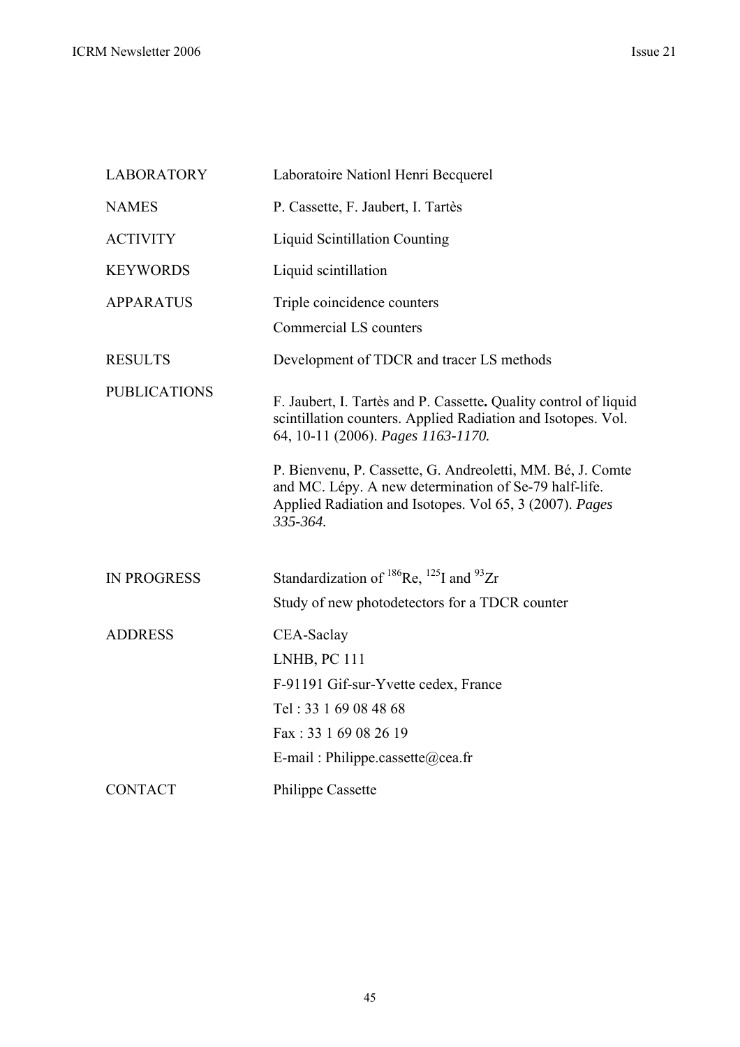| | |
|---|---|
| LABORATORY | Laboratoire Nationl Henri Becquerel |
| NAMES | P. Cassette, F. Jaubert, I. Tartès |
| ACTIVITY | Liquid Scintillation Counting |
| KEYWORDS | Liquid scintillation |
| APPARATUS | Triple coincidence counters<br>Commercial LS counters |
| RESULTS | Development of TDCR and tracer LS methods |
| PUBLICATIONS | F. Jaubert, I. Tartès and P. Cassette**.** Quality control of liquid scintillation counters. Applied Radiation and Isotopes. Vol. 64, 10-11 (2006). *Pages 1163-1170.*<br><br>P. Bienvenu, P. Cassette, G. Andreoletti, MM. Bé, J. Comte and MC. Lépy. A new determination of Se-79 half-life. Applied Radiation and Isotopes. Vol 65, 3 (2007). *Pages 335-364.* |
| IN PROGRESS | Standardization of $^{186}$Re, $^{125}$I and $^{93}$Zr<br>Study of new photodetectors for a TDCR counter |
| ADDRESS | CEA-Saclay<br>LNHB, PC 111<br>F-91191 Gif-sur-Yvette cedex, France<br>Tel : 33 1 69 08 48 68<br>Fax : 33 1 69 08 26 19<br>E-mail : Philippe.cassette@cea.fr |
| CONTACT | Philippe Cassette |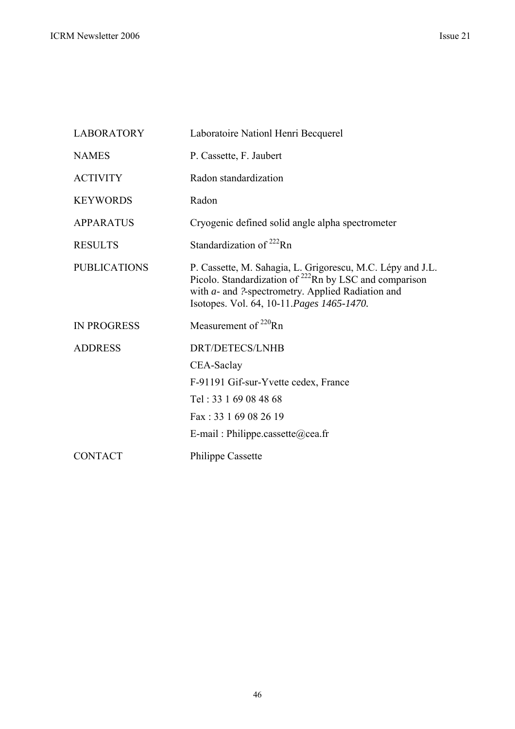| | |
|---|---|
| LABORATORY | Laboratoire Nationl Henri Becquerel |
| NAMES | P. Cassette, F. Jaubert |
| ACTIVITY | Radon standardization |
| KEYWORDS | Radon |
| APPARATUS | Cryogenic defined solid angle alpha spectrometer |
| RESULTS | Standardization of $^{222}$Rn |
| PUBLICATIONS | P. Cassette, M. Sahagia, L. Grigorescu, M.C. Lépy and J.L. Picolo. Standardization of $^{222}$Rn by LSC and comparison with *a*- and ?-spectrometry. Applied Radiation and Isotopes. Vol. 64, 10-11.*Pages 1465-1470.* |
| IN PROGRESS | Measurement of $^{220}$Rn |
| ADDRESS | DRT/DETECS/LNHB<br>CEA-Saclay<br>F-91191 Gif-sur-Yvette cedex, France<br>Tel : 33 1 69 08 48 68<br>Fax : 33 1 69 08 26 19<br>E-mail : Philippe.cassette@cea.fr |
| CONTACT | Philippe Cassette |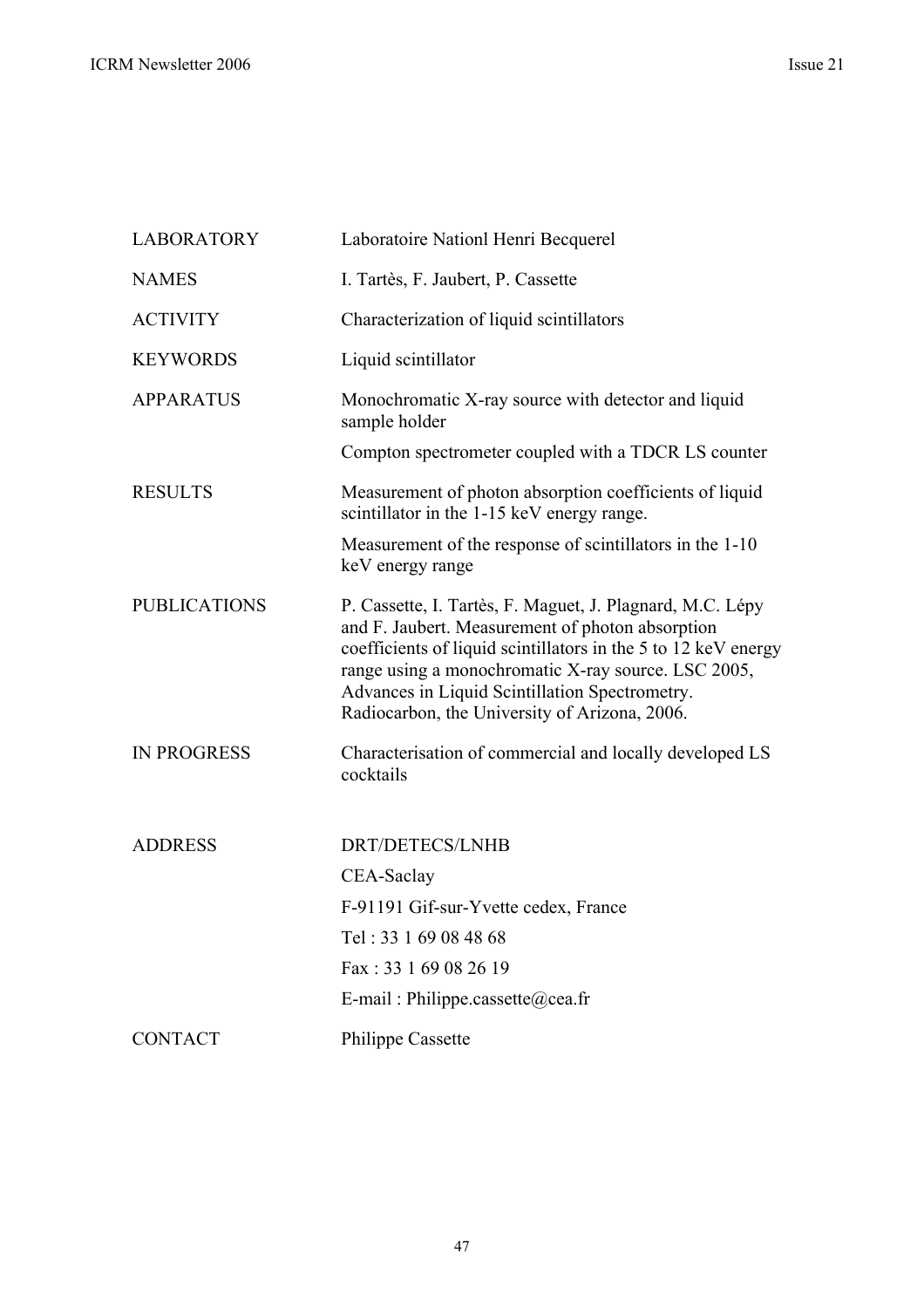| | |
|---|---|
| LABORATORY | Laboratoire Nationl Henri Becquerel |
| NAMES | I. Tartès, F. Jaubert, P. Cassette |
| ACTIVITY | Characterization of liquid scintillators |
| KEYWORDS | Liquid scintillator |
| APPARATUS | Monochromatic X-ray source with detector and liquid sample holder<br>Compton spectrometer coupled with a TDCR LS counter |
| RESULTS | Measurement of photon absorption coefficients of liquid scintillator in the 1-15 keV energy range.<br>Measurement of the response of scintillators in the 1-10 keV energy range |
| PUBLICATIONS | P. Cassette, I. Tartès, F. Maguet, J. Plagnard, M.C. Lépy and F. Jaubert. Measurement of photon absorption coefficients of liquid scintillators in the 5 to 12 keV energy range using a monochromatic X-ray source. LSC 2005, Advances in Liquid Scintillation Spectrometry. Radiocarbon, the University of Arizona, 2006. |
| IN PROGRESS | Characterisation of commercial and locally developed LS cocktails |
| ADDRESS | DRT/DETECS/LNHB<br>CEA-Saclay<br>F-91191 Gif-sur-Yvette cedex, France<br>Tel : 33 1 69 08 48 68<br>Fax : 33 1 69 08 26 19<br>E-mail : Philippe.cassette@cea.fr |
| CONTACT | Philippe Cassette |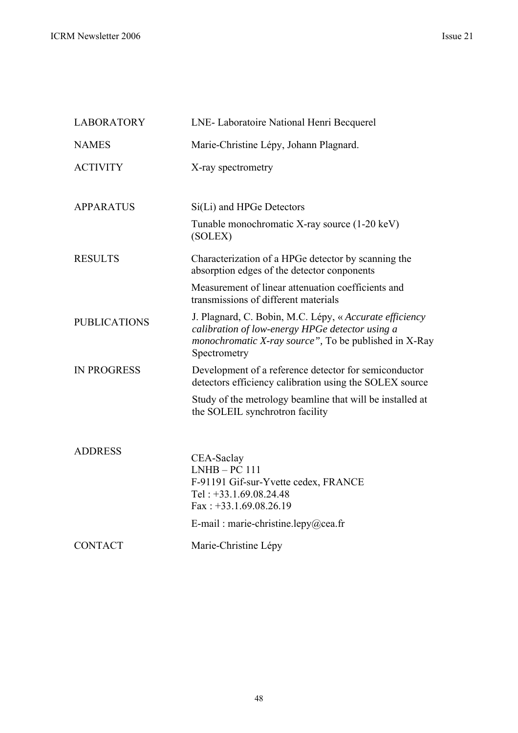| | |
|---|---|
| LABORATORY | LNE- Laboratoire National Henri Becquerel |
| NAMES | Marie-Christine Lépy, Johann Plagnard. |
| ACTIVITY | X-ray spectrometry |
| APPARATUS | Si(Li) and HPGe Detectors<br>Tunable monochromatic X-ray source (1-20 keV) (SOLEX) |
| RESULTS | Characterization of a HPGe detector by scanning the absorption edges of the detector conponents<br>Measurement of linear attenuation coefficients and transmissions of different materials |
| PUBLICATIONS | J. Plagnard, C. Bobin, M.C. Lépy, « *Accurate efficiency calibration of low-energy HPGe detector using a monochromatic X-ray source"*, To be published in X-Ray Spectrometry |
| IN PROGRESS | Development of a reference detector for semiconductor detectors efficiency calibration using the SOLEX source<br>Study of the metrology beamline that will be installed at the SOLEIL synchrotron facility |
| ADDRESS | CEA-Saclay<br>LNHB – PC 111<br>F-91191 Gif-sur-Yvette cedex, FRANCE<br>Tel : +33.1.69.08.24.48<br>Fax : +33.1.69.08.26.19<br>E-mail : marie-christine.lepy@cea.fr |
| CONTACT | Marie-Christine Lépy |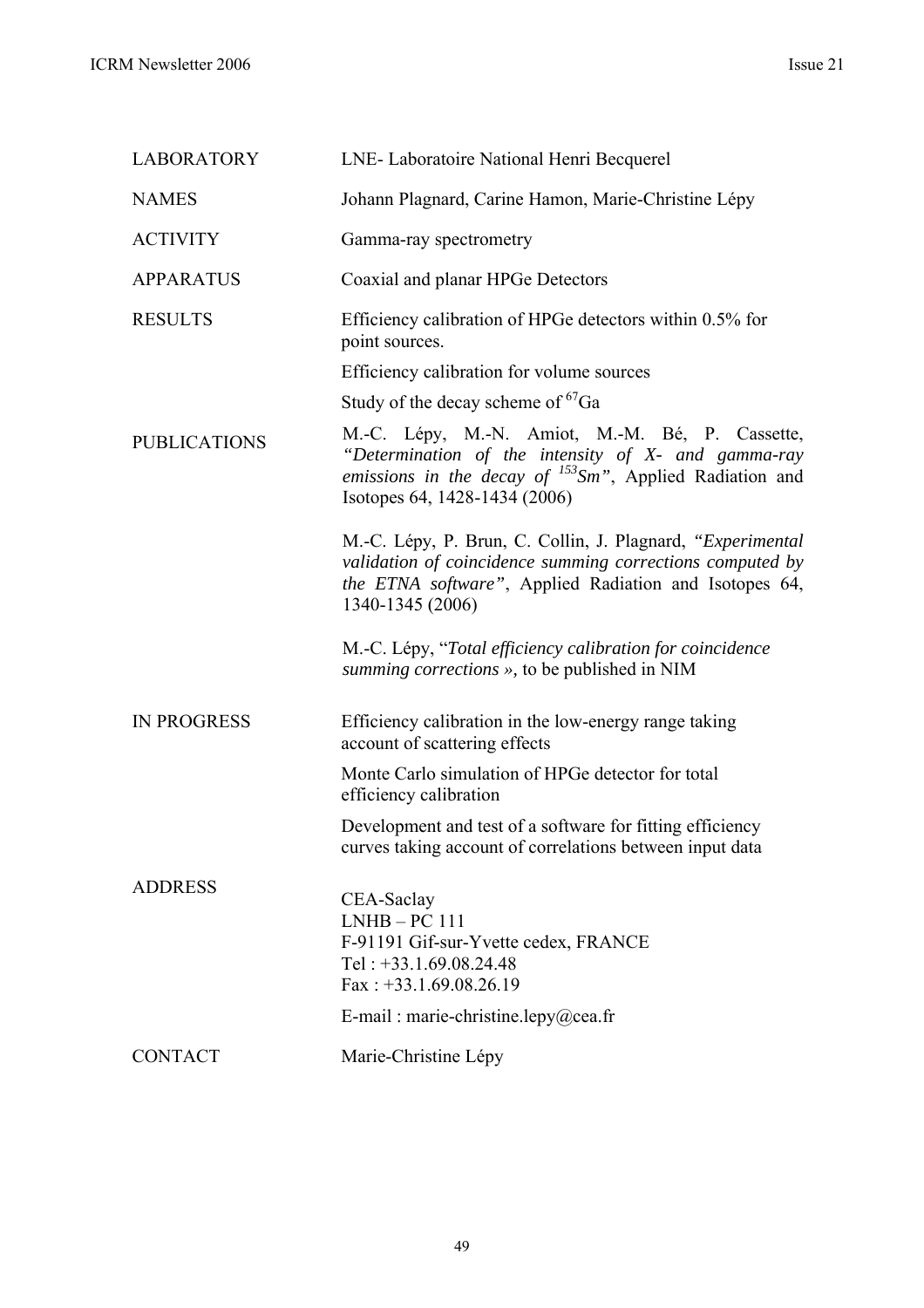| | |
|---|---|
| LABORATORY | LNE- Laboratoire National Henri Becquerel |
| NAMES | Johann Plagnard, Carine Hamon, Marie-Christine Lépy |
| ACTIVITY | Gamma-ray spectrometry |
| APPARATUS | Coaxial and planar HPGe Detectors |
| RESULTS | Efficiency calibration of HPGe detectors within 0.5% for point sources.<br>Efficiency calibration for volume sources<br>Study of the decay scheme of $^{67}$Ga |
| PUBLICATIONS | M.-C. Lépy, M.-N. Amiot, M.-M. Bé, P. Cassette, *"Determination of the intensity of X- and gamma-ray emissions in the decay of $^{153}$Sm"*, Applied Radiation and Isotopes 64, 1428-1434 (2006)<br><br>M.-C. Lépy, P. Brun, C. Collin, J. Plagnard, *"Experimental validation of coincidence summing corrections computed by the ETNA software"*, Applied Radiation and Isotopes 64, 1340-1345 (2006)<br><br>M.-C. Lépy, "*Total efficiency calibration for coincidence summing corrections »,* to be published in NIM |
| IN PROGRESS | Efficiency calibration in the low-energy range taking account of scattering effects<br>Monte Carlo simulation of HPGe detector for total efficiency calibration<br>Development and test of a software for fitting efficiency curves taking account of correlations between input data |
| ADDRESS | CEA-Saclay<br>LNHB – PC 111<br>F-91191 Gif-sur-Yvette cedex, FRANCE<br>Tel : +33.1.69.08.24.48<br>Fax : +33.1.69.08.26.19<br>E-mail : marie-christine.lepy@cea.fr |
| CONTACT | Marie-Christine Lépy |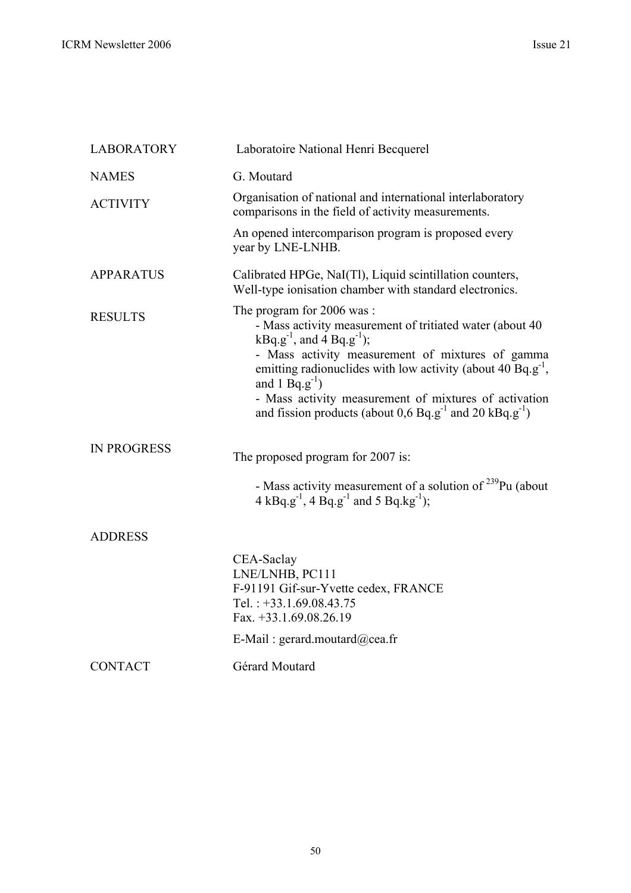| | |
|---|---|
| LABORATORY | Laboratoire National Henri Becquerel |
| NAMES | G. Moutard |
| ACTIVITY | Organisation of national and international interlaboratory comparisons in the field of activity measurements.<br><br>An opened intercomparison program is proposed every year by LNE-LNHB. |
| APPARATUS | Calibrated HPGe, NaI(Tl), Liquid scintillation counters, Well-type ionisation chamber with standard electronics. |
| RESULTS | The program for 2006 was :<br>- Mass activity measurement of tritiated water (about 40 $kBq.g^{-1}$, and 4 $Bq.g^{-1}$);<br>- Mass activity measurement of mixtures of gamma emitting radionuclides with low activity (about 40 $Bq.g^{-1}$, and 1 $Bq.g^{-1}$)<br>- Mass activity measurement of mixtures of activation and fission products (about 0,6 $Bq.g^{-1}$ and 20 $kBq.g^{-1}$) |
| IN PROGRESS | The proposed program for 2007 is:<br><br>- Mass activity measurement of a solution of $^{239}$Pu (about 4 $kBq.g^{-1}$, 4 $Bq.g^{-1}$ and 5 $Bq.kg^{-1}$); |
| ADDRESS | CEA-Saclay<br>LNE/LNHB, PC111<br>F-91191 Gif-sur-Yvette cedex, FRANCE<br>Tel. : +33.1.69.08.43.75<br>Fax. +33.1.69.08.26.19<br><br>E-Mail : gerard.moutard@cea.fr |
| CONTACT | Gérard Moutard |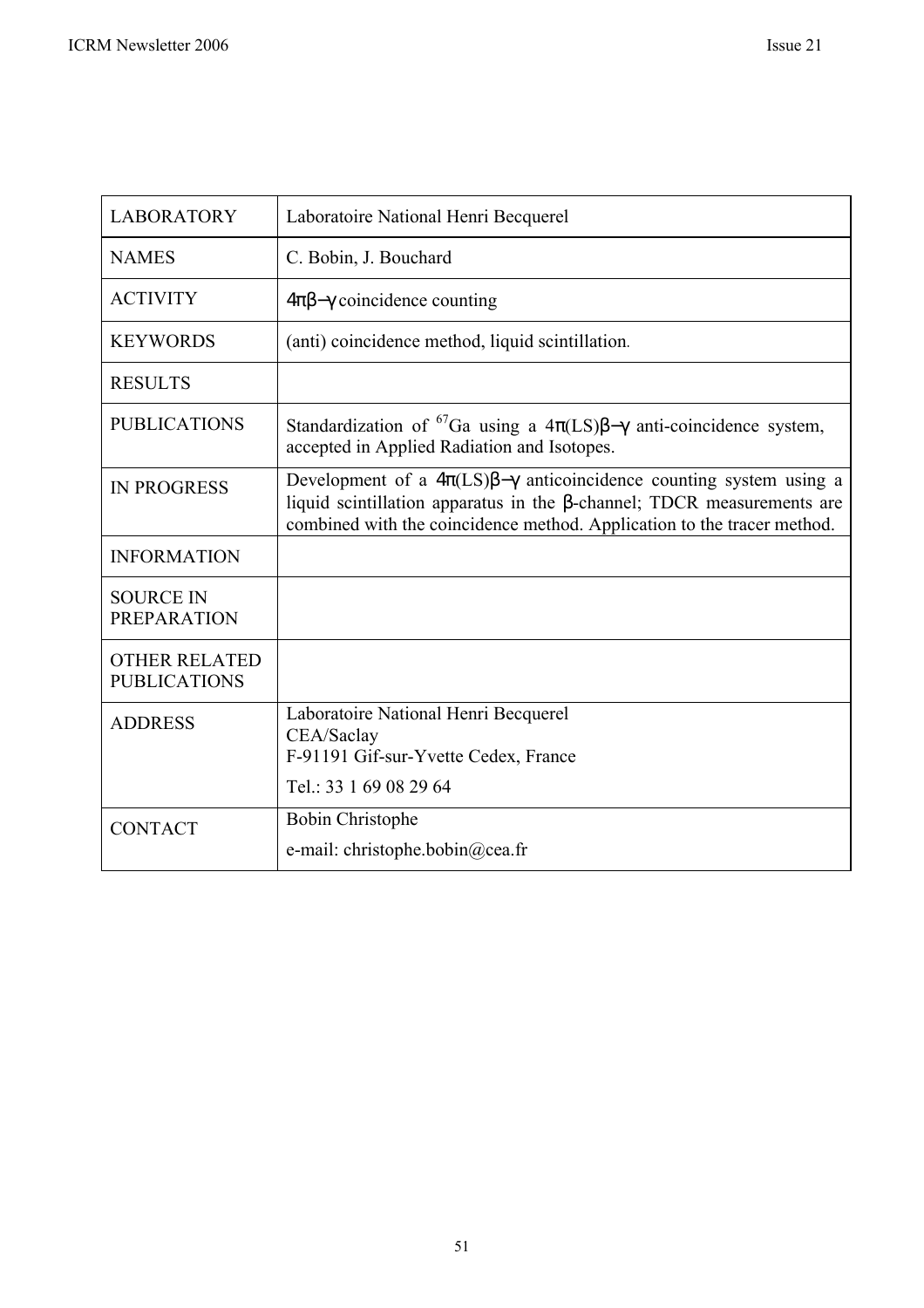| LABORATORY | Laboratoire National Henri Becquerel |
| --- | --- |
| NAMES | C. Bobin, J. Bouchard |
| ACTIVITY | $4\pi\beta-\gamma$ coincidence counting |
| KEYWORDS | (anti) coincidence method, liquid scintillation. |
| RESULTS | |
| PUBLICATIONS | Standardization of $^{67}$Ga using a $4\pi$(LS)$\beta-\gamma$ anti-coincidence system, accepted in Applied Radiation and Isotopes. |
| IN PROGRESS | Development of a $4\pi$(LS)$\beta-\gamma$ anticoincidence counting system using a liquid scintillation apparatus in the $\beta$-channel; TDCR measurements are combined with the coincidence method. Application to the tracer method. |
| INFORMATION | |
| SOURCE IN PREPARATION | |
| OTHER RELATED PUBLICATIONS | |
| ADDRESS | Laboratoire National Henri Becquerel<br>CEA/Saclay<br>F-91191 Gif-sur-Yvette Cedex, France<br>Tel.: 33 1 69 08 29 64 |
| CONTACT | Bobin Christophe<br>e-mail: christophe.bobin@cea.fr |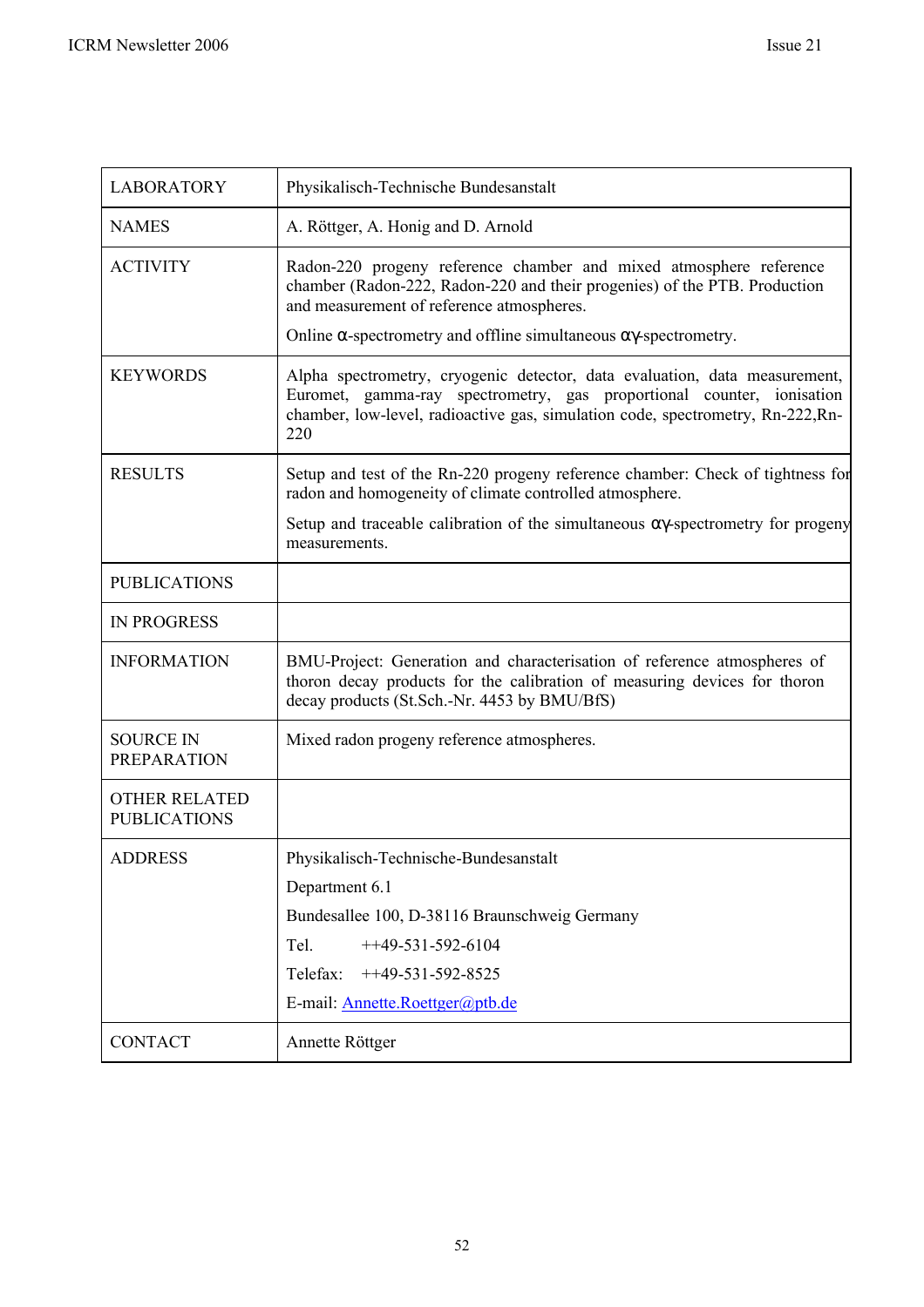| | |
|---|---|
| LABORATORY | Physikalisch-Technische Bundesanstalt |
| NAMES | A. Röttger, A. Honig and D. Arnold |
| ACTIVITY | Radon-220 progeny reference chamber and mixed atmosphere reference chamber (Radon-222, Radon-220 and their progenies) of the PTB. Production and measurement of reference atmospheres.<br><br>Online α-spectrometry and offline simultaneous αγ-spectrometry. |
| KEYWORDS | Alpha spectrometry, cryogenic detector, data evaluation, data measurement, Euromet, gamma-ray spectrometry, gas proportional counter, ionisation chamber, low-level, radioactive gas, simulation code, spectrometry, Rn-222,Rn-220 |
| RESULTS | Setup and test of the Rn-220 progeny reference chamber: Check of tightness for radon and homogeneity of climate controlled atmosphere.<br><br>Setup and traceable calibration of the simultaneous αγ-spectrometry for progeny measurements. |
| PUBLICATIONS | |
| IN PROGRESS | |
| INFORMATION | BMU-Project: Generation and characterisation of reference atmospheres of thoron decay products for the calibration of measuring devices for thoron decay products (St.Sch.-Nr. 4453 by BMU/BfS) |
| SOURCE IN PREPARATION | Mixed radon progeny reference atmospheres. |
| OTHER RELATED PUBLICATIONS | |
| ADDRESS | Physikalisch-Technische-Bundesanstalt<br><br>Department 6.1<br><br>Bundesallee 100, D-38116 Braunschweig Germany<br><br>Tel. ++49-531-592-6104<br><br>Telefax: ++49-531-592-8525<br><br>E-mail: Annette.Roettger@ptb.de |
| CONTACT | Annette Röttger |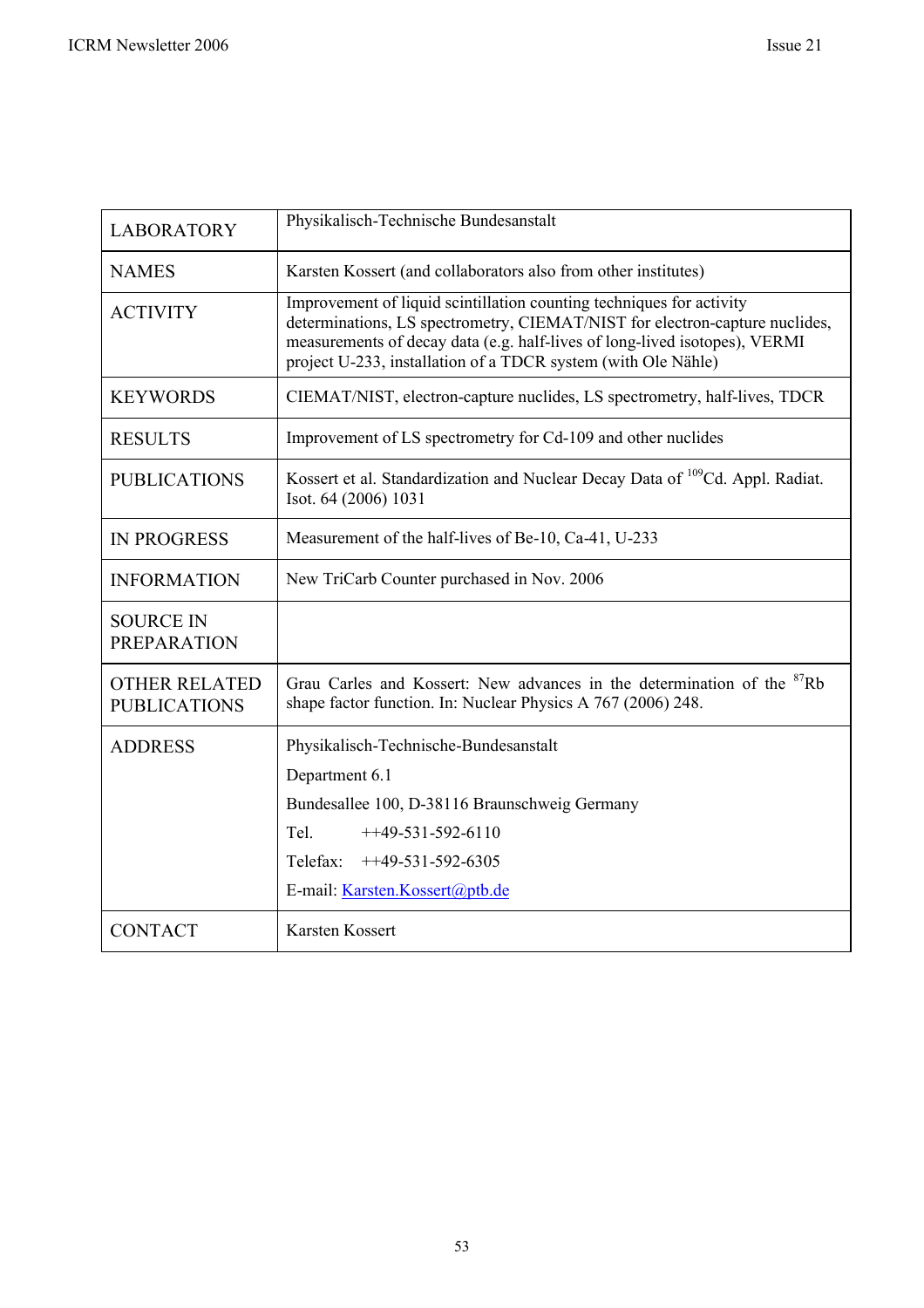| | |
|---|---|
| LABORATORY | Physikalisch-Technische Bundesanstalt |
| NAMES | Karsten Kossert (and collaborators also from other institutes) |
| ACTIVITY | Improvement of liquid scintillation counting techniques for activity determinations, LS spectrometry, CIEMAT/NIST for electron-capture nuclides, measurements of decay data (e.g. half-lives of long-lived isotopes), VERMI project U-233, installation of a TDCR system (with Ole Nähle) |
| KEYWORDS | CIEMAT/NIST, electron-capture nuclides, LS spectrometry, half-lives, TDCR |
| RESULTS | Improvement of LS spectrometry for Cd-109 and other nuclides |
| PUBLICATIONS | Kossert et al. Standardization and Nuclear Decay Data of $^{109}$Cd. Appl. Radiat. Isot. 64 (2006) 1031 |
| IN PROGRESS | Measurement of the half-lives of Be-10, Ca-41, U-233 |
| INFORMATION | New TriCarb Counter purchased in Nov. 2006 |
| SOURCE IN PREPARATION | |
| OTHER RELATED PUBLICATIONS | Grau Carles and Kossert: New advances in the determination of the $^{87}$Rb shape factor function. In: Nuclear Physics A 767 (2006) 248. |
| ADDRESS | Physikalisch-Technische-Bundesanstalt<br>Department 6.1<br>Bundesallee 100, D-38116 Braunschweig Germany<br>Tel. ++49-531-592-6110<br>Telefax: ++49-531-592-6305<br>E-mail: Karsten.Kossert@ptb.de |
| CONTACT | Karsten Kossert |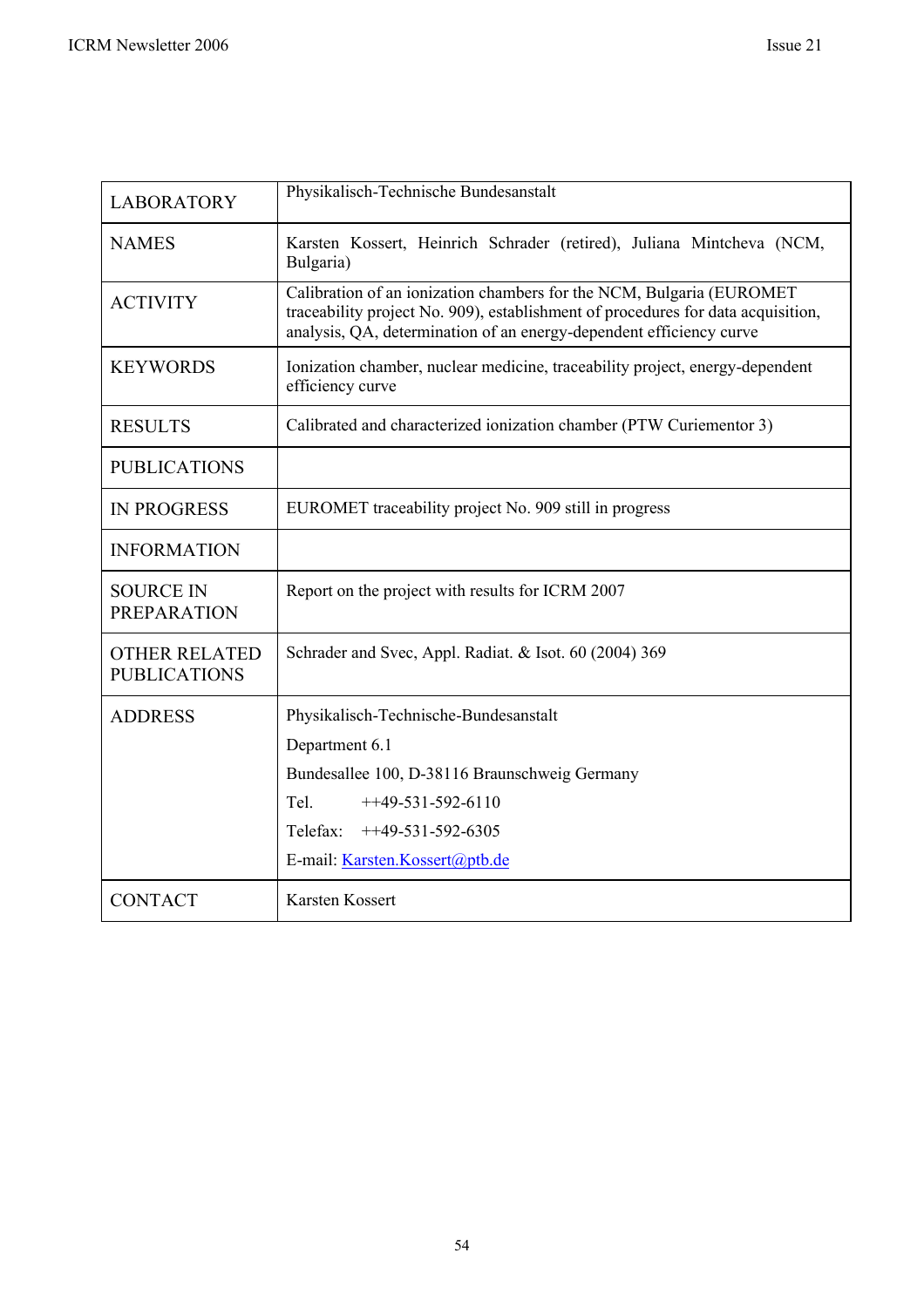| LABORATORY | Physikalisch-Technische Bundesanstalt |
|---|---|
| NAMES | Karsten Kossert, Heinrich Schrader (retired), Juliana Mintcheva (NCM, Bulgaria) |
| ACTIVITY | Calibration of an ionization chambers for the NCM, Bulgaria (EUROMET traceability project No. 909), establishment of procedures for data acquisition, analysis, QA, determination of an energy-dependent efficiency curve |
| KEYWORDS | Ionization chamber, nuclear medicine, traceability project, energy-dependent efficiency curve |
| RESULTS | Calibrated and characterized ionization chamber (PTW Curiementor 3) |
| PUBLICATIONS | |
| IN PROGRESS | EUROMET traceability project No. 909 still in progress |
| INFORMATION | |
| SOURCE IN PREPARATION | Report on the project with results for ICRM 2007 |
| OTHER RELATED PUBLICATIONS | Schrader and Svec, Appl. Radiat. & Isot. 60 (2004) 369 |
| ADDRESS | Physikalisch-Technische-Bundesanstalt<br>Department 6.1<br>Bundesallee 100, D-38116 Braunschweig Germany<br>Tel. ++49-531-592-6110<br>Telefax: ++49-531-592-6305<br>E-mail: Karsten.Kossert@ptb.de |
| CONTACT | Karsten Kossert |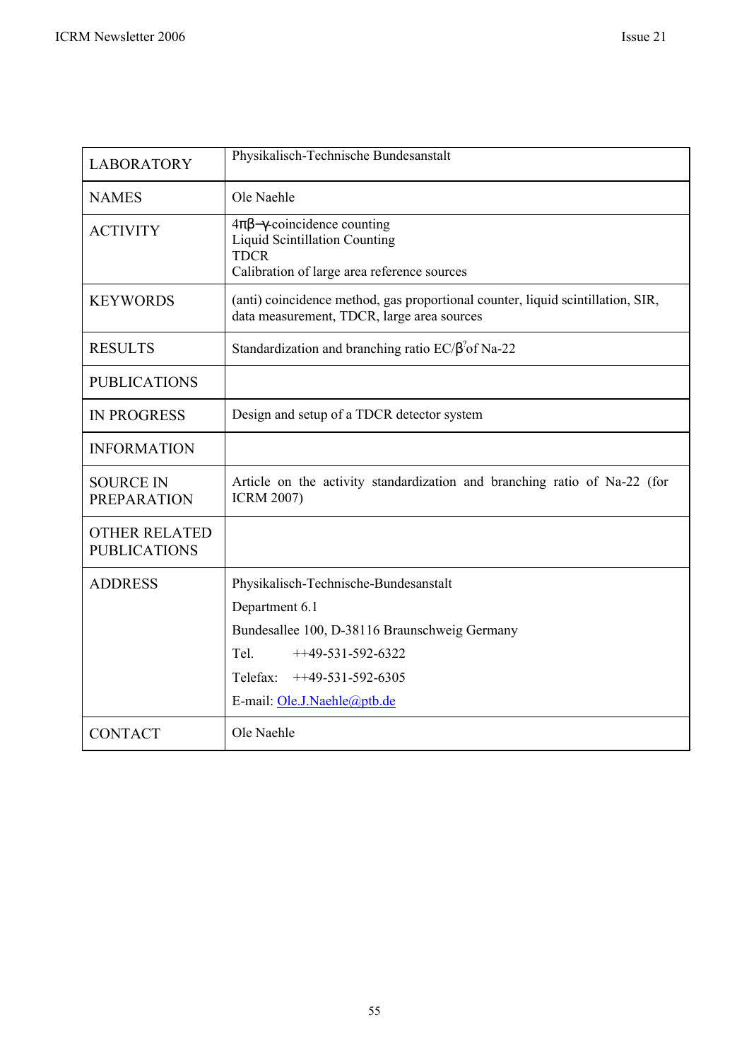| | |
|---|---|
| LABORATORY | Physikalisch-Technische Bundesanstalt |
| NAMES | Ole Naehle |
| ACTIVITY | $4\pi\beta-\gamma$-coincidence counting<br>Liquid Scintillation Counting<br>TDCR<br>Calibration of large area reference sources |
| KEYWORDS | (anti) coincidence method, gas proportional counter, liquid scintillation, SIR, data measurement, TDCR, large area sources |
| RESULTS | Standardization and branching ratio EC/$\beta^{?}$of Na-22 |
| PUBLICATIONS | |
| IN PROGRESS | Design and setup of a TDCR detector system |
| INFORMATION | |
| SOURCE IN PREPARATION | Article on the activity standardization and branching ratio of Na-22 (for ICRM 2007) |
| OTHER RELATED PUBLICATIONS | |
| ADDRESS | Physikalisch-Technische-Bundesanstalt<br>Department 6.1<br>Bundesallee 100, D-38116 Braunschweig Germany<br>Tel. ++49-531-592-6322<br>Telefax: ++49-531-592-6305<br>E-mail: Ole.J.Naehle@ptb.de |
| CONTACT | Ole Naehle |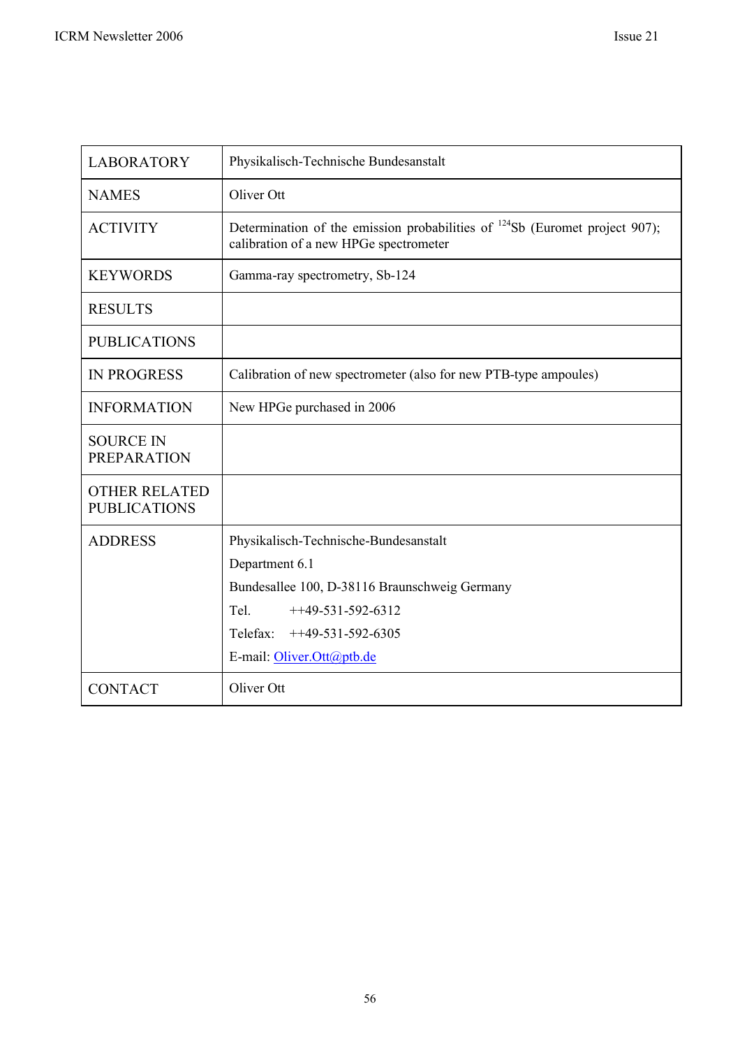| LABORATORY | Physikalisch-Technische Bundesanstalt |
|---|---|
| NAMES | Oliver Ott |
| ACTIVITY | Determination of the emission probabilities of $^{124}$Sb (Euromet project 907); calibration of a new HPGe spectrometer |
| KEYWORDS | Gamma-ray spectrometry, Sb-124 |
| RESULTS | |
| PUBLICATIONS | |
| IN PROGRESS | Calibration of new spectrometer (also for new PTB-type ampoules) |
| INFORMATION | New HPGe purchased in 2006 |
| SOURCE IN PREPARATION | |
| OTHER RELATED PUBLICATIONS | |
| ADDRESS | Physikalisch-Technische-Bundesanstalt<br>Department 6.1<br>Bundesallee 100, D-38116 Braunschweig Germany<br>Tel. ++49-531-592-6312<br>Telefax: ++49-531-592-6305<br>E-mail: Oliver.Ott@ptb.de |
| CONTACT | Oliver Ott |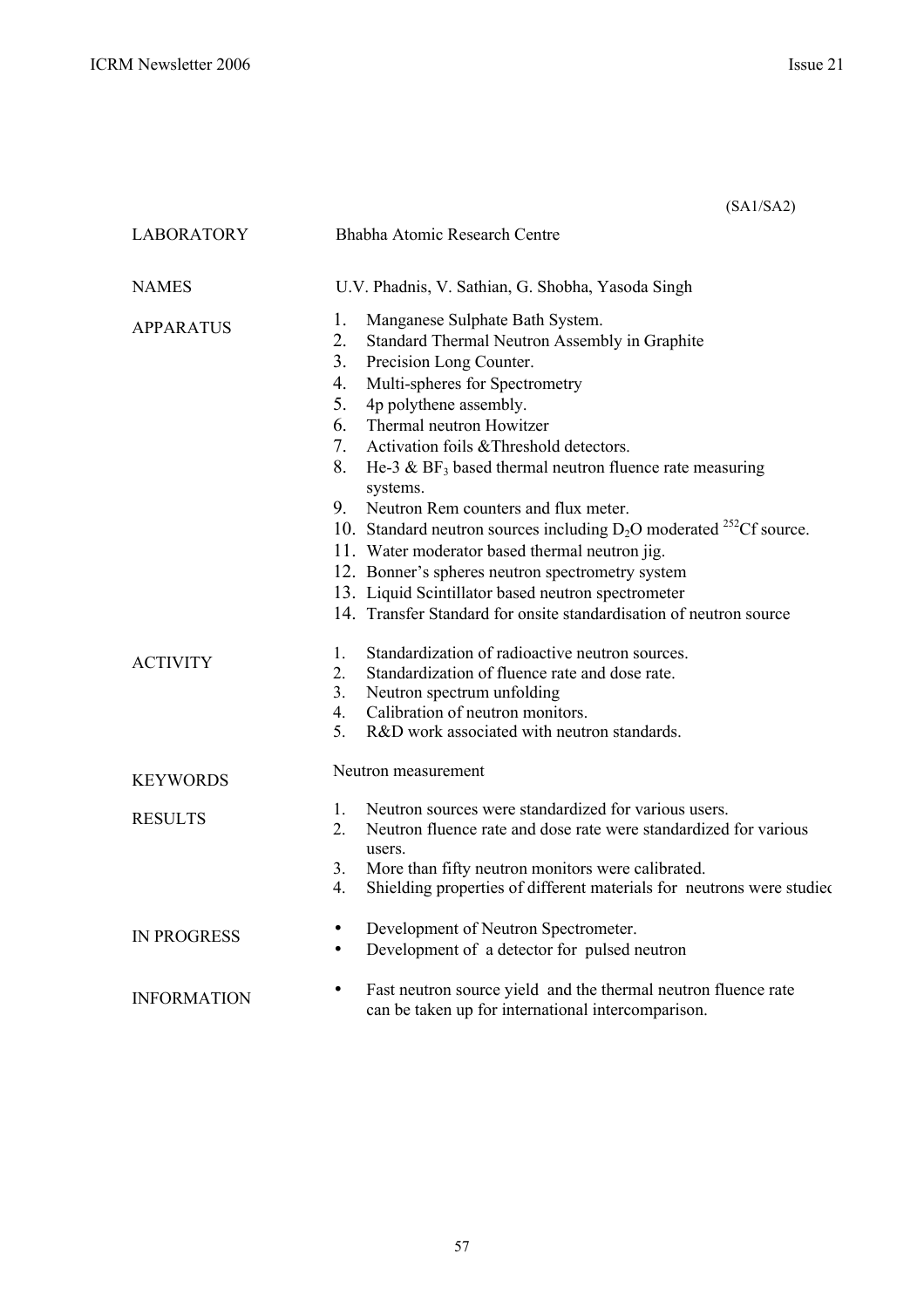(SA1/SA2)

| | |
|---|---|
| LABORATORY | Bhabha Atomic Research Centre |
| NAMES | U.V. Phadnis, V. Sathian, G. Shobha, Yasoda Singh |
| APPARATUS | 1. Manganese Sulphate Bath System.<br>2. Standard Thermal Neutron Assembly in Graphite<br>3. Precision Long Counter.<br>4. Multi-spheres for Spectrometry<br>5. 4p polythene assembly.<br>6. Thermal neutron Howitzer<br>7. Activation foils &Threshold detectors.<br>8. He-3 & $BF_3$ based thermal neutron fluence rate measuring systems.<br>9. Neutron Rem counters and flux meter.<br>10. Standard neutron sources including $D_2O$ moderated $^{252}Cf$ source.<br>11. Water moderator based thermal neutron jig.<br>12. Bonner's spheres neutron spectrometry system<br>13. Liquid Scintillator based neutron spectrometer<br>14. Transfer Standard for onsite standardisation of neutron source |
| ACTIVITY | 1. Standardization of radioactive neutron sources.<br>2. Standardization of fluence rate and dose rate.<br>3. Neutron spectrum unfolding<br>4. Calibration of neutron monitors.<br>5. R&D work associated with neutron standards. |
| KEYWORDS | Neutron measurement |
| RESULTS | 1. Neutron sources were standardized for various users.<br>2. Neutron fluence rate and dose rate were standardized for various users.<br>3. More than fifty neutron monitors were calibrated.<br>4. Shielding properties of different materials for neutrons were studied |
| IN PROGRESS | • Development of Neutron Spectrometer.<br>• Development of a detector for pulsed neutron |
| INFORMATION | • Fast neutron source yield and the thermal neutron fluence rate can be taken up for international intercomparison. |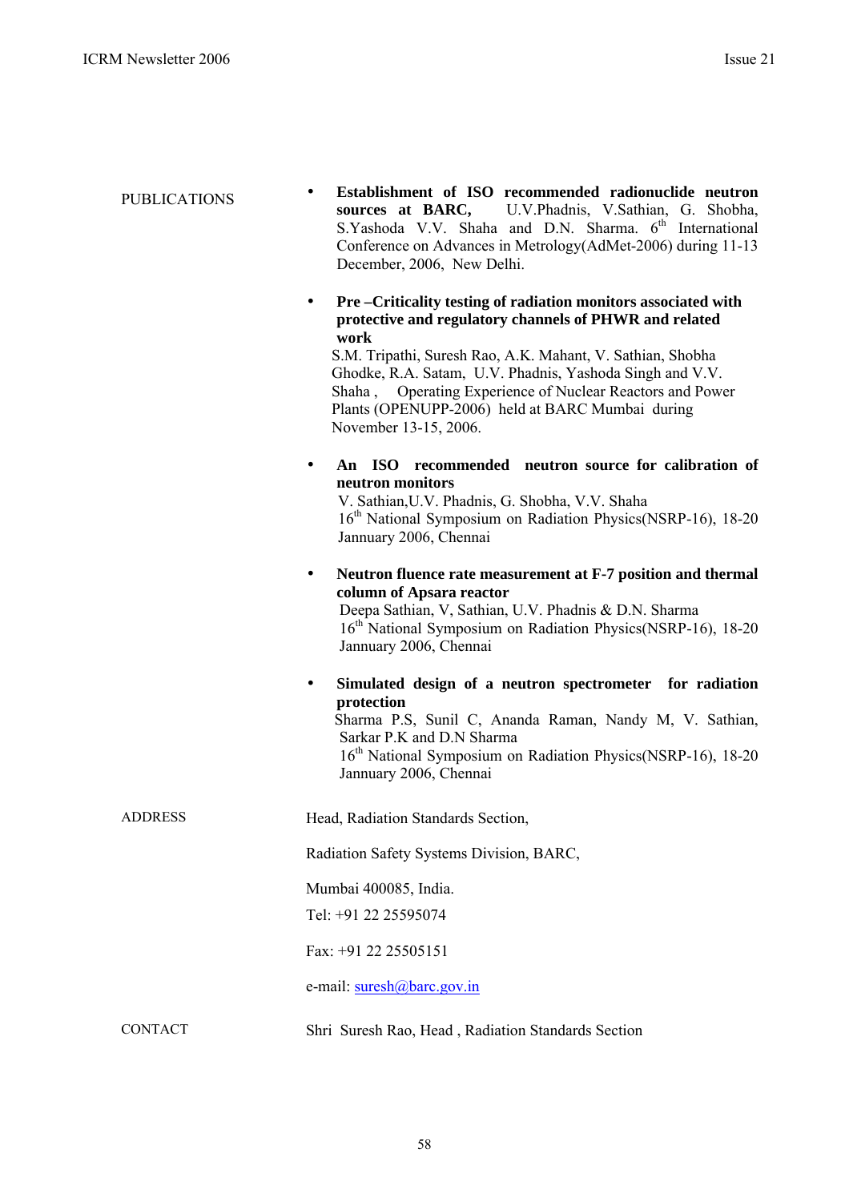PUBLICATIONS

- **Establishment of ISO recommended radionuclide neutron sources at BARC,** U.V.Phadnis, V.Sathian, G. Shobha, S.Yashoda V.V. Shaha and D.N. Sharma. 6th International Conference on Advances in Metrology(AdMet-2006) during 11-13 December, 2006, New Delhi.

- **Pre –Criticality testing of radiation monitors associated with protective and regulatory channels of PHWR and related work**
  S.M. Tripathi, Suresh Rao, A.K. Mahant, V. Sathian, Shobha Ghodke, R.A. Satam, U.V. Phadnis, Yashoda Singh and V.V. Shaha , Operating Experience of Nuclear Reactors and Power Plants (OPENUPP-2006) held at BARC Mumbai during November 13-15, 2006.

- **An ISO recommended neutron source for calibration of neutron monitors**
  V. Sathian,U.V. Phadnis, G. Shobha, V.V. Shaha
  16th National Symposium on Radiation Physics(NSRP-16), 18-20 Jannuary 2006, Chennai

- **Neutron fluence rate measurement at F-7 position and thermal column of Apsara reactor**
  Deepa Sathian, V, Sathian, U.V. Phadnis & D.N. Sharma
  16th National Symposium on Radiation Physics(NSRP-16), 18-20 Jannuary 2006, Chennai

- **Simulated design of a neutron spectrometer for radiation protection**
  Sharma P.S, Sunil C, Ananda Raman, Nandy M, V. Sathian, Sarkar P.K and D.N Sharma
  16th National Symposium on Radiation Physics(NSRP-16), 18-20 Jannuary 2006, Chennai

ADDRESS

Head, Radiation Standards Section,

Radiation Safety Systems Division, BARC,

Mumbai 400085, India.

Tel: +91 22 25595074

Fax: +91 22 25505151

e-mail: suresh@barc.gov.in

CONTACT

Shri Suresh Rao, Head , Radiation Standards Section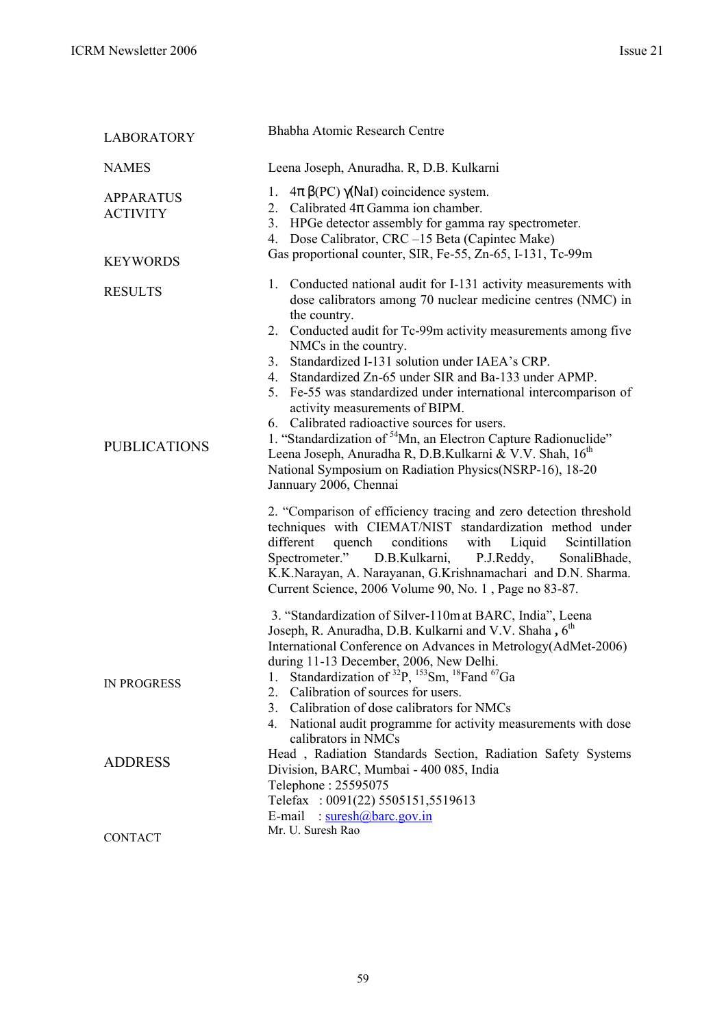| | |
|---|---|
| LABORATORY | Bhabha Atomic Research Centre |
| NAMES | Leena Joseph, Anuradha. R, D.B. Kulkarni |
| APPARATUS ACTIVITY | 1. 4π β(PC) γ(NaI) coincidence system.<br>2. Calibrated 4π Gamma ion chamber.<br>3. HPGe detector assembly for gamma ray spectrometer.<br>4. Dose Calibrator, CRC –15 Beta (Capintec Make) |
| KEYWORDS | Gas proportional counter, SIR, Fe-55, Zn-65, I-131, Tc-99m |
| RESULTS | 1. Conducted national audit for I-131 activity measurements with dose calibrators among 70 nuclear medicine centres (NMC) in the country.<br>2. Conducted audit for Tc-99m activity measurements among five NMCs in the country.<br>3. Standardized I-131 solution under IAEA's CRP.<br>4. Standardized Zn-65 under SIR and Ba-133 under APMP.<br>5. Fe-55 was standardized under international intercomparison of activity measurements of BIPM.<br>6. Calibrated radioactive sources for users. |
| PUBLICATIONS | 1. "Standardization of $^{54}$Mn, an Electron Capture Radionuclide" Leena Joseph, Anuradha R, D.B.Kulkarni & V.V. Shah, 16th National Symposium on Radiation Physics(NSRP-16), 18-20 Jannuary 2006, Chennai<br><br>2. "Comparison of efficiency tracing and zero detection threshold techniques with CIEMAT/NIST standardization method under different quench conditions with Liquid Scintillation Spectrometer." D.B.Kulkarni, P.J.Reddy, SonaliBhade, K.K.Narayan, A. Narayanan, G.Krishnamachari and D.N. Sharma. Current Science, 2006 Volume 90, No. 1 , Page no 83-87.<br><br>3. "Standardization of Silver-110m at BARC, India", Leena Joseph, R. Anuradha, D.B. Kulkarni and V.V. Shaha , 6th International Conference on Advances in Metrology(AdMet-2006) during 11-13 December, 2006, New Delhi. |
| IN PROGRESS | 1. Standardization of $^{32}$P, $^{153}$Sm, $^{18}$F and $^{67}$Ga<br>2. Calibration of sources for users.<br>3. Calibration of dose calibrators for NMCs<br>4. National audit programme for activity measurements with dose calibrators in NMCs |
| ADDRESS | Head , Radiation Standards Section, Radiation Safety Systems Division, BARC, Mumbai - 400 085, India<br>Telephone : 25595075<br>Telefax : 0091(22) 5505151,5519613<br>E-mail : suresh@barc.gov.in |
| CONTACT | Mr. U. Suresh Rao |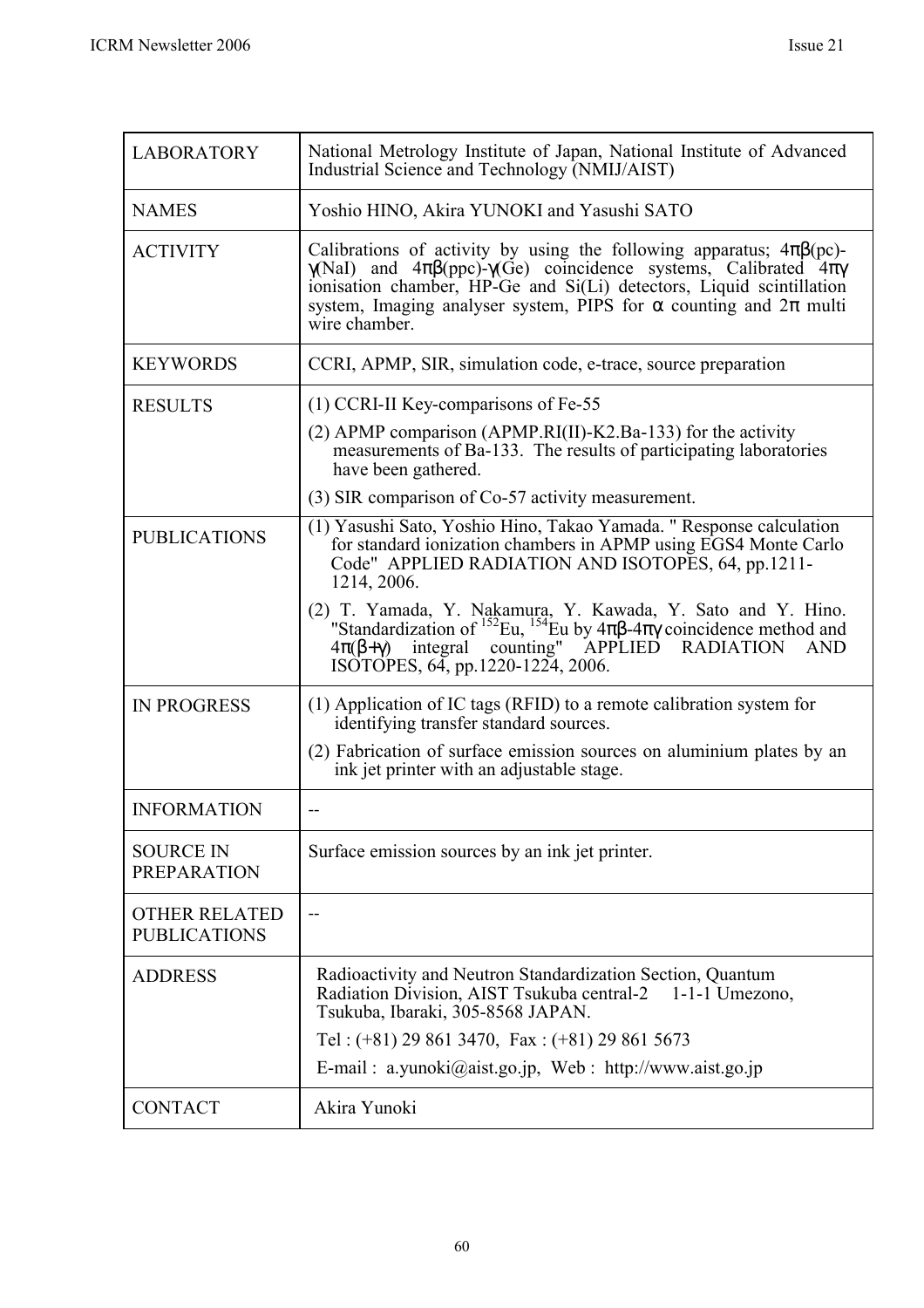| | |
|---|---|
| LABORATORY | National Metrology Institute of Japan, National Institute of Advanced Industrial Science and Technology (NMIJ/AIST) |
| NAMES | Yoshio HINO, Akira YUNOKI and Yasushi SATO |
| ACTIVITY | Calibrations of activity by using the following apparatus; $4\pi\beta$(pc)-$\gamma$(NaI) and $4\pi\beta$(ppc)-$\gamma$(Ge) coincidence systems, Calibrated $4\pi\gamma$ ionisation chamber, HP-Ge and Si(Li) detectors, Liquid scintillation system, Imaging analyser system, PIPS for $\alpha$ counting and $2\pi$ multi wire chamber. |
| KEYWORDS | CCRI, APMP, SIR, simulation code, e-trace, source preparation |
| RESULTS | (1) CCRI-II Key-comparisons of Fe-55<br>(2) APMP comparison (APMP.RI(II)-K2.Ba-133) for the activity measurements of Ba-133. The results of participating laboratories have been gathered.<br>(3) SIR comparison of Co-57 activity measurement. |
| PUBLICATIONS | (1) Yasushi Sato, Yoshio Hino, Takao Yamada. " Response calculation for standard ionization chambers in APMP using EGS4 Monte Carlo Code" APPLIED RADIATION AND ISOTOPES, 64, pp.1211-1214, 2006.<br>(2) T. Yamada, Y. Nakamura, Y. Kawada, Y. Sato and Y. Hino. "Standardization of $^{152}$Eu, $^{154}$Eu by $4\pi\beta$-$4\pi\gamma$ coincidence method and $4\pi(\beta+\gamma)$ integral counting" APPLIED RADIATION AND ISOTOPES, 64, pp.1220-1224, 2006. |
| IN PROGRESS | (1) Application of IC tags (RFID) to a remote calibration system for identifying transfer standard sources.<br>(2) Fabrication of surface emission sources on aluminium plates by an ink jet printer with an adjustable stage. |
| INFORMATION | -- |
| SOURCE IN PREPARATION | Surface emission sources by an ink jet printer. |
| OTHER RELATED PUBLICATIONS | -- |
| ADDRESS | Radioactivity and Neutron Standardization Section, Quantum Radiation Division, AIST Tsukuba central-2 1-1-1 Umezono, Tsukuba, Ibaraki, 305-8568 JAPAN.<br>Tel : (+81) 29 861 3470, Fax : (+81) 29 861 5673<br>E-mail : a.yunoki@aist.go.jp, Web : http://www.aist.go.jp |
| CONTACT | Akira Yunoki |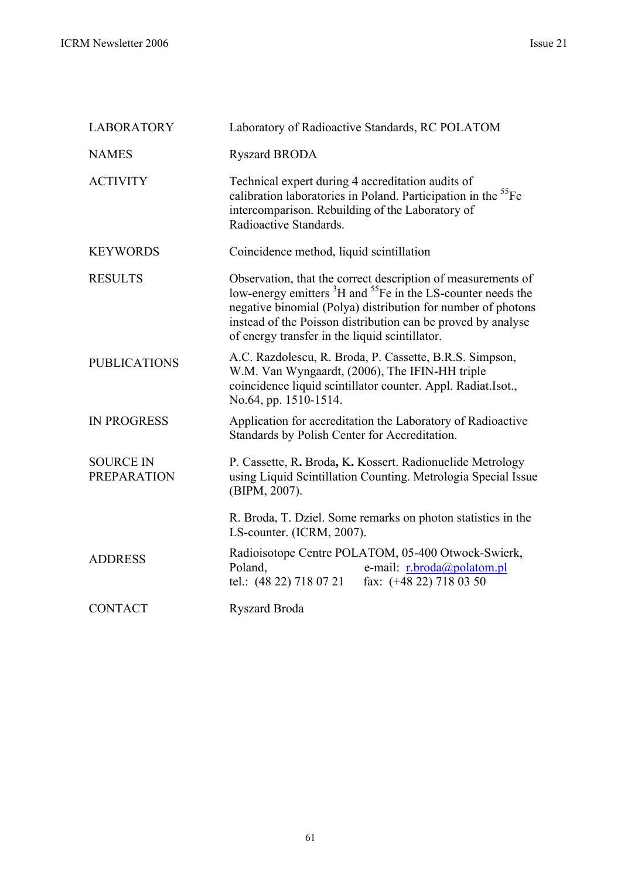| | |
|---|---|
| LABORATORY | Laboratory of Radioactive Standards, RC POLATOM |
| NAMES | Ryszard BRODA |
| ACTIVITY | Technical expert during 4 accreditation audits of calibration laboratories in Poland. Participation in the $^{55}Fe$ intercomparison. Rebuilding of the Laboratory of Radioactive Standards. |
| KEYWORDS | Coincidence method, liquid scintillation |
| RESULTS | Observation, that the correct description of measurements of low-energy emitters $^{3}H$ and $^{55}Fe$ in the LS-counter needs the negative binomial (Polya) distribution for number of photons instead of the Poisson distribution can be proved by analyse of energy transfer in the liquid scintillator. |
| PUBLICATIONS | A.C. Razdolescu, R. Broda, P. Cassette, B.R.S. Simpson, W.M. Van Wyngaardt, (2006), The IFIN-HH triple coincidence liquid scintillator counter. Appl. Radiat.Isot., No.64, pp. 1510-1514. |
| IN PROGRESS | Application for accreditation the Laboratory of Radioactive Standards by Polish Center for Accreditation. |
| SOURCE IN PREPARATION | P. Cassette, R. Broda, K. Kossert. Radionuclide Metrology using Liquid Scintillation Counting. Metrologia Special Issue (BIPM, 2007).<br><br>R. Broda, T. Dziel. Some remarks on photon statistics in the LS-counter. (ICRM, 2007). |
| ADDRESS | Radioisotope Centre POLATOM, 05-400 Otwock-Swierk, Poland, e-mail: r.broda@polatom.pl<br>tel.: (48 22) 718 07 21 fax: (+48 22) 718 03 50 |
| CONTACT | Ryszard Broda |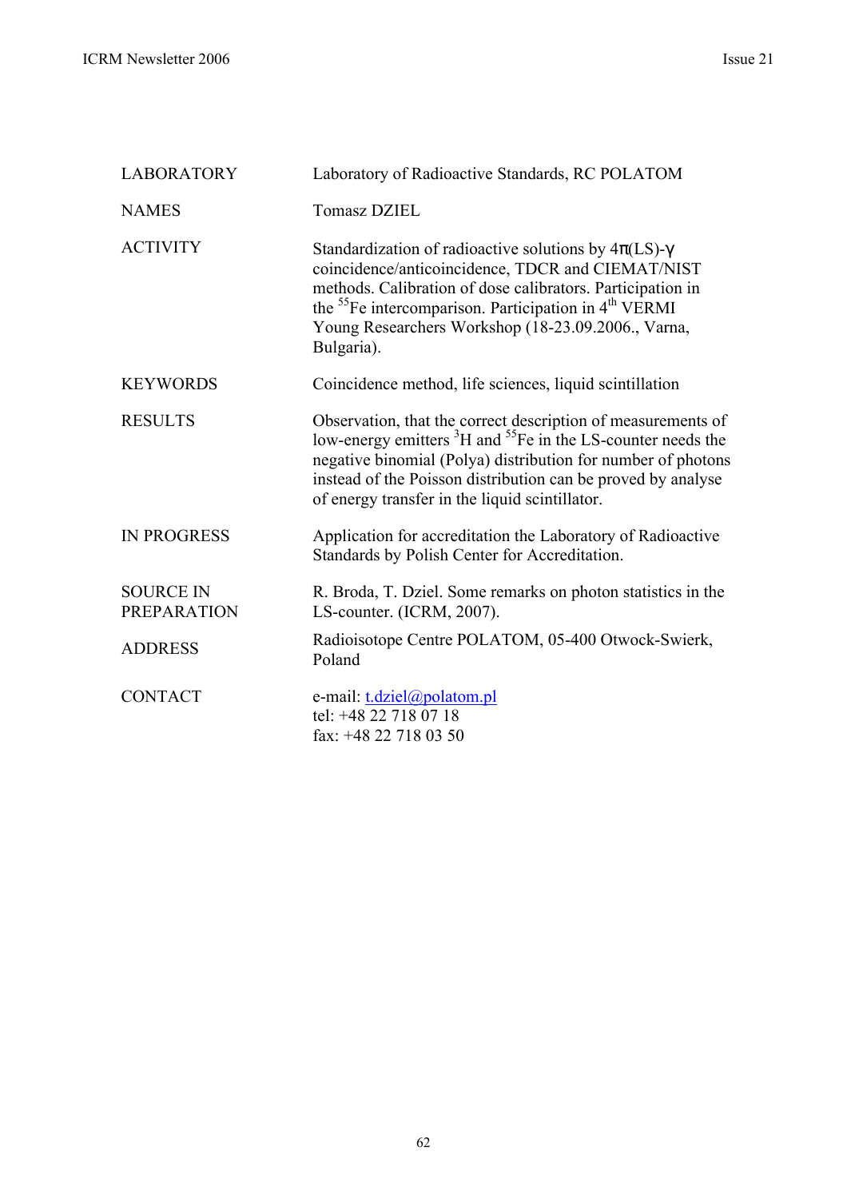| | |
|---|---|
| LABORATORY | Laboratory of Radioactive Standards, RC POLATOM |
| NAMES | Tomasz DZIEL |
| ACTIVITY | Standardization of radioactive solutions by $4\pi$(LS)-$\gamma$ coincidence/anticoincidence, TDCR and CIEMAT/NIST methods. Calibration of dose calibrators. Participation in the $^{55}$Fe intercomparison. Participation in 4$^{th}$ VERMI Young Researchers Workshop (18-23.09.2006., Varna, Bulgaria). |
| KEYWORDS | Coincidence method, life sciences, liquid scintillation |
| RESULTS | Observation, that the correct description of measurements of low-energy emitters $^{3}$H and $^{55}$Fe in the LS-counter needs the negative binomial (Polya) distribution for number of photons instead of the Poisson distribution can be proved by analyse of energy transfer in the liquid scintillator. |
| IN PROGRESS | Application for accreditation the Laboratory of Radioactive Standards by Polish Center for Accreditation. |
| SOURCE IN PREPARATION | R. Broda, T. Dziel. Some remarks on photon statistics in the LS-counter. (ICRM, 2007). |
| ADDRESS | Radioisotope Centre POLATOM, 05-400 Otwock-Swierk, Poland |
| CONTACT | e-mail: t.dziel@polatom.pl<br>tel: +48 22 718 07 18<br>fax: +48 22 718 03 50 |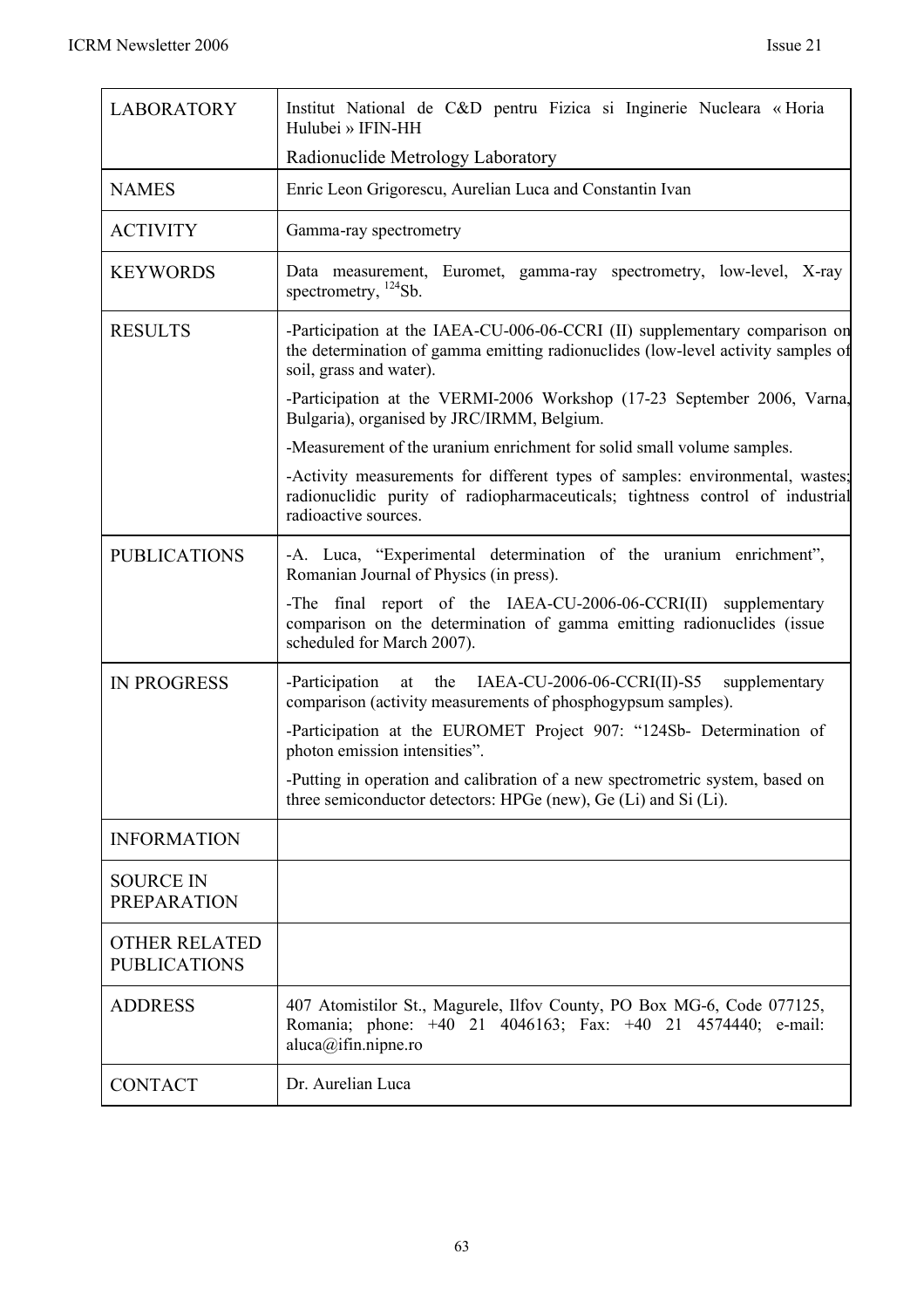| LABORATORY | Institut National de C&D pentru Fizica si Inginerie Nucleara « Horia Hulubei » IFIN-HH<br>Radionuclide Metrology Laboratory |
|---|---|
| NAMES | Enric Leon Grigorescu, Aurelian Luca and Constantin Ivan |
| ACTIVITY | Gamma-ray spectrometry |
| KEYWORDS | Data measurement, Euromet, gamma-ray spectrometry, low-level, X-ray spectrometry, $^{124}$Sb. |
| RESULTS | -Participation at the IAEA-CU-006-06-CCRI (II) supplementary comparison on the determination of gamma emitting radionuclides (low-level activity samples of soil, grass and water).<br>-Participation at the VERMI-2006 Workshop (17-23 September 2006, Varna, Bulgaria), organised by JRC/IRMM, Belgium.<br>-Measurement of the uranium enrichment for solid small volume samples.<br>-Activity measurements for different types of samples: environmental, wastes; radionuclidic purity of radiopharmaceuticals; tightness control of industrial radioactive sources. |
| PUBLICATIONS | -A. Luca, "Experimental determination of the uranium enrichment", Romanian Journal of Physics (in press).<br>-The final report of the IAEA-CU-2006-06-CCRI(II) supplementary comparison on the determination of gamma emitting radionuclides (issue scheduled for March 2007). |
| IN PROGRESS | -Participation at the IAEA-CU-2006-06-CCRI(II)-S5 supplementary comparison (activity measurements of phosphogypsum samples).<br>-Participation at the EUROMET Project 907: "124Sb- Determination of photon emission intensities".<br>-Putting in operation and calibration of a new spectrometric system, based on three semiconductor detectors: HPGe (new), Ge (Li) and Si (Li). |
| INFORMATION | |
| SOURCE IN PREPARATION | |
| OTHER RELATED PUBLICATIONS | |
| ADDRESS | 407 Atomistilor St., Magurele, Ilfov County, PO Box MG-6, Code 077125, Romania; phone: +40 21 4046163; Fax: +40 21 4574440; e-mail: aluca@ifin.nipne.ro |
| CONTACT | Dr. Aurelian Luca |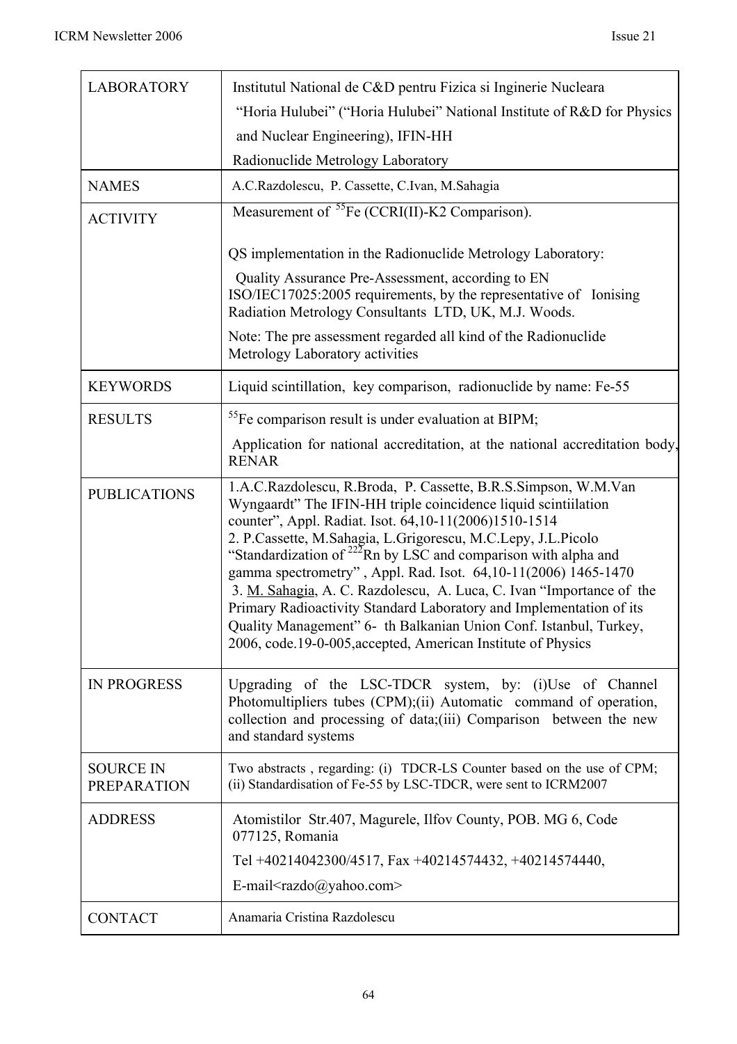| | |
|---|---|
| LABORATORY | Institutul National de C&D pentru Fizica si Inginerie Nucleara "Horia Hulubei" ("Horia Hulubei" National Institute of R&D for Physics and Nuclear Engineering), IFIN-HH<br>Radionuclide Metrology Laboratory |
| NAMES | A.C.Razdolescu, P. Cassette, C.Ivan, M.Sahagia |
| ACTIVITY | Measurement of $^{55}$Fe (CCRI(II)-K2 Comparison).<br><br>QS implementation in the Radionuclide Metrology Laboratory:<br>Quality Assurance Pre-Assessment, according to EN ISO/IEC17025:2005 requirements, by the representative of Ionising Radiation Metrology Consultants LTD, UK, M.J. Woods.<br>Note: The pre assessment regarded all kind of the Radionuclide Metrology Laboratory activities |
| KEYWORDS | Liquid scintillation, key comparison, radionuclide by name: Fe-55 |
| RESULTS | $^{55}$Fe comparison result is under evaluation at BIPM;<br>Application for national accreditation, at the national accreditation body, RENAR |
| PUBLICATIONS | 1.A.C.Razdolescu, R.Broda, P. Cassette, B.R.S.Simpson, W.M.Van Wyngaardt" The IFIN-HH triple coincidence liquid scintiilation counter", Appl. Radiat. Isot. 64,10-11(2006)1510-1514<br>2. P.Cassette, M.Sahagia, L.Grigorescu, M.C.Lepy, J.L.Picolo "Standardization of $^{222}$Rn by LSC and comparison with alpha and gamma spectrometry" , Appl. Rad. Isot. 64,10-11(2006) 1465-1470<br>3. M. Sahagia, A. C. Razdolescu, A. Luca, C. Ivan "Importance of the Primary Radioactivity Standard Laboratory and Implementation of its Quality Management" 6- th Balkanian Union Conf. Istanbul, Turkey, 2006, code.19-0-005,accepted, American Institute of Physics |
| IN PROGRESS | Upgrading of the LSC-TDCR system, by: (i)Use of Channel Photomultipliers tubes (CPM);(ii) Automatic command of operation, collection and processing of data;(iii) Comparison between the new and standard systems |
| SOURCE IN PREPARATION | Two abstracts , regarding: (i) TDCR-LS Counter based on the use of CPM; (ii) Standardisation of Fe-55 by LSC-TDCR, were sent to ICRM2007 |
| ADDRESS | Atomistilor Str.407, Magurele, Ilfov County, POB. MG 6, Code 077125, Romania<br>Tel +40214042300/4517, Fax +40214574432, +40214574440,<br>E-mail<razdo@yahoo.com> |
| CONTACT | Anamaria Cristina Razdolescu |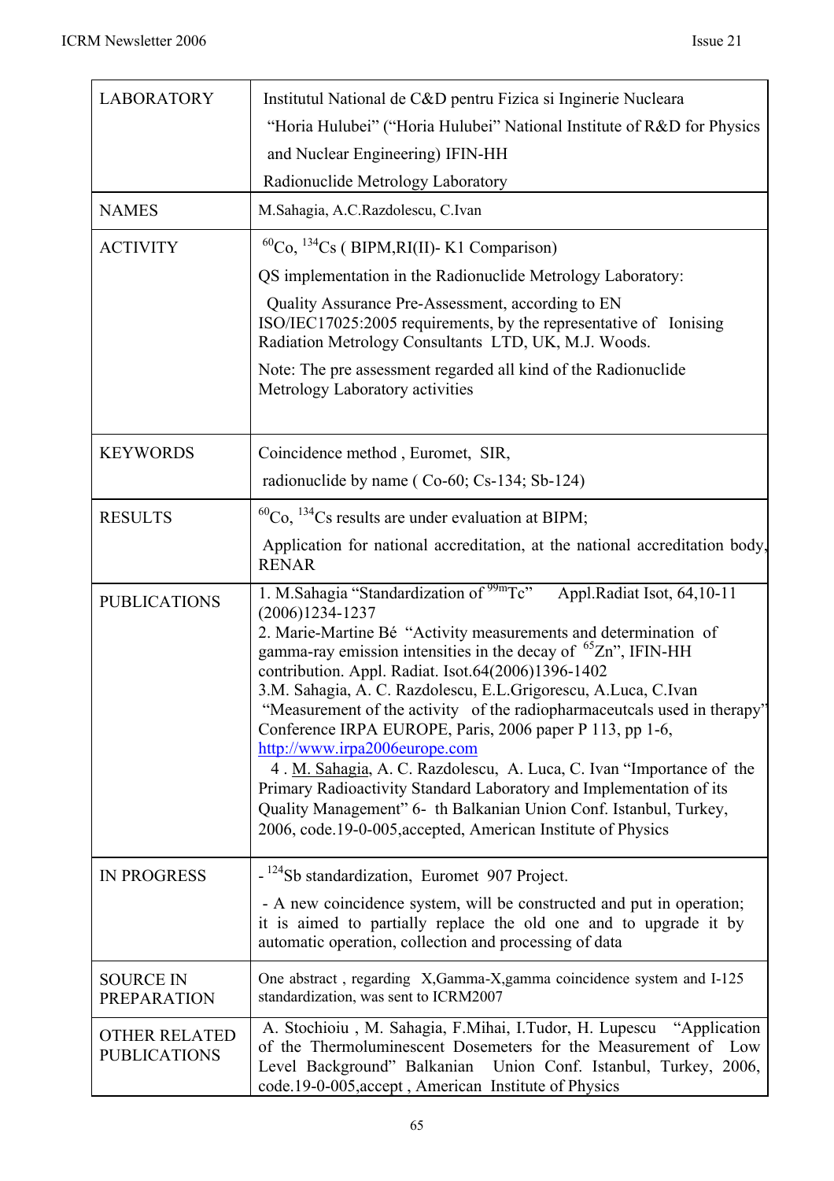| | |
|---|---|
| LABORATORY | Institutul National de C&D pentru Fizica si Inginerie Nucleara "Horia Hulubei" ("Horia Hulubei" National Institute of R&D for Physics and Nuclear Engineering) IFIN-HH<br>Radionuclide Metrology Laboratory |
| NAMES | M.Sahagia, A.C.Razdolescu, C.Ivan |
| ACTIVITY | $^{60}$Co, $^{134}$Cs ( BIPM,RI(II)- K1 Comparison)<br>QS implementation in the Radionuclide Metrology Laboratory:<br>Quality Assurance Pre-Assessment, according to EN ISO/IEC17025:2005 requirements, by the representative of Ionising Radiation Metrology Consultants LTD, UK, M.J. Woods.<br>Note: The pre assessment regarded all kind of the Radionuclide Metrology Laboratory activities |
| KEYWORDS | Coincidence method , Euromet, SIR,<br>radionuclide by name ( Co-60; Cs-134; Sb-124) |
| RESULTS | $^{60}$Co, $^{134}$Cs results are under evaluation at BIPM;<br>Application for national accreditation, at the national accreditation body, RENAR |
| PUBLICATIONS | 1. M.Sahagia "Standardization of $^{99m}$Tc" Appl.Radiat Isot, 64,10-11 (2006)1234-1237<br>2. Marie-Martine Bé "Activity measurements and determination of gamma-ray emission intensities in the decay of $^{65}$Zn", IFIN-HH contribution. Appl. Radiat. Isot.64(2006)1396-1402<br>3.M. Sahagia, A. C. Razdolescu, E.L.Grigorescu, A.Luca, C.Ivan "Measurement of the activity of the radiopharmaceutcals used in therapy" Conference IRPA EUROPE, Paris, 2006 paper P 113, pp 1-6, http://www.irpa2006europe.com<br>4 . M. Sahagia, A. C. Razdolescu, A. Luca, C. Ivan "Importance of the Primary Radioactivity Standard Laboratory and Implementation of its Quality Management" 6- th Balkanian Union Conf. Istanbul, Turkey, 2006, code.19-0-005,accepted, American Institute of Physics |
| IN PROGRESS | - $^{124}$Sb standardization, Euromet 907 Project.<br>- A new coincidence system, will be constructed and put in operation; it is aimed to partially replace the old one and to upgrade it by automatic operation, collection and processing of data |
| SOURCE IN PREPARATION | One abstract , regarding X,Gamma-X,gamma coincidence system and I-125 standardization, was sent to ICRM2007 |
| OTHER RELATED PUBLICATIONS | A. Stochioiu , M. Sahagia, F.Mihai, I.Tudor, H. Lupescu "Application of the Thermoluminescent Dosemeters for the Measurement of Low Level Background" Balkanian Union Conf. Istanbul, Turkey, 2006, code.19-0-005,accept , American Institute of Physics |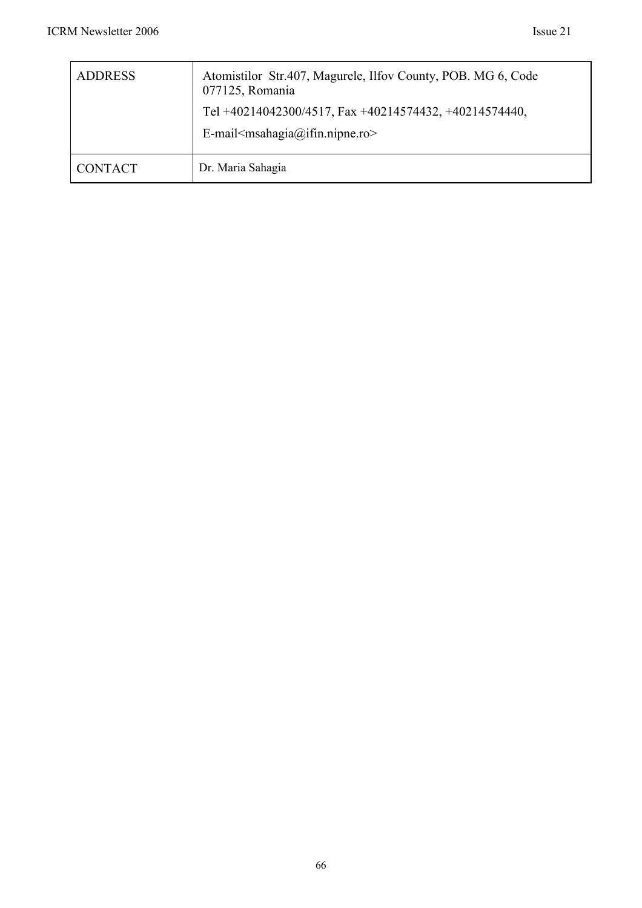| | |
|---|---|
| ADDRESS | Atomistilor Str.407, Magurele, Ilfov County, POB. MG 6, Code 077125, Romania<br>Tel +40214042300/4517, Fax +40214574432, +40214574440,<br>E-mail<msahagia@ifin.nipne.ro> |
| CONTACT | Dr. Maria Sahagia |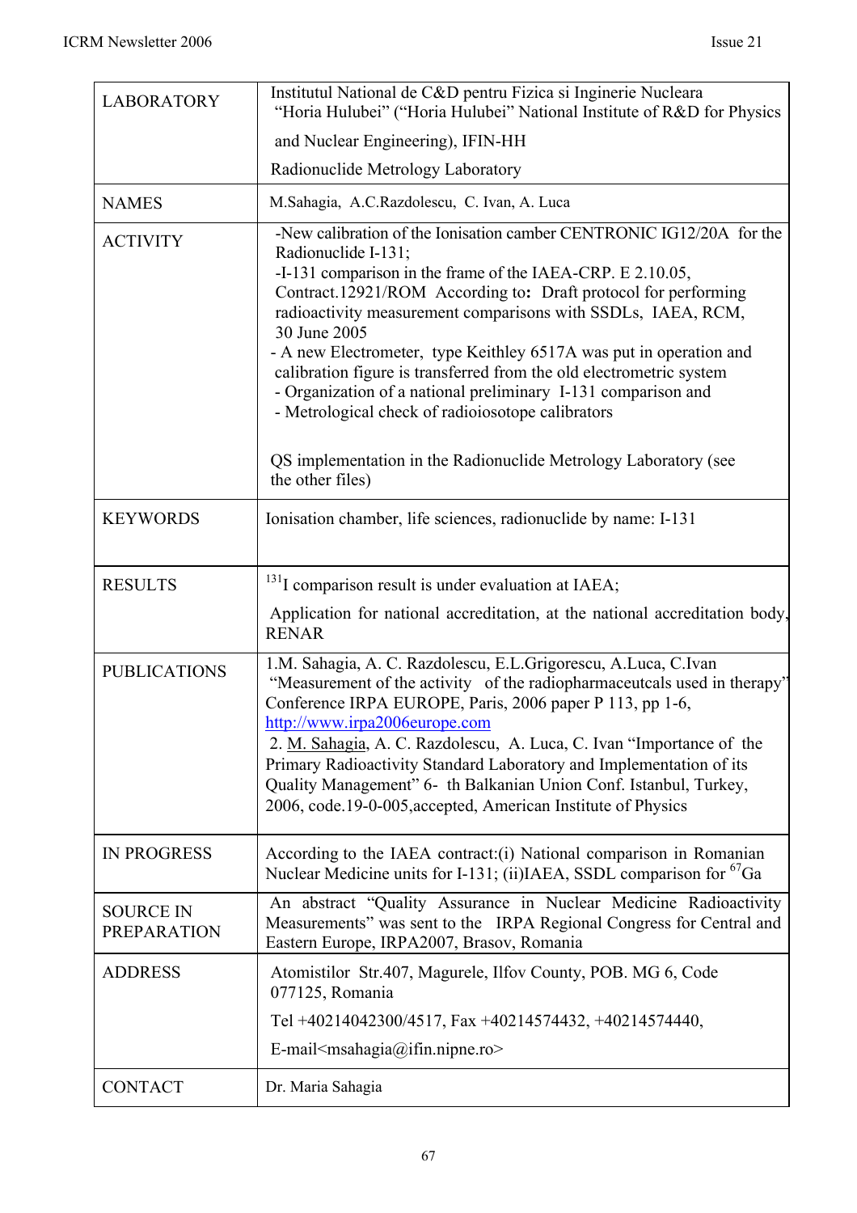| | |
|---|---|
| LABORATORY | Institutul National de C&D pentru Fizica si Inginerie Nucleara "Horia Hulubei" ("Horia Hulubei" National Institute of R&D for Physics and Nuclear Engineering), IFIN-HH<br><br>Radionuclide Metrology Laboratory |
| NAMES | M.Sahagia, A.C.Razdolescu, C. Ivan, A. Luca |
| ACTIVITY | -New calibration of the Ionisation camber CENTRONIC IG12/20A for the Radionuclide I-131;<br>-I-131 comparison in the frame of the IAEA-CRP. E 2.10.05, Contract.12921/ROM According to: Draft protocol for performing radioactivity measurement comparisons with SSDLs, IAEA, RCM, 30 June 2005<br>- A new Electrometer, type Keithley 6517A was put in operation and calibration figure is transferred from the old electrometric system<br>- Organization of a national preliminary I-131 comparison and<br>- Metrological check of radioiosotope calibrators<br><br>QS implementation in the Radionuclide Metrology Laboratory (see the other files) |
| KEYWORDS | Ionisation chamber, life sciences, radionuclide by name: I-131 |
| RESULTS | $^{131}$I comparison result is under evaluation at IAEA;<br><br>Application for national accreditation, at the national accreditation body, RENAR |
| PUBLICATIONS | 1.M. Sahagia, A. C. Razdolescu, E.L.Grigorescu, A.Luca, C.Ivan "Measurement of the activity of the radiopharmaceutcals used in therapy" Conference IRPA EUROPE, Paris, 2006 paper P 113, pp 1-6, http://www.irpa2006europe.com<br>2. M. Sahagia, A. C. Razdolescu, A. Luca, C. Ivan "Importance of the Primary Radioactivity Standard Laboratory and Implementation of its Quality Management" 6- th Balkanian Union Conf. Istanbul, Turkey, 2006, code.19-0-005,accepted, American Institute of Physics |
| IN PROGRESS | According to the IAEA contract:(i) National comparison in Romanian Nuclear Medicine units for I-131; (ii)IAEA, SSDL comparison for $^{67}$Ga |
| SOURCE IN PREPARATION | An abstract "Quality Assurance in Nuclear Medicine Radioactivity Measurements" was sent to the IRPA Regional Congress for Central and Eastern Europe, IRPA2007, Brasov, Romania |
| ADDRESS | Atomistilor Str.407, Magurele, Ilfov County, POB. MG 6, Code 077125, Romania<br><br>Tel +40214042300/4517, Fax +40214574432, +40214574440,<br><br>E-mail<msahagia@ifin.nipne.ro> |
| CONTACT | Dr. Maria Sahagia |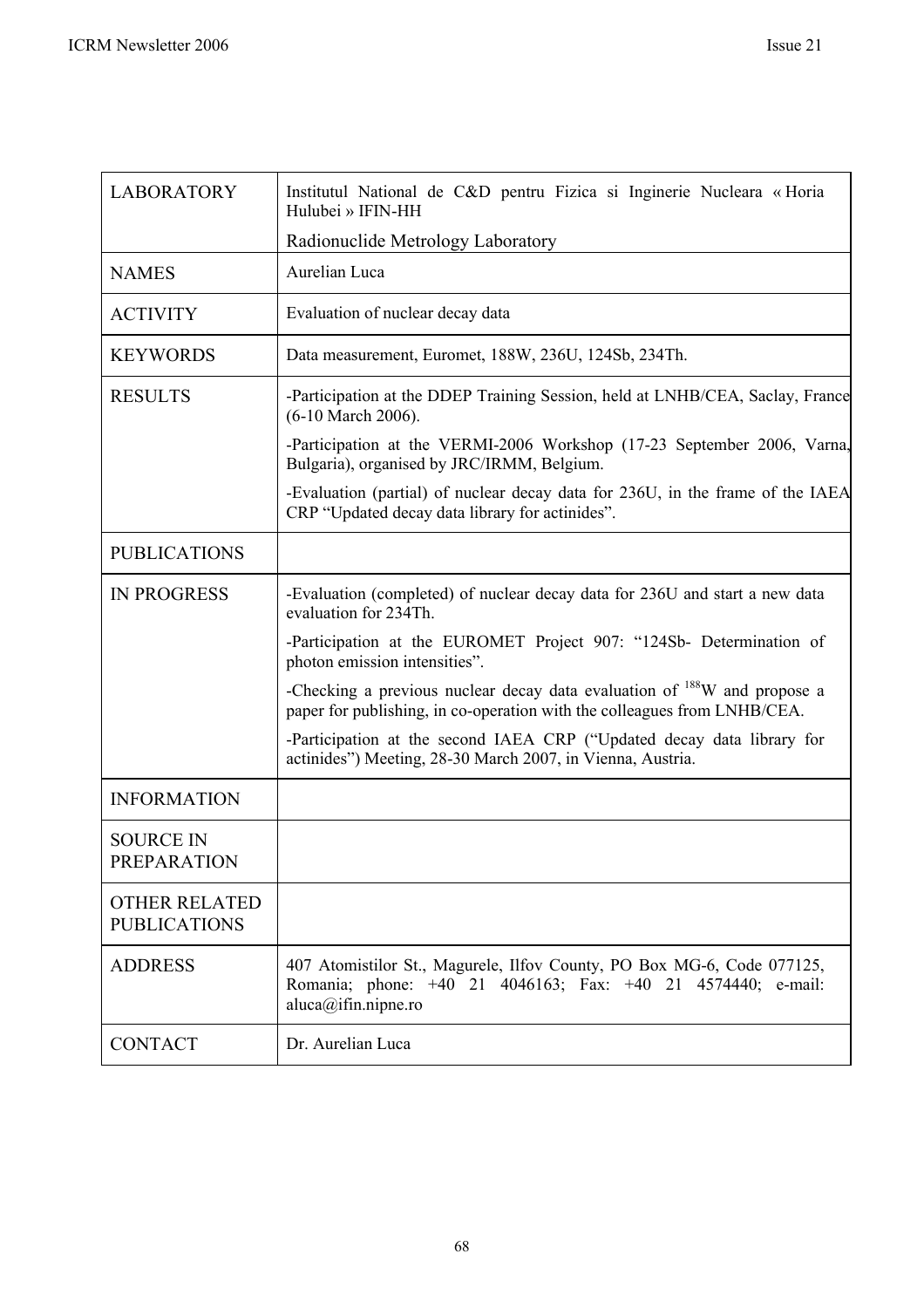| | |
|---|---|
| LABORATORY | Institutul National de C&D pentru Fizica si Inginerie Nucleara « Horia Hulubei » IFIN-HH<br>Radionuclide Metrology Laboratory |
| NAMES | Aurelian Luca |
| ACTIVITY | Evaluation of nuclear decay data |
| KEYWORDS | Data measurement, Euromet, 188W, 236U, 124Sb, 234Th. |
| RESULTS | -Participation at the DDEP Training Session, held at LNHB/CEA, Saclay, France (6-10 March 2006).<br>-Participation at the VERMI-2006 Workshop (17-23 September 2006, Varna, Bulgaria), organised by JRC/IRMM, Belgium.<br>-Evaluation (partial) of nuclear decay data for 236U, in the frame of the IAEA CRP "Updated decay data library for actinides". |
| PUBLICATIONS | |
| IN PROGRESS | -Evaluation (completed) of nuclear decay data for 236U and start a new data evaluation for 234Th.<br>-Participation at the EUROMET Project 907: "124Sb- Determination of photon emission intensities".<br>-Checking a previous nuclear decay data evaluation of $^{188}$W and propose a paper for publishing, in co-operation with the colleagues from LNHB/CEA.<br>-Participation at the second IAEA CRP ("Updated decay data library for actinides") Meeting, 28-30 March 2007, in Vienna, Austria. |
| INFORMATION | |
| SOURCE IN PREPARATION | |
| OTHER RELATED PUBLICATIONS | |
| ADDRESS | 407 Atomistilor St., Magurele, Ilfov County, PO Box MG-6, Code 077125, Romania; phone: +40 21 4046163; Fax: +40 21 4574440; e-mail: aluca@ifin.nipne.ro |
| CONTACT | Dr. Aurelian Luca |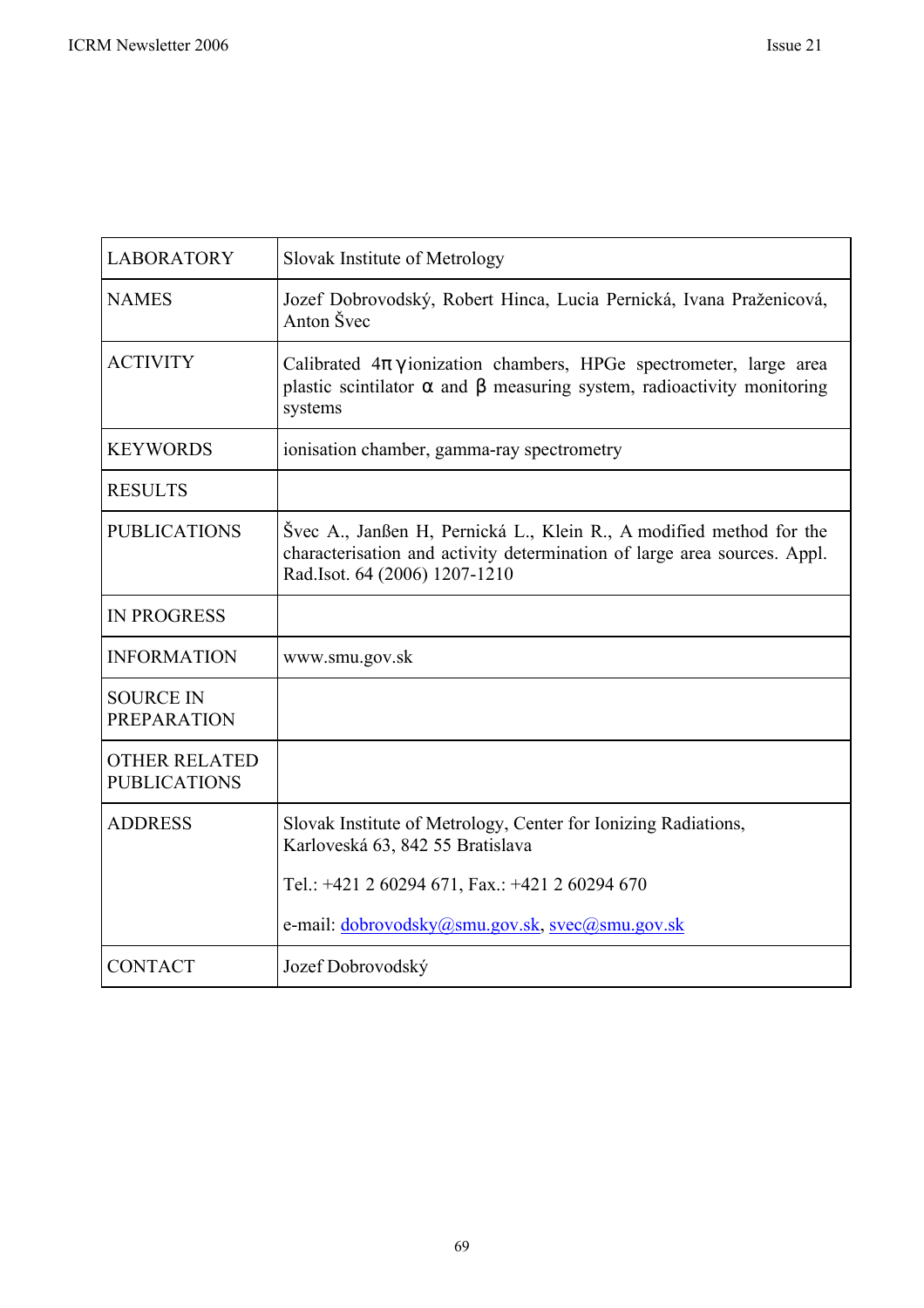| | |
|---|---|
| LABORATORY | Slovak Institute of Metrology |
| NAMES | Jozef Dobrovodský, Robert Hinca, Lucia Pernická, Ivana Praženicová, Anton Švec |
| ACTIVITY | Calibrated $4\pi\gamma$ ionization chambers, HPGe spectrometer, large area plastic scintilator $\alpha$ and $\beta$ measuring system, radioactivity monitoring systems |
| KEYWORDS | ionisation chamber, gamma-ray spectrometry |
| RESULTS | |
| PUBLICATIONS | Švec A., Janßen H, Pernická L., Klein R., A modified method for the characterisation and activity determination of large area sources. Appl. Rad.Isot. 64 (2006) 1207-1210 |
| IN PROGRESS | |
| INFORMATION | www.smu.gov.sk |
| SOURCE IN PREPARATION | |
| OTHER RELATED PUBLICATIONS | |
| ADDRESS | Slovak Institute of Metrology, Center for Ionizing Radiations, Karloveská 63, 842 55 Bratislava<br><br>Tel.: +421 2 60294 671, Fax.: +421 2 60294 670<br><br>e-mail: dobrovodsky@smu.gov.sk, svec@smu.gov.sk |
| CONTACT | Jozef Dobrovodský |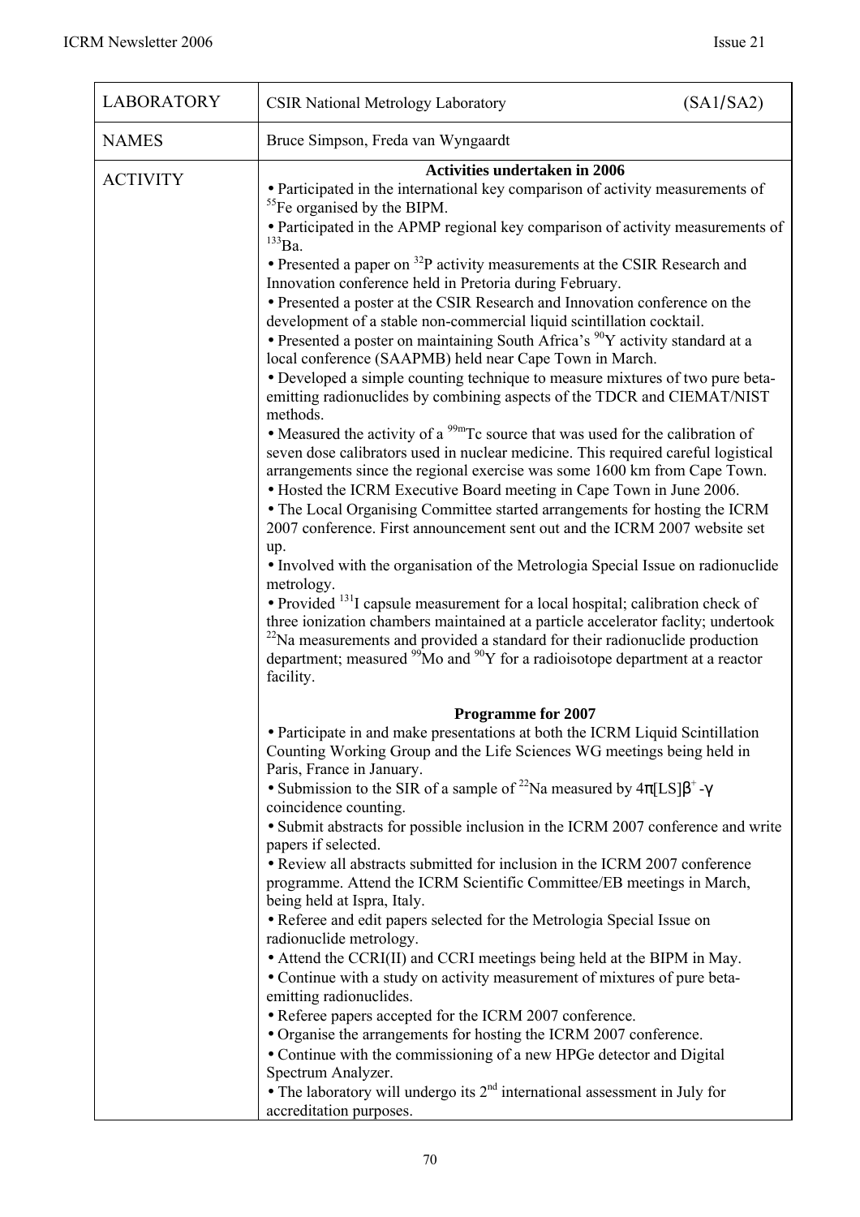| LABORATORY | CSIR National Metrology Laboratory (SA1/SA2) |
|---|---|
| NAMES | Bruce Simpson, Freda van Wyngaardt |
| ACTIVITY | **Activities undertaken in 2006**<br>• Participated in the international key comparison of activity measurements of $^{55}$Fe organised by the BIPM.<br>• Participated in the APMP regional key comparison of activity measurements of $^{133}$Ba.<br>• Presented a paper on $^{32}$P activity measurements at the CSIR Research and Innovation conference held in Pretoria during February.<br>• Presented a poster at the CSIR Research and Innovation conference on the development of a stable non-commercial liquid scintillation cocktail.<br>• Presented a poster on maintaining South Africa's $^{90}$Y activity standard at a local conference (SAAPMB) held near Cape Town in March.<br>• Developed a simple counting technique to measure mixtures of two pure beta-emitting radionuclides by combining aspects of the TDCR and CIEMAT/NIST methods.<br>• Measured the activity of a $^{99m}$Tc source that was used for the calibration of seven dose calibrators used in nuclear medicine. This required careful logistical arrangements since the regional exercise was some 1600 km from Cape Town.<br>• Hosted the ICRM Executive Board meeting in Cape Town in June 2006.<br>• The Local Organising Committee started arrangements for hosting the ICRM 2007 conference. First announcement sent out and the ICRM 2007 website set up.<br>• Involved with the organisation of the Metrologia Special Issue on radionuclide metrology.<br>• Provided $^{131}$I capsule measurement for a local hospital; calibration check of three ionization chambers maintained at a particle accelerator faclity; undertook $^{22}$Na measurements and provided a standard for their radionuclide production department; measured $^{99}$Mo and $^{90}$Y for a radioisotope department at a reactor facility.<br><br>**Programme for 2007**<br>• Participate in and make presentations at both the ICRM Liquid Scintillation Counting Working Group and the Life Sciences WG meetings being held in Paris, France in January.<br>• Submission to the SIR of a sample of $^{22}$Na measured by $4\pi[LS]\beta^{+}$-$\gamma$ coincidence counting.<br>• Submit abstracts for possible inclusion in the ICRM 2007 conference and write papers if selected.<br>• Review all abstracts submitted for inclusion in the ICRM 2007 conference programme. Attend the ICRM Scientific Committee/EB meetings in March, being held at Ispra, Italy.<br>• Referee and edit papers selected for the Metrologia Special Issue on radionuclide metrology.<br>• Attend the CCRI(II) and CCRI meetings being held at the BIPM in May.<br>• Continue with a study on activity measurement of mixtures of pure beta-emitting radionuclides.<br>• Referee papers accepted for the ICRM 2007 conference.<br>• Organise the arrangements for hosting the ICRM 2007 conference.<br>• Continue with the commissioning of a new HPGe detector and Digital Spectrum Analyzer.<br>• The laboratory will undergo its 2nd international assessment in July for accreditation purposes. |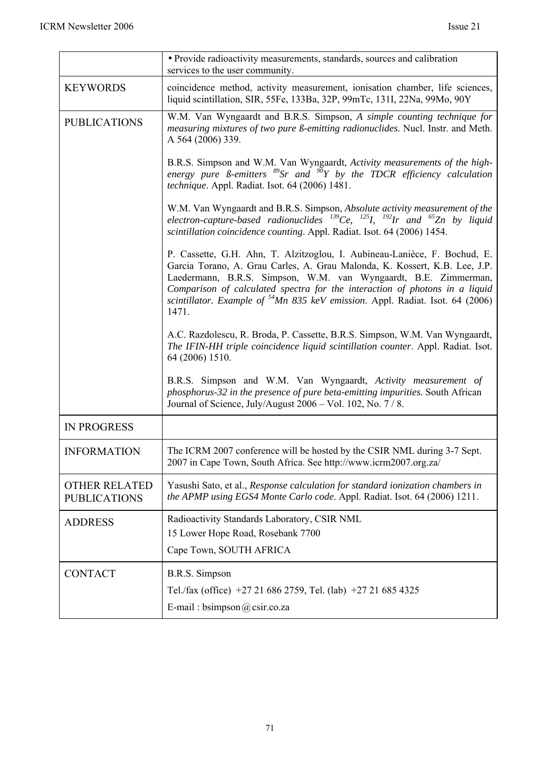| | |
|---|---|
| | • Provide radioactivity measurements, standards, sources and calibration services to the user community. |
| KEYWORDS | coincidence method, activity measurement, ionisation chamber, life sciences, liquid scintillation, SIR, 55Fe, 133Ba, 32P, 99mTc, 131I, 22Na, 99Mo, 90Y |
| PUBLICATIONS | W.M. Van Wyngaardt and B.R.S. Simpson, *A simple counting technique for measuring mixtures of two pure ß-emitting radionuclides*. Nucl. Instr. and Meth. A 564 (2006) 339.<br><br>B.R.S. Simpson and W.M. Van Wyngaardt, *Activity measurements of the high-energy pure ß-emitters $^{89}$Sr and $^{90}$Y by the TDCR efficiency calculation technique*. Appl. Radiat. Isot. 64 (2006) 1481.<br><br>W.M. Van Wyngaardt and B.R.S. Simpson, *Absolute activity measurement of the electron-capture-based radionuclides $^{139}$Ce, $^{125}$I, $^{192}$Ir and $^{65}$Zn by liquid scintillation coincidence counting*. Appl. Radiat. Isot. 64 (2006) 1454.<br><br>P. Cassette, G.H. Ahn, T. Alzitzoglou, I. Aubineau-Lanièce, F. Bochud, E. Garcia Torano, A. Grau Carles, A. Grau Malonda, K. Kossert, K.B. Lee, J.P. Laedermann, B.R.S. Simpson, W.M. van Wyngaardt, B.E. Zimmerman, *Comparison of calculated spectra for the interaction of photons in a liquid scintillator. Example of $^{54}$Mn 835 keV emission*. Appl. Radiat. Isot. 64 (2006) 1471.<br><br>A.C. Razdolescu, R. Broda, P. Cassette, B.R.S. Simpson, W.M. Van Wyngaardt, *The IFIN-HH triple coincidence liquid scintillation counter*. Appl. Radiat. Isot. 64 (2006) 1510.<br><br>B.R.S. Simpson and W.M. Van Wyngaardt, *Activity measurement of phosphorus-32 in the presence of pure beta-emitting impurities.* South African Journal of Science, July/August 2006 – Vol. 102, No. 7 / 8. |
| IN PROGRESS | |
| INFORMATION | The ICRM 2007 conference will be hosted by the CSIR NML during 3-7 Sept. 2007 in Cape Town, South Africa. See http://www.icrm2007.org.za/ |
| OTHER RELATED PUBLICATIONS | Yasushi Sato, et al., *Response calculation for standard ionization chambers in the APMP using EGS4 Monte Carlo code*. Appl. Radiat. Isot. 64 (2006) 1211. |
| ADDRESS | Radioactivity Standards Laboratory, CSIR NML<br>15 Lower Hope Road, Rosebank 7700<br>Cape Town, SOUTH AFRICA |
| CONTACT | B.R.S. Simpson<br>Tel./fax (office) +27 21 686 2759, Tel. (lab) +27 21 685 4325<br>E-mail : bsimpson@csir.co.za |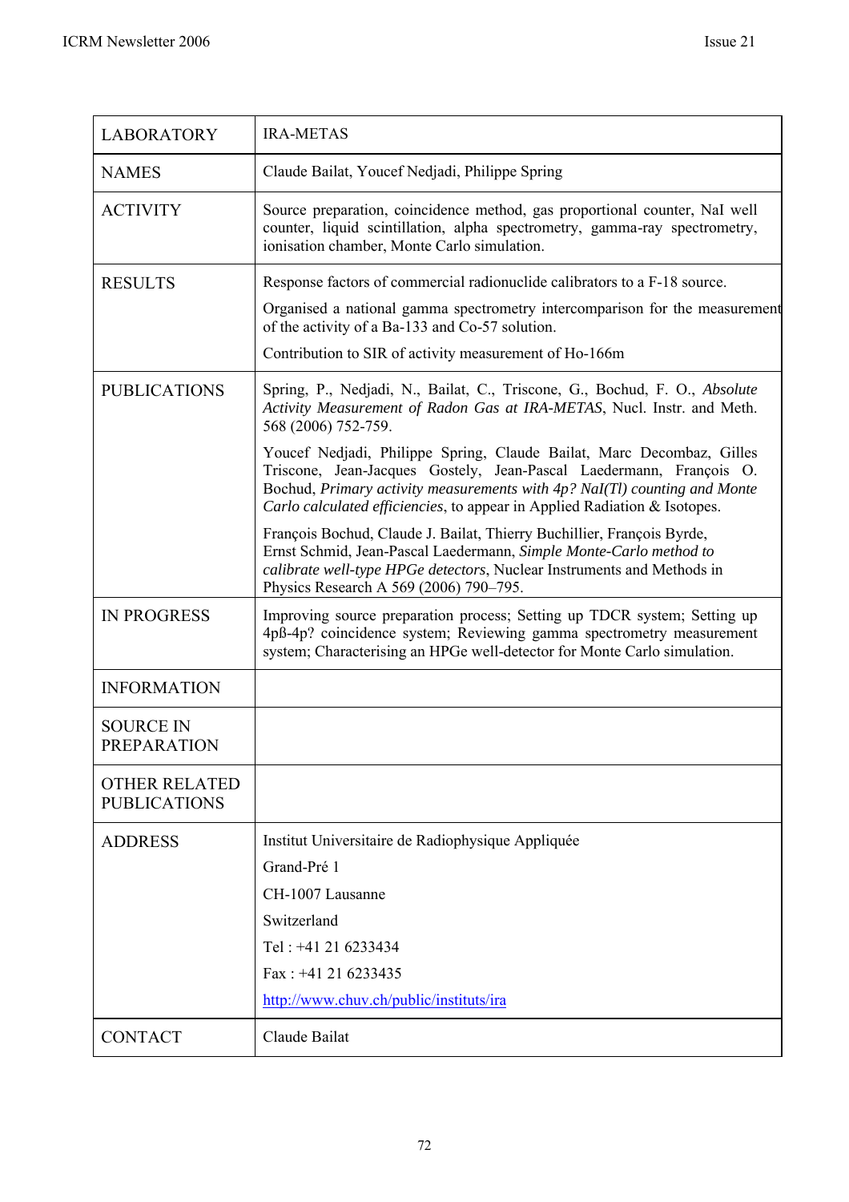| LABORATORY | IRA-METAS |
|---|---|
| NAMES | Claude Bailat, Youcef Nedjadi, Philippe Spring |
| ACTIVITY | Source preparation, coincidence method, gas proportional counter, NaI well counter, liquid scintillation, alpha spectrometry, gamma-ray spectrometry, ionisation chamber, Monte Carlo simulation. |
| RESULTS | Response factors of commercial radionuclide calibrators to a F-18 source.<br><br>Organised a national gamma spectrometry intercomparison for the measurement of the activity of a Ba-133 and Co-57 solution.<br><br>Contribution to SIR of activity measurement of Ho-166m |
| PUBLICATIONS | Spring, P., Nedjadi, N., Bailat, C., Triscone, G., Bochud, F. O., *Absolute Activity Measurement of Radon Gas at IRA-METAS*, Nucl. Instr. and Meth. 568 (2006) 752-759.<br><br>Youcef Nedjadi, Philippe Spring, Claude Bailat, Marc Decombaz, Gilles Triscone, Jean-Jacques Gostely, Jean-Pascal Laedermann, François O. Bochud, *Primary activity measurements with 4p? NaI(Tl) counting and Monte Carlo calculated efficiencies*, to appear in Applied Radiation & Isotopes.<br><br>François Bochud, Claude J. Bailat, Thierry Buchillier, François Byrde, Ernst Schmid, Jean-Pascal Laedermann, *Simple Monte-Carlo method to calibrate well-type HPGe detectors*, Nuclear Instruments and Methods in Physics Research A 569 (2006) 790–795. |
| IN PROGRESS | Improving source preparation process; Setting up TDCR system; Setting up 4pß-4p? coincidence system; Reviewing gamma spectrometry measurement system; Characterising an HPGe well-detector for Monte Carlo simulation. |
| INFORMATION | |
| SOURCE IN PREPARATION | |
| OTHER RELATED PUBLICATIONS | |
| ADDRESS | Institut Universitaire de Radiophysique Appliquée<br><br>Grand-Pré 1<br><br>CH-1007 Lausanne<br><br>Switzerland<br><br>Tel : +41 21 6233434<br><br>Fax : +41 21 6233435<br><br>http://www.chuv.ch/public/instituts/ira |
| CONTACT | Claude Bailat |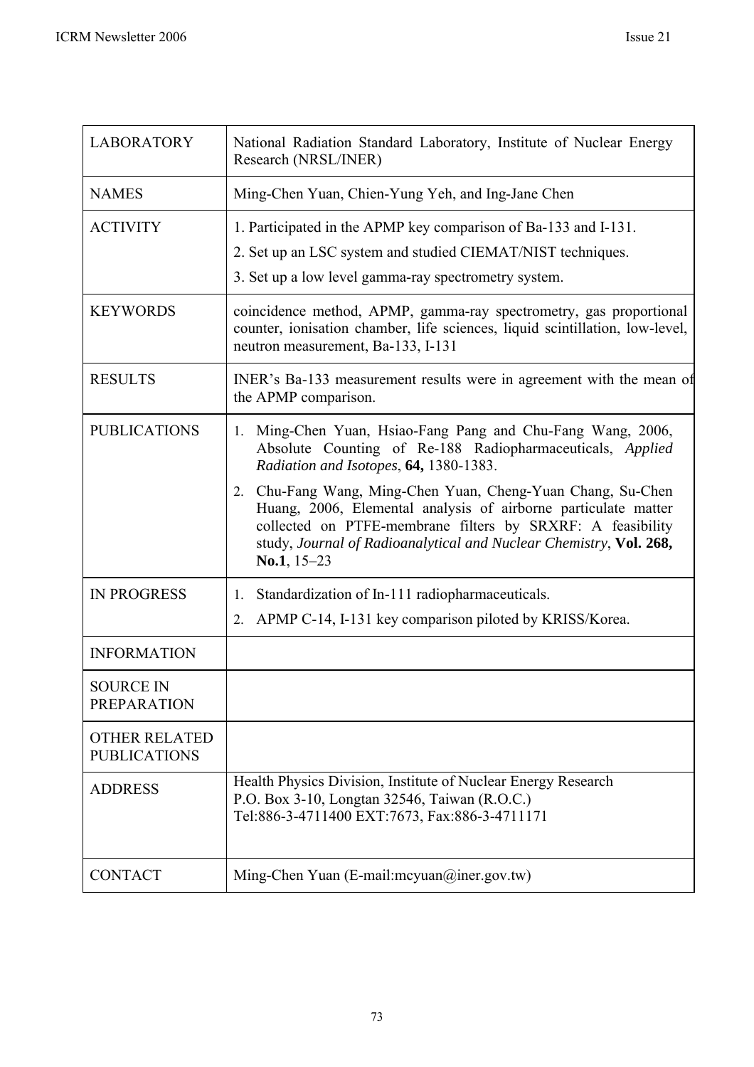| LABORATORY | National Radiation Standard Laboratory, Institute of Nuclear Energy Research (NRSL/INER) |
|---|---|
| NAMES | Ming-Chen Yuan, Chien-Yung Yeh, and Ing-Jane Chen |
| ACTIVITY | 1. Participated in the APMP key comparison of Ba-133 and I-131.<br>2. Set up an LSC system and studied CIEMAT/NIST techniques.<br>3. Set up a low level gamma-ray spectrometry system. |
| KEYWORDS | coincidence method, APMP, gamma-ray spectrometry, gas proportional counter, ionisation chamber, life sciences, liquid scintillation, low-level, neutron measurement, Ba-133, I-131 |
| RESULTS | INER's Ba-133 measurement results were in agreement with the mean of the APMP comparison. |
| PUBLICATIONS | 1. Ming-Chen Yuan, Hsiao-Fang Pang and Chu-Fang Wang, 2006, Absolute Counting of Re-188 Radiopharmaceuticals, *Applied Radiation and Isotopes*, **64,** 1380-1383.<br>2. Chu-Fang Wang, Ming-Chen Yuan, Cheng-Yuan Chang, Su-Chen Huang, 2006, Elemental analysis of airborne particulate matter collected on PTFE-membrane filters by SRXRF: A feasibility study, *Journal of Radioanalytical and Nuclear Chemistry*, **Vol. 268, No.1**, 15–23 |
| IN PROGRESS | 1. Standardization of In-111 radiopharmaceuticals.<br>2. APMP C-14, I-131 key comparison piloted by KRISS/Korea. |
| INFORMATION | |
| SOURCE IN PREPARATION | |
| OTHER RELATED PUBLICATIONS | |
| ADDRESS | Health Physics Division, Institute of Nuclear Energy Research<br>P.O. Box 3-10, Longtan 32546, Taiwan (R.O.C.)<br>Tel:886-3-4711400 EXT:7673, Fax:886-3-4711171 |
| CONTACT | Ming-Chen Yuan (E-mail:mcyuan@iner.gov.tw) |